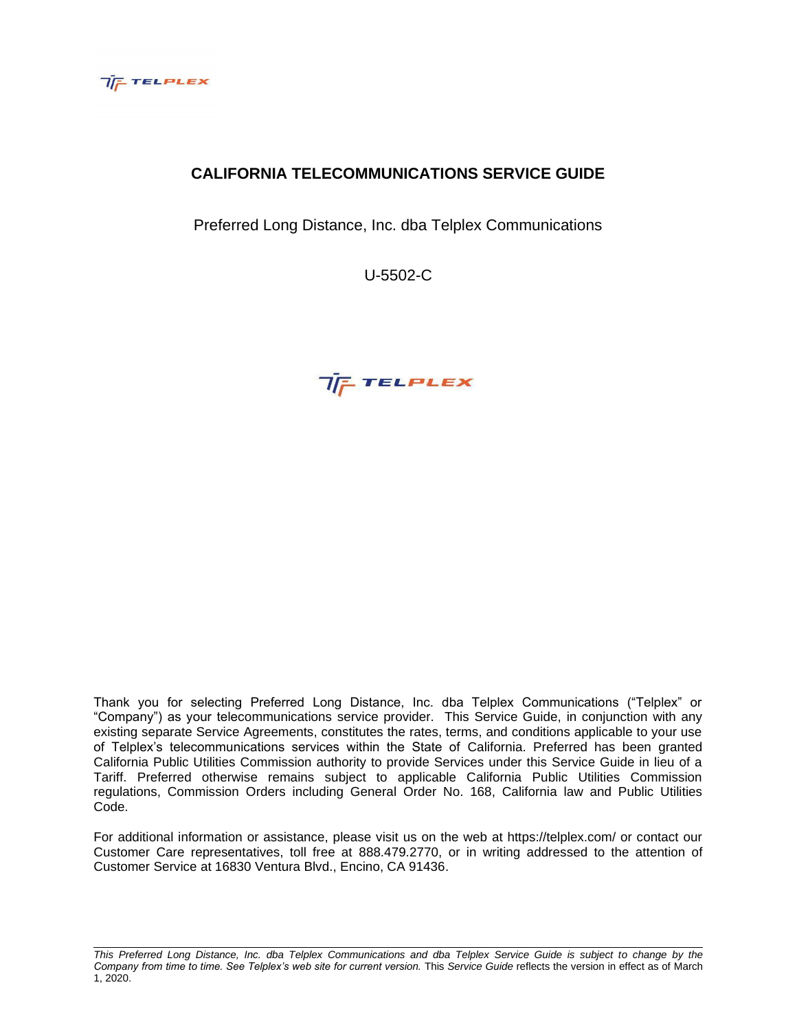# CALIFORNIA TELECOMMUNICATIONS SERVICE GUIDE

Preferred Long Distance, Inc. dba Telplex Communications

U-5502-C

Thank you for selecting Preferred Long Distance, Inc. dba Telplex Communications ("Telplex" or "Company") as your telecommunications service provider. This Service Guide, in conjunction with any existing separate Service Agreements, constitutes the rates, terms, and conditions applicable to your use of Telplex's telecommunications services within the State of California. Preferred has been granted California Public Utilities Commission authority to provide Services under this Service Guide in lieu of a Tariff. Preferred otherwise remains subject to applicable California Public Utilities Commission regulations, Commission Orders including General Order No. 168, California law and Public Utilities Code.

For additional information or assistance, please visit us on the web at https://telplex.com/ or contact our Customer Care representatives, toll free at 888.479.2770, or in writing addressed to the attention of Customer Service at 16830 Ventura Blvd., Encino, CA 91436.

---

*This Preferred Long Distance, Inc. dba Telplex Communications and dba Telplex Service Guide is subject to change by the Company from time to time. See Telplex's web site for current version.* This *Service Guide* reflects the version in effect as of March 1, 2020.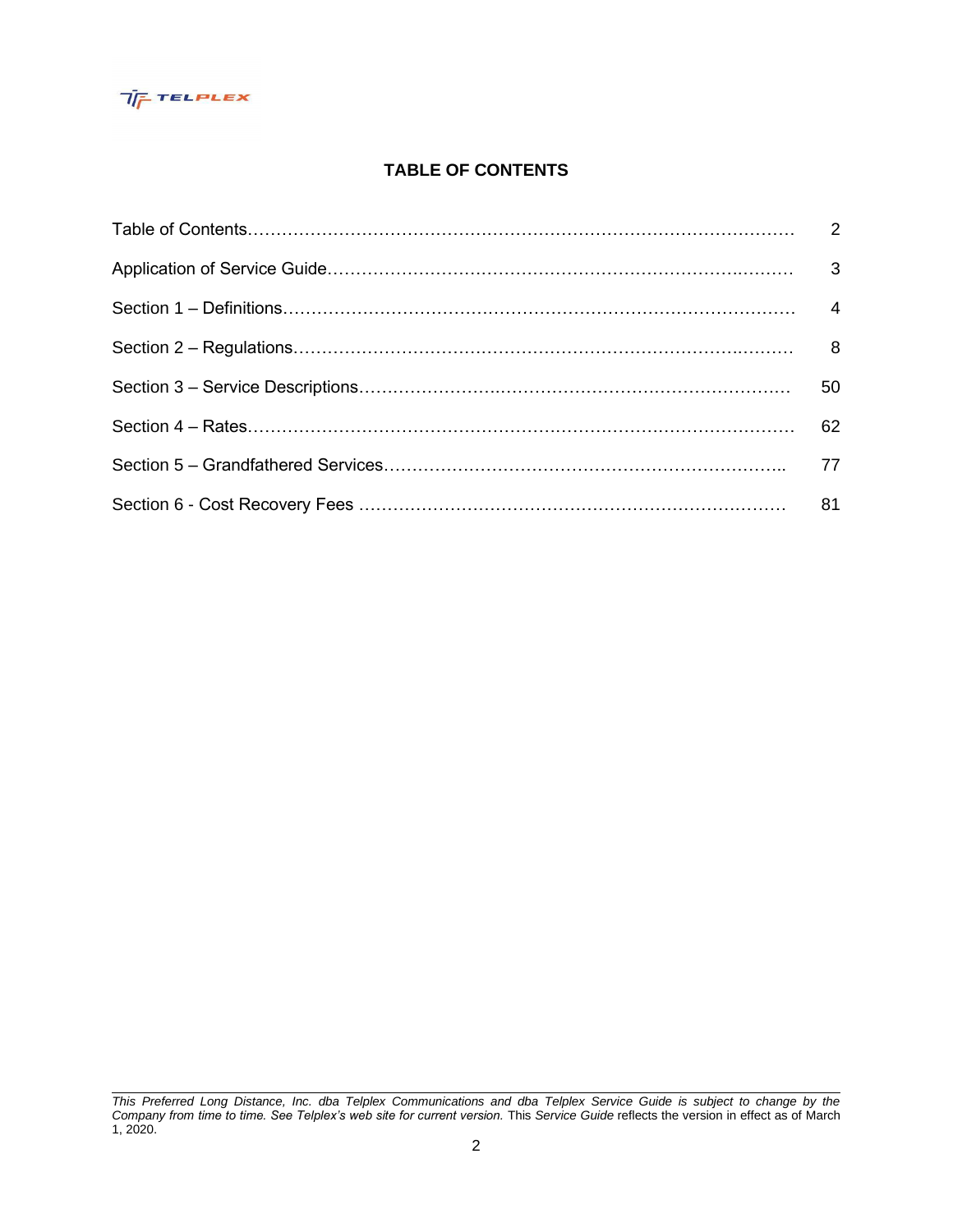# TABLE OF CONTENTS

| | |
|---|---|
| Table of Contents | 2 |
| Application of Service Guide | 3 |
| Section 1 – Definitions | 4 |
| Section 2 – Regulations | 8 |
| Section 3 – Service Descriptions | 50 |
| Section 4 – Rates | 62 |
| Section 5 – Grandfathered Services | 77 |
| Section 6 - Cost Recovery Fees | 81 |

*This Preferred Long Distance, Inc. dba Telplex Communications and dba Telplex Service Guide is subject to change by the Company from time to time. See Telplex's web site for current version.* This *Service Guide* reflects the version in effect as of March 1, 2020.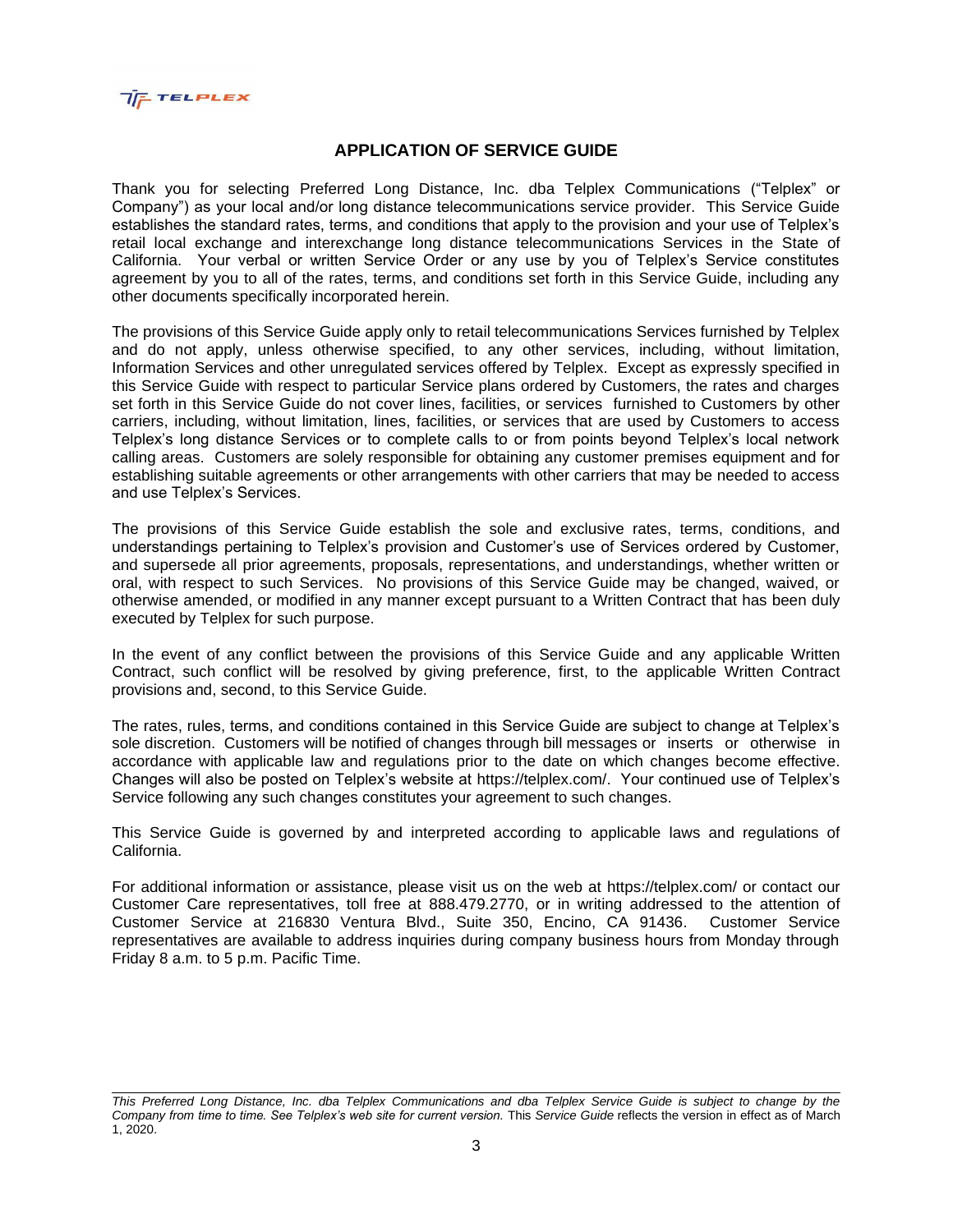## APPLICATION OF SERVICE GUIDE

Thank you for selecting Preferred Long Distance, Inc. dba Telplex Communications ("Telplex" or Company") as your local and/or long distance telecommunications service provider. This Service Guide establishes the standard rates, terms, and conditions that apply to the provision and your use of Telplex's retail local exchange and interexchange long distance telecommunications Services in the State of California. Your verbal or written Service Order or any use by you of Telplex's Service constitutes agreement by you to all of the rates, terms, and conditions set forth in this Service Guide, including any other documents specifically incorporated herein.

The provisions of this Service Guide apply only to retail telecommunications Services furnished by Telplex and do not apply, unless otherwise specified, to any other services, including, without limitation, Information Services and other unregulated services offered by Telplex. Except as expressly specified in this Service Guide with respect to particular Service plans ordered by Customers, the rates and charges set forth in this Service Guide do not cover lines, facilities, or services furnished to Customers by other carriers, including, without limitation, lines, facilities, or services that are used by Customers to access Telplex's long distance Services or to complete calls to or from points beyond Telplex's local network calling areas. Customers are solely responsible for obtaining any customer premises equipment and for establishing suitable agreements or other arrangements with other carriers that may be needed to access and use Telplex's Services.

The provisions of this Service Guide establish the sole and exclusive rates, terms, conditions, and understandings pertaining to Telplex's provision and Customer's use of Services ordered by Customer, and supersede all prior agreements, proposals, representations, and understandings, whether written or oral, with respect to such Services. No provisions of this Service Guide may be changed, waived, or otherwise amended, or modified in any manner except pursuant to a Written Contract that has been duly executed by Telplex for such purpose.

In the event of any conflict between the provisions of this Service Guide and any applicable Written Contract, such conflict will be resolved by giving preference, first, to the applicable Written Contract provisions and, second, to this Service Guide.

The rates, rules, terms, and conditions contained in this Service Guide are subject to change at Telplex's sole discretion. Customers will be notified of changes through bill messages or inserts or otherwise in accordance with applicable law and regulations prior to the date on which changes become effective. Changes will also be posted on Telplex's website at https://telplex.com/. Your continued use of Telplex's Service following any such changes constitutes your agreement to such changes.

This Service Guide is governed by and interpreted according to applicable laws and regulations of California.

For additional information or assistance, please visit us on the web at https://telplex.com/ or contact our Customer Care representatives, toll free at 888.479.2770, or in writing addressed to the attention of Customer Service at 216830 Ventura Blvd., Suite 350, Encino, CA 91436. Customer Service representatives are available to address inquiries during company business hours from Monday through Friday 8 a.m. to 5 p.m. Pacific Time.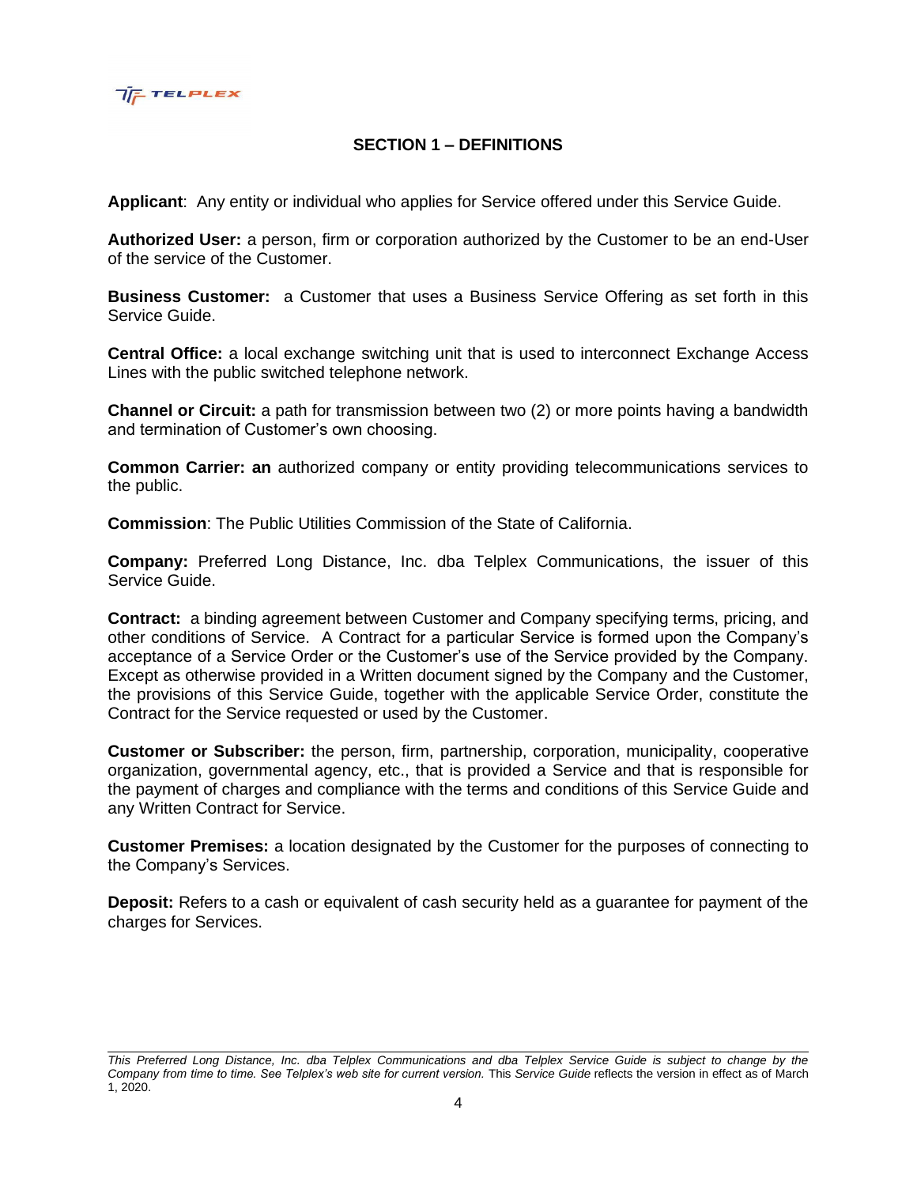## SECTION 1 – DEFINITIONS

**Applicant**: Any entity or individual who applies for Service offered under this Service Guide.

**Authorized User:** a person, firm or corporation authorized by the Customer to be an end-User of the service of the Customer.

**Business Customer:** a Customer that uses a Business Service Offering as set forth in this Service Guide.

**Central Office:** a local exchange switching unit that is used to interconnect Exchange Access Lines with the public switched telephone network.

**Channel or Circuit:** a path for transmission between two (2) or more points having a bandwidth and termination of Customer's own choosing.

**Common Carrier: an** authorized company or entity providing telecommunications services to the public.

**Commission**: The Public Utilities Commission of the State of California.

**Company:** Preferred Long Distance, Inc. dba Telplex Communications, the issuer of this Service Guide.

**Contract:** a binding agreement between Customer and Company specifying terms, pricing, and other conditions of Service. A Contract for a particular Service is formed upon the Company's acceptance of a Service Order or the Customer's use of the Service provided by the Company. Except as otherwise provided in a Written document signed by the Company and the Customer, the provisions of this Service Guide, together with the applicable Service Order, constitute the Contract for the Service requested or used by the Customer.

**Customer or Subscriber:** the person, firm, partnership, corporation, municipality, cooperative organization, governmental agency, etc., that is provided a Service and that is responsible for the payment of charges and compliance with the terms and conditions of this Service Guide and any Written Contract for Service.

**Customer Premises:** a location designated by the Customer for the purposes of connecting to the Company's Services.

**Deposit:** Refers to a cash or equivalent of cash security held as a guarantee for payment of the charges for Services.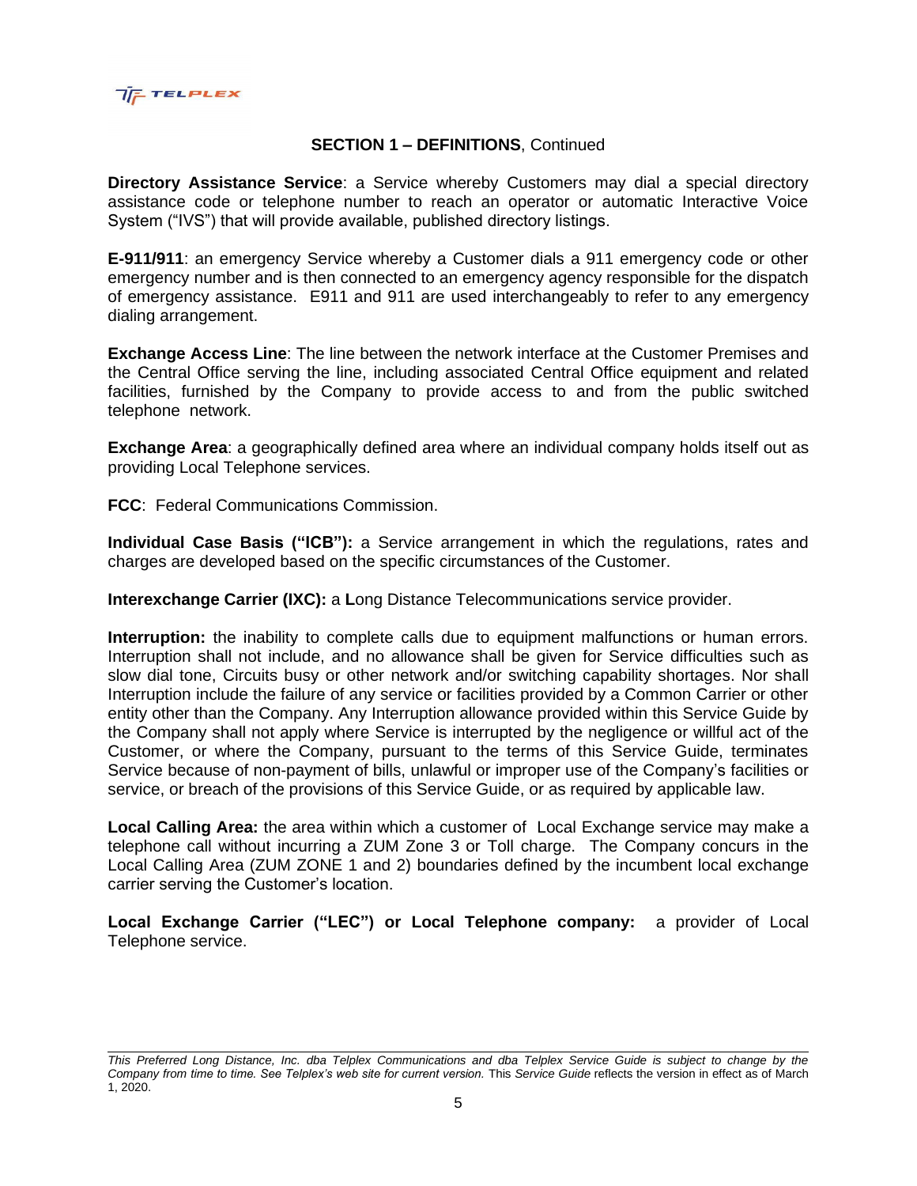## SECTION 1 – DEFINITIONS, Continued

**Directory Assistance Service**: a Service whereby Customers may dial a special directory assistance code or telephone number to reach an operator or automatic Interactive Voice System ("IVS") that will provide available, published directory listings.

**E-911/911**: an emergency Service whereby a Customer dials a 911 emergency code or other emergency number and is then connected to an emergency agency responsible for the dispatch of emergency assistance. E911 and 911 are used interchangeably to refer to any emergency dialing arrangement.

**Exchange Access Line**: The line between the network interface at the Customer Premises and the Central Office serving the line, including associated Central Office equipment and related facilities, furnished by the Company to provide access to and from the public switched telephone network.

**Exchange Area**: a geographically defined area where an individual company holds itself out as providing Local Telephone services.

**FCC**: Federal Communications Commission.

**Individual Case Basis ("ICB"):** a Service arrangement in which the regulations, rates and charges are developed based on the specific circumstances of the Customer.

**Interexchange Carrier (IXC):** a **L**ong Distance Telecommunications service provider.

**Interruption:** the inability to complete calls due to equipment malfunctions or human errors. Interruption shall not include, and no allowance shall be given for Service difficulties such as slow dial tone, Circuits busy or other network and/or switching capability shortages. Nor shall Interruption include the failure of any service or facilities provided by a Common Carrier or other entity other than the Company. Any Interruption allowance provided within this Service Guide by the Company shall not apply where Service is interrupted by the negligence or willful act of the Customer, or where the Company, pursuant to the terms of this Service Guide, terminates Service because of non-payment of bills, unlawful or improper use of the Company's facilities or service, or breach of the provisions of this Service Guide, or as required by applicable law.

**Local Calling Area:** the area within which a customer of Local Exchange service may make a telephone call without incurring a ZUM Zone 3 or Toll charge. The Company concurs in the Local Calling Area (ZUM ZONE 1 and 2) boundaries defined by the incumbent local exchange carrier serving the Customer's location.

**Local Exchange Carrier ("LEC") or Local Telephone company:** a provider of Local Telephone service.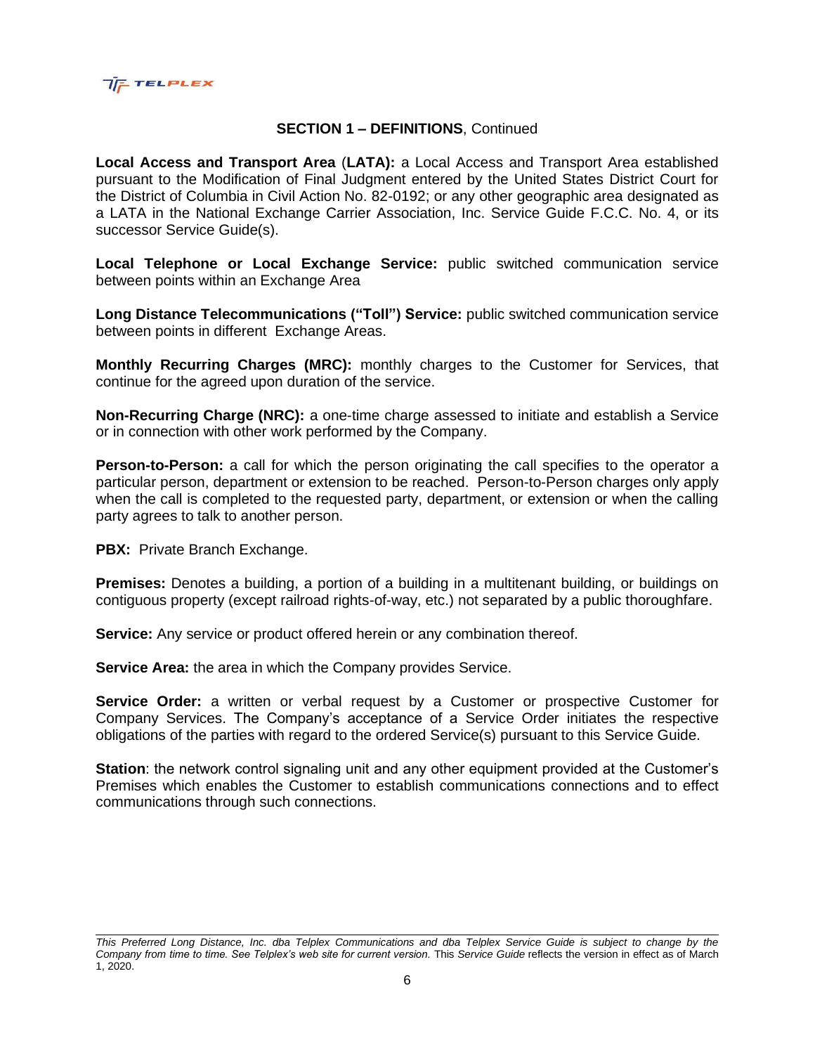## **SECTION 1 – DEFINITIONS**, Continued

**Local Access and Transport Area** (**LATA):** a Local Access and Transport Area established pursuant to the Modification of Final Judgment entered by the United States District Court for the District of Columbia in Civil Action No. 82-0192; or any other geographic area designated as a LATA in the National Exchange Carrier Association, Inc. Service Guide F.C.C. No. 4, or its successor Service Guide(s).

**Local Telephone or Local Exchange Service:** public switched communication service between points within an Exchange Area

**Long Distance Telecommunications ("Toll") Service:** public switched communication service between points in different Exchange Areas.

**Monthly Recurring Charges (MRC):** monthly charges to the Customer for Services, that continue for the agreed upon duration of the service.

**Non-Recurring Charge (NRC):** a one-time charge assessed to initiate and establish a Service or in connection with other work performed by the Company.

**Person-to-Person:** a call for which the person originating the call specifies to the operator a particular person, department or extension to be reached. Person-to-Person charges only apply when the call is completed to the requested party, department, or extension or when the calling party agrees to talk to another person.

**PBX:** Private Branch Exchange.

**Premises:** Denotes a building, a portion of a building in a multitenant building, or buildings on contiguous property (except railroad rights-of-way, etc.) not separated by a public thoroughfare.

**Service:** Any service or product offered herein or any combination thereof.

**Service Area:** the area in which the Company provides Service.

**Service Order:** a written or verbal request by a Customer or prospective Customer for Company Services. The Company's acceptance of a Service Order initiates the respective obligations of the parties with regard to the ordered Service(s) pursuant to this Service Guide.

**Station**: the network control signaling unit and any other equipment provided at the Customer's Premises which enables the Customer to establish communications connections and to effect communications through such connections.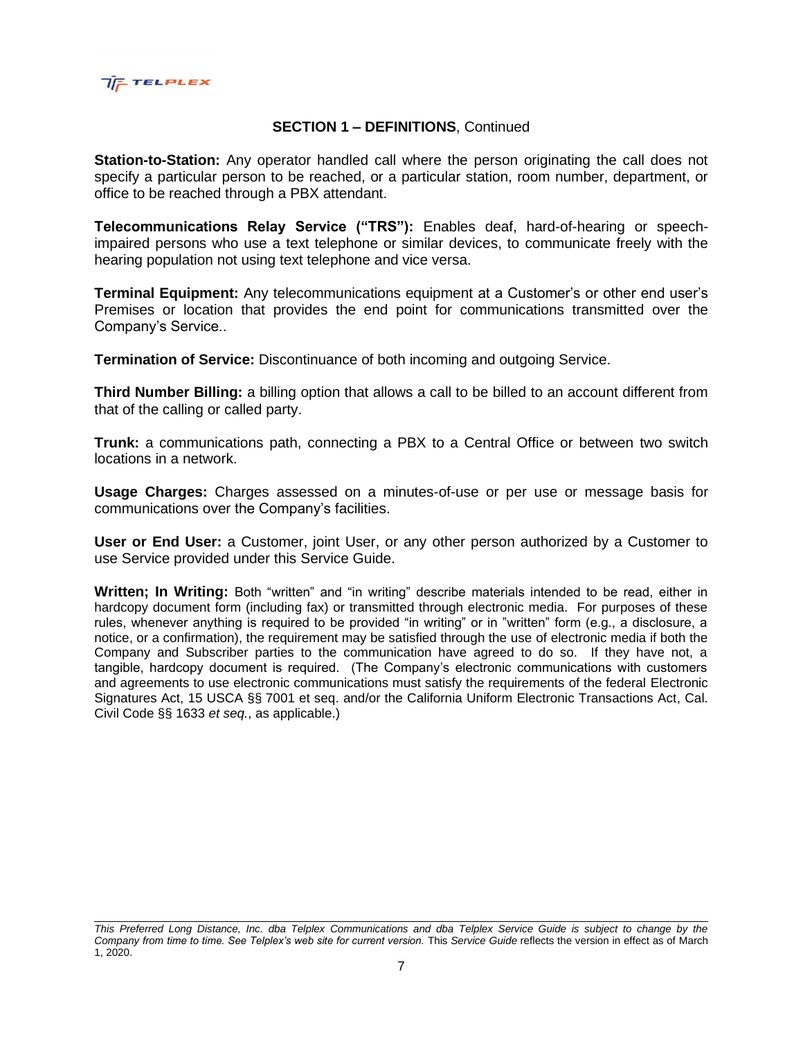## SECTION 1 – DEFINITIONS, Continued

**Station-to-Station:** Any operator handled call where the person originating the call does not specify a particular person to be reached, or a particular station, room number, department, or office to be reached through a PBX attendant.

**Telecommunications Relay Service ("TRS"):** Enables deaf, hard-of-hearing or speech-impaired persons who use a text telephone or similar devices, to communicate freely with the hearing population not using text telephone and vice versa.

**Terminal Equipment:** Any telecommunications equipment at a Customer's or other end user's Premises or location that provides the end point for communications transmitted over the Company's Service..

**Termination of Service:** Discontinuance of both incoming and outgoing Service.

**Third Number Billing:** a billing option that allows a call to be billed to an account different from that of the calling or called party.

**Trunk:** a communications path, connecting a PBX to a Central Office or between two switch locations in a network.

**Usage Charges:** Charges assessed on a minutes-of-use or per use or message basis for communications over the Company's facilities.

**User or End User:** a Customer, joint User, or any other person authorized by a Customer to use Service provided under this Service Guide.

**Written; In Writing:** Both "written" and "in writing" describe materials intended to be read, either in hardcopy document form (including fax) or transmitted through electronic media. For purposes of these rules, whenever anything is required to be provided "in writing" or in "written" form (e.g., a disclosure, a notice, or a confirmation), the requirement may be satisfied through the use of electronic media if both the Company and Subscriber parties to the communication have agreed to do so. If they have not, a tangible, hardcopy document is required. (The Company's electronic communications with customers and agreements to use electronic communications must satisfy the requirements of the federal Electronic Signatures Act, 15 USCA §§ 7001 et seq. and/or the California Uniform Electronic Transactions Act, Cal. Civil Code §§ 1633 *et seq.*, as applicable.)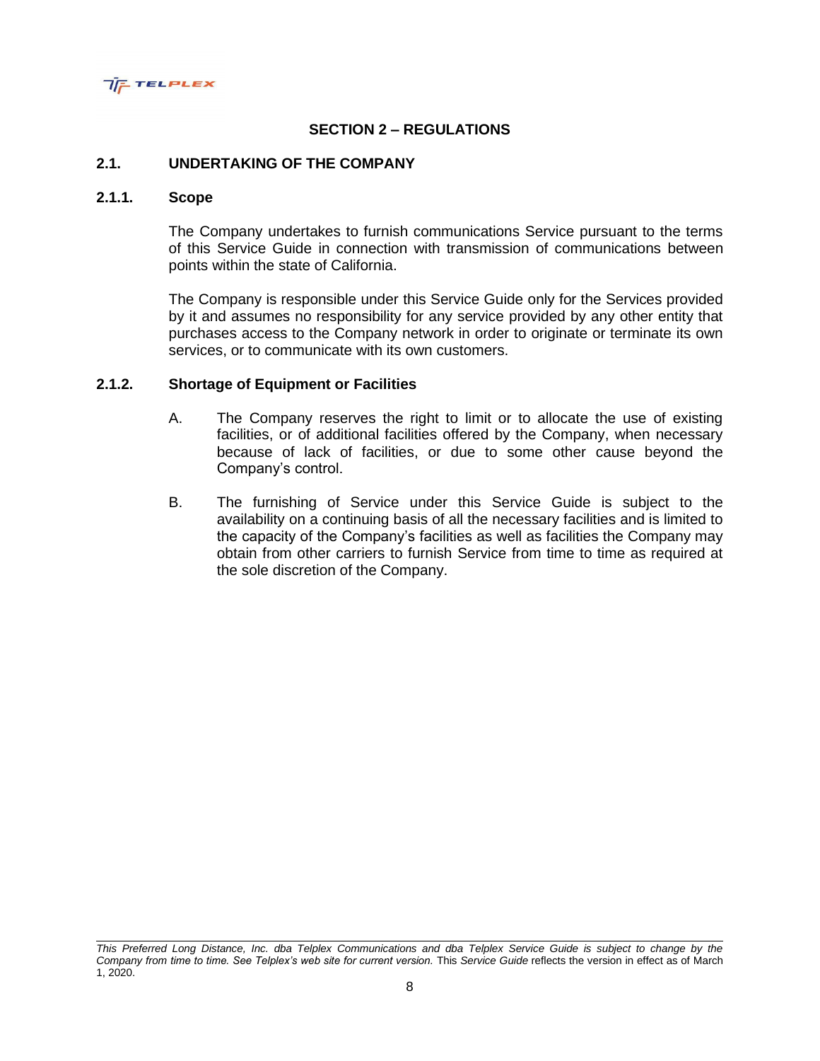## SECTION 2 – REGULATIONS

### 2.1. UNDERTAKING OF THE COMPANY

#### 2.1.1. Scope

The Company undertakes to furnish communications Service pursuant to the terms of this Service Guide in connection with transmission of communications between points within the state of California.

The Company is responsible under this Service Guide only for the Services provided by it and assumes no responsibility for any service provided by any other entity that purchases access to the Company network in order to originate or terminate its own services, or to communicate with its own customers.

#### 2.1.2. Shortage of Equipment or Facilities

A. The Company reserves the right to limit or to allocate the use of existing facilities, or of additional facilities offered by the Company, when necessary because of lack of facilities, or due to some other cause beyond the Company's control.

B. The furnishing of Service under this Service Guide is subject to the availability on a continuing basis of all the necessary facilities and is limited to the capacity of the Company's facilities as well as facilities the Company may obtain from other carriers to furnish Service from time to time as required at the sole discretion of the Company.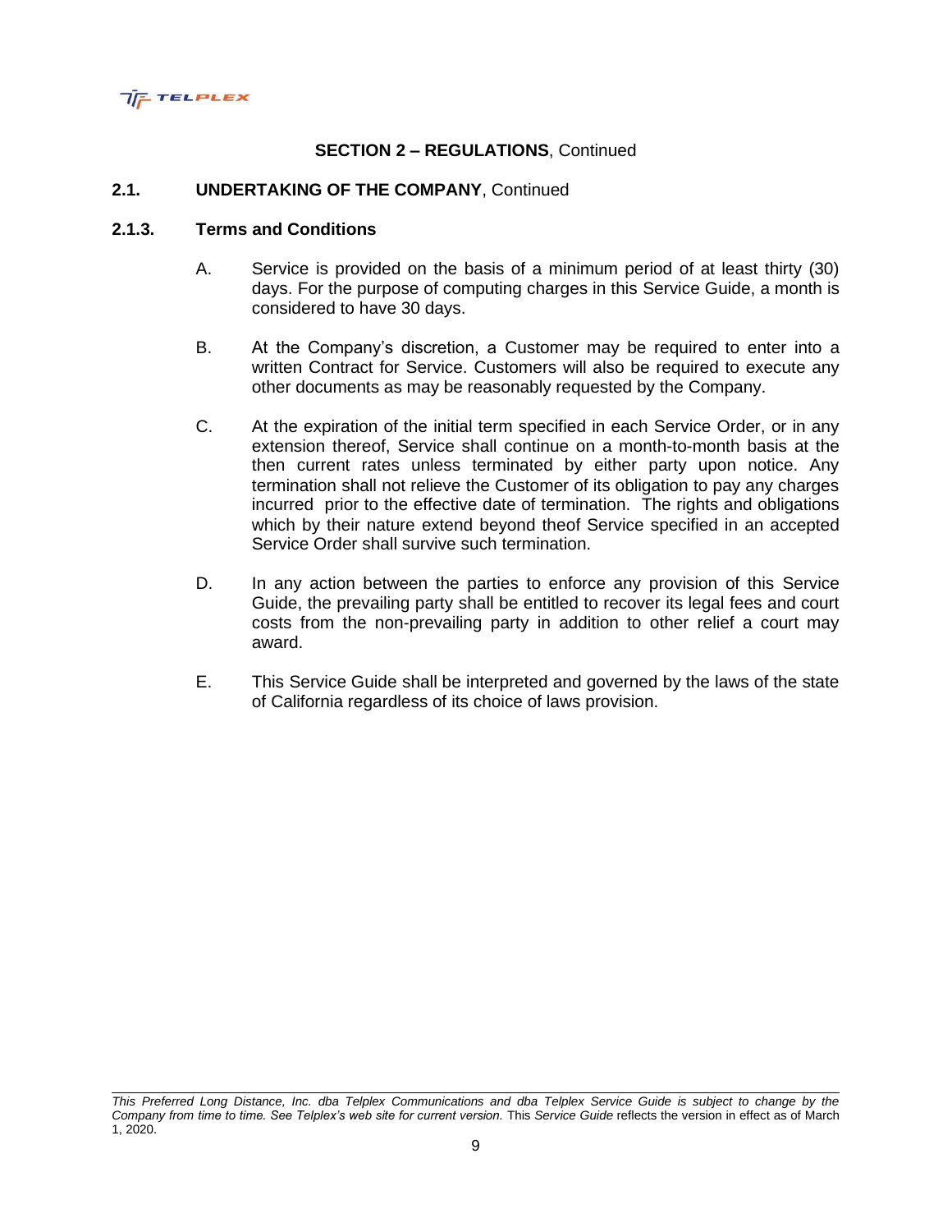**SECTION 2 – REGULATIONS**, Continued

**2.1. UNDERTAKING OF THE COMPANY**, Continued

**2.1.3. Terms and Conditions**

A. Service is provided on the basis of a minimum period of at least thirty (30) days. For the purpose of computing charges in this Service Guide, a month is considered to have 30 days.

B. At the Company's discretion, a Customer may be required to enter into a written Contract for Service. Customers will also be required to execute any other documents as may be reasonably requested by the Company.

C. At the expiration of the initial term specified in each Service Order, or in any extension thereof, Service shall continue on a month-to-month basis at the then current rates unless terminated by either party upon notice. Any termination shall not relieve the Customer of its obligation to pay any charges incurred prior to the effective date of termination. The rights and obligations which by their nature extend beyond theof Service specified in an accepted Service Order shall survive such termination.

D. In any action between the parties to enforce any provision of this Service Guide, the prevailing party shall be entitled to recover its legal fees and court costs from the non-prevailing party in addition to other relief a court may award.

E. This Service Guide shall be interpreted and governed by the laws of the state of California regardless of its choice of laws provision.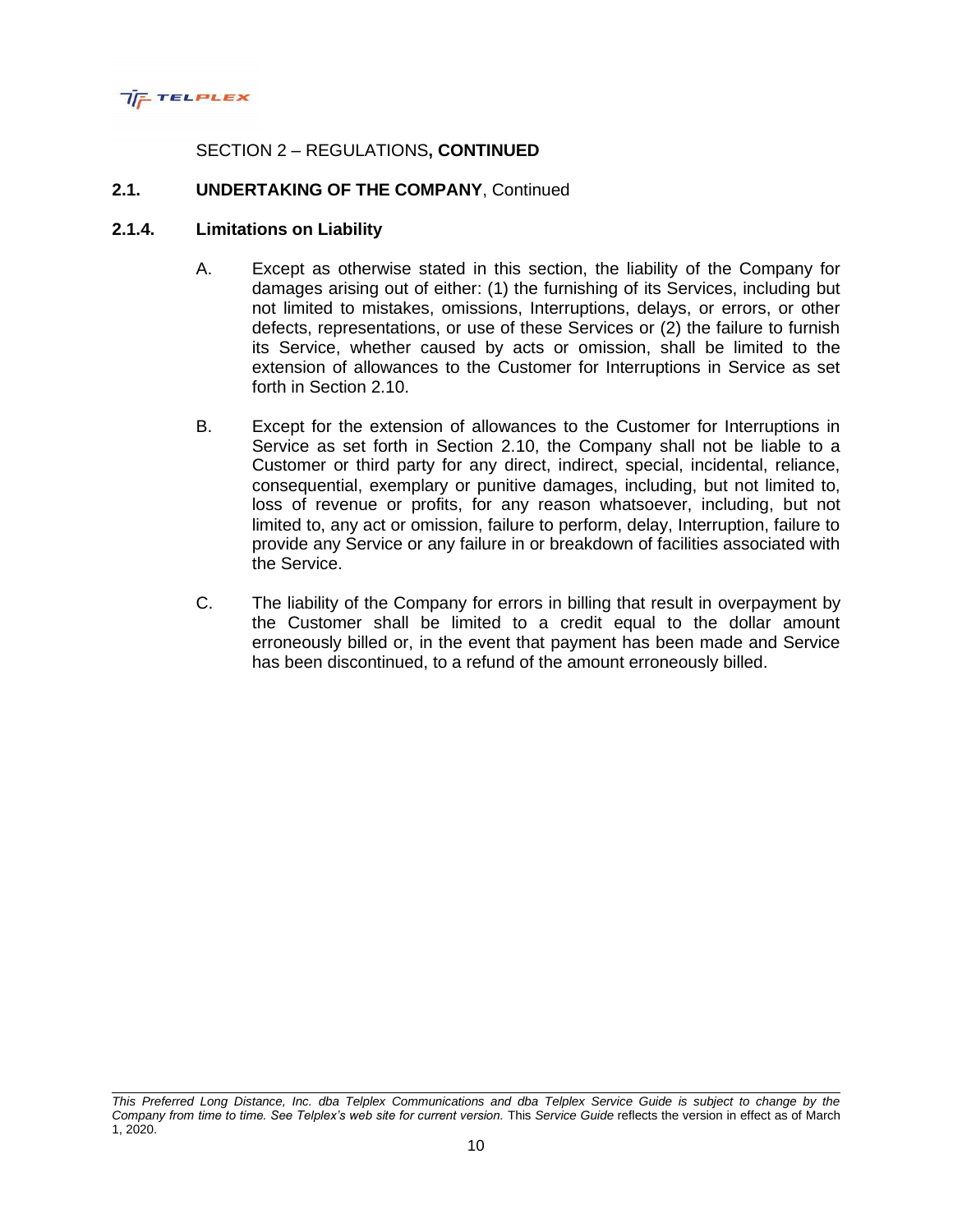SECTION 2 – REGULATIONS**, CONTINUED**

## 2.1. UNDERTAKING OF THE COMPANY, Continued

### 2.1.4. Limitations on Liability

A. Except as otherwise stated in this section, the liability of the Company for damages arising out of either: (1) the furnishing of its Services, including but not limited to mistakes, omissions, Interruptions, delays, or errors, or other defects, representations, or use of these Services or (2) the failure to furnish its Service, whether caused by acts or omission, shall be limited to the extension of allowances to the Customer for Interruptions in Service as set forth in Section 2.10.

B. Except for the extension of allowances to the Customer for Interruptions in Service as set forth in Section 2.10, the Company shall not be liable to a Customer or third party for any direct, indirect, special, incidental, reliance, consequential, exemplary or punitive damages, including, but not limited to, loss of revenue or profits, for any reason whatsoever, including, but not limited to, any act or omission, failure to perform, delay, Interruption, failure to provide any Service or any failure in or breakdown of facilities associated with the Service.

C. The liability of the Company for errors in billing that result in overpayment by the Customer shall be limited to a credit equal to the dollar amount erroneously billed or, in the event that payment has been made and Service has been discontinued, to a refund of the amount erroneously billed.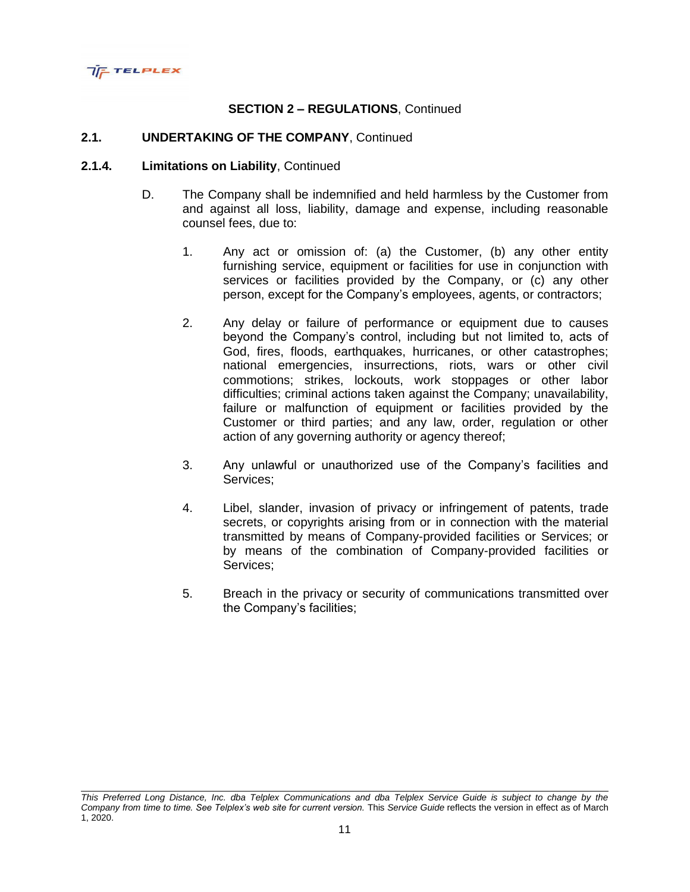**SECTION 2 – REGULATIONS**, Continued

**2.1. UNDERTAKING OF THE COMPANY**, Continued

**2.1.4. Limitations on Liability**, Continued

D. The Company shall be indemnified and held harmless by the Customer from and against all loss, liability, damage and expense, including reasonable counsel fees, due to:

1. Any act or omission of: (a) the Customer, (b) any other entity furnishing service, equipment or facilities for use in conjunction with services or facilities provided by the Company, or (c) any other person, except for the Company's employees, agents, or contractors;

2. Any delay or failure of performance or equipment due to causes beyond the Company's control, including but not limited to, acts of God, fires, floods, earthquakes, hurricanes, or other catastrophes; national emergencies, insurrections, riots, wars or other civil commotions; strikes, lockouts, work stoppages or other labor difficulties; criminal actions taken against the Company; unavailability, failure or malfunction of equipment or facilities provided by the Customer or third parties; and any law, order, regulation or other action of any governing authority or agency thereof;

3. Any unlawful or unauthorized use of the Company's facilities and Services;

4. Libel, slander, invasion of privacy or infringement of patents, trade secrets, or copyrights arising from or in connection with the material transmitted by means of Company-provided facilities or Services; or by means of the combination of Company-provided facilities or Services;

5. Breach in the privacy or security of communications transmitted over the Company's facilities;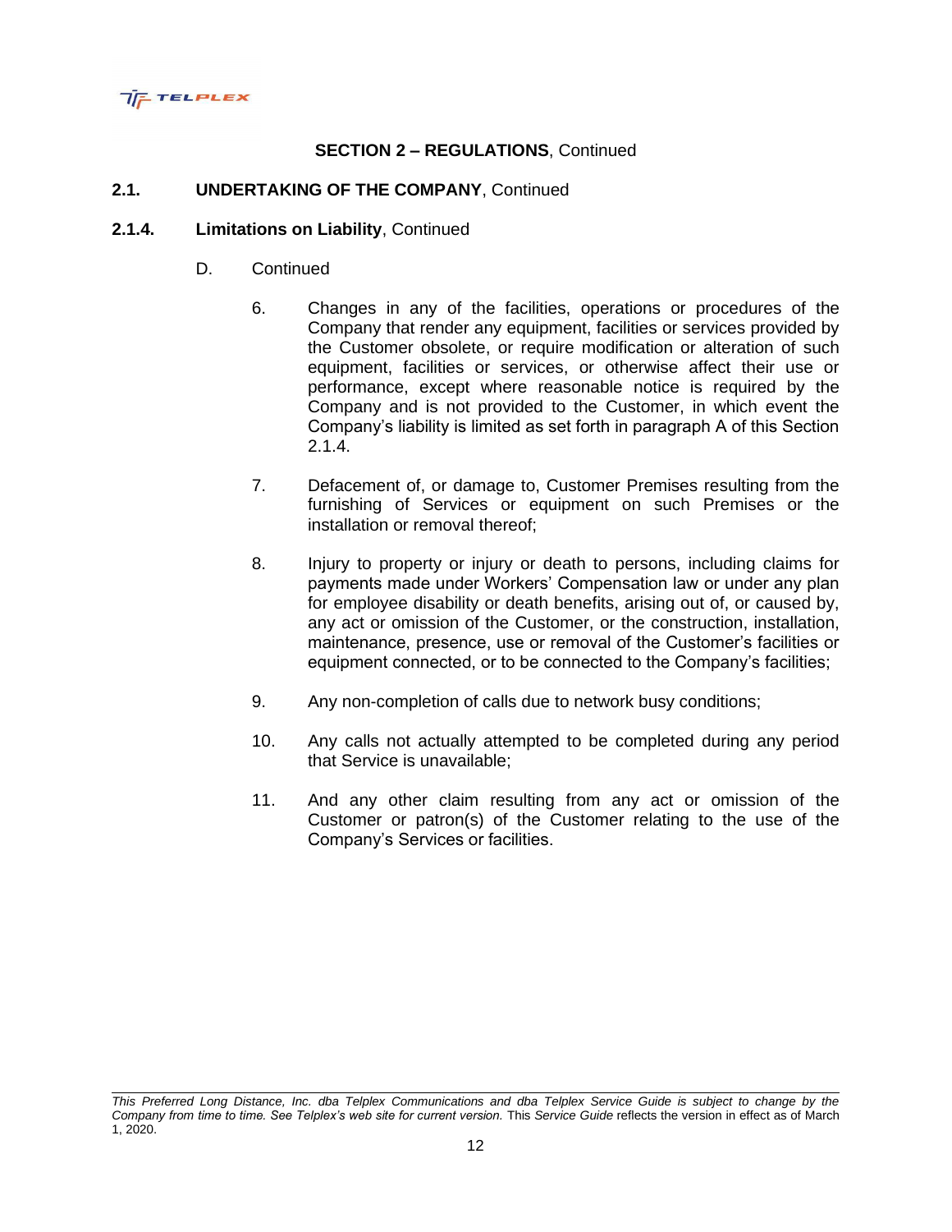## SECTION 2 – REGULATIONS, Continued

### 2.1. UNDERTAKING OF THE COMPANY, Continued

#### 2.1.4. Limitations on Liability, Continued

D. Continued

6. Changes in any of the facilities, operations or procedures of the Company that render any equipment, facilities or services provided by the Customer obsolete, or require modification or alteration of such equipment, facilities or services, or otherwise affect their use or performance, except where reasonable notice is required by the Company and is not provided to the Customer, in which event the Company's liability is limited as set forth in paragraph A of this Section 2.1.4.

7. Defacement of, or damage to, Customer Premises resulting from the furnishing of Services or equipment on such Premises or the installation or removal thereof;

8. Injury to property or injury or death to persons, including claims for payments made under Workers' Compensation law or under any plan for employee disability or death benefits, arising out of, or caused by, any act or omission of the Customer, or the construction, installation, maintenance, presence, use or removal of the Customer's facilities or equipment connected, or to be connected to the Company's facilities;

9. Any non-completion of calls due to network busy conditions;

10. Any calls not actually attempted to be completed during any period that Service is unavailable;

11. And any other claim resulting from any act or omission of the Customer or patron(s) of the Customer relating to the use of the Company's Services or facilities.

*This Preferred Long Distance, Inc. dba Telplex Communications and dba Telplex Service Guide is subject to change by the Company from time to time. See Telplex's web site for current version.* This *Service Guide* reflects the version in effect as of March 1, 2020.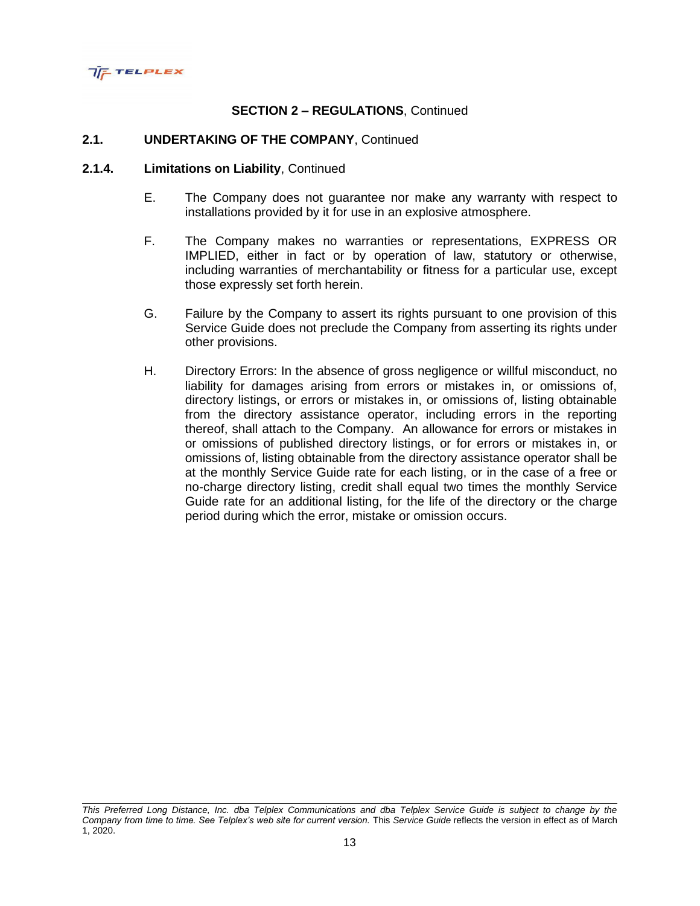## SECTION 2 – REGULATIONS, Continued

### 2.1. UNDERTAKING OF THE COMPANY, Continued

### 2.1.4. Limitations on Liability, Continued

E. The Company does not guarantee nor make any warranty with respect to installations provided by it for use in an explosive atmosphere.

F. The Company makes no warranties or representations, EXPRESS OR IMPLIED, either in fact or by operation of law, statutory or otherwise, including warranties of merchantability or fitness for a particular use, except those expressly set forth herein.

G. Failure by the Company to assert its rights pursuant to one provision of this Service Guide does not preclude the Company from asserting its rights under other provisions.

H. Directory Errors: In the absence of gross negligence or willful misconduct, no liability for damages arising from errors or mistakes in, or omissions of, directory listings, or errors or mistakes in, or omissions of, listing obtainable from the directory assistance operator, including errors in the reporting thereof, shall attach to the Company. An allowance for errors or mistakes in or omissions of published directory listings, or for errors or mistakes in, or omissions of, listing obtainable from the directory assistance operator shall be at the monthly Service Guide rate for each listing, or in the case of a free or no-charge directory listing, credit shall equal two times the monthly Service Guide rate for an additional listing, for the life of the directory or the charge period during which the error, mistake or omission occurs.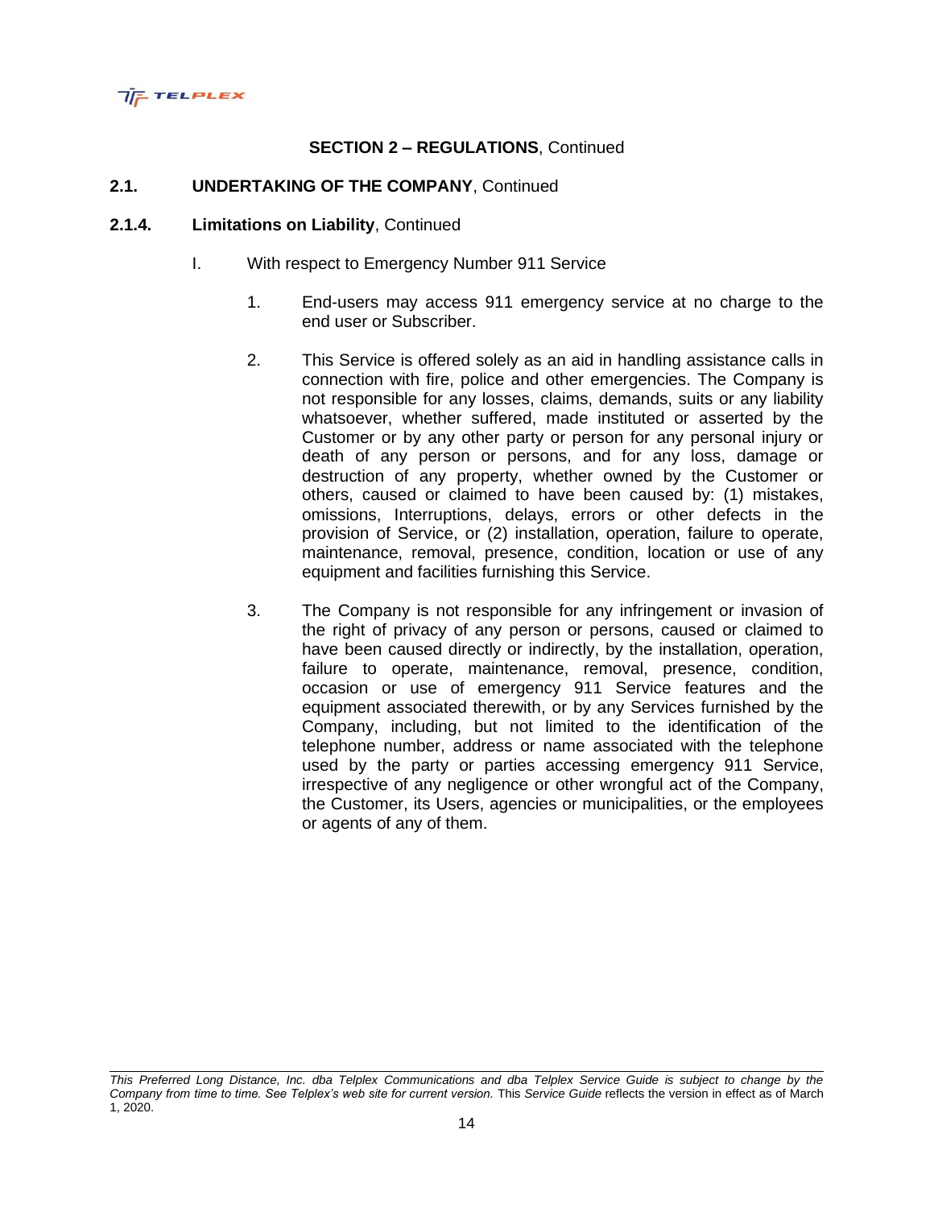## SECTION 2 – REGULATIONS, Continued

### 2.1. UNDERTAKING OF THE COMPANY, Continued

### 2.1.4. Limitations on Liability, Continued

I. With respect to Emergency Number 911 Service

1. End-users may access 911 emergency service at no charge to the end user or Subscriber.

2. This Service is offered solely as an aid in handling assistance calls in connection with fire, police and other emergencies. The Company is not responsible for any losses, claims, demands, suits or any liability whatsoever, whether suffered, made instituted or asserted by the Customer or by any other party or person for any personal injury or death of any person or persons, and for any loss, damage or destruction of any property, whether owned by the Customer or others, caused or claimed to have been caused by: (1) mistakes, omissions, Interruptions, delays, errors or other defects in the provision of Service, or (2) installation, operation, failure to operate, maintenance, removal, presence, condition, location or use of any equipment and facilities furnishing this Service.

3. The Company is not responsible for any infringement or invasion of the right of privacy of any person or persons, caused or claimed to have been caused directly or indirectly, by the installation, operation, failure to operate, maintenance, removal, presence, condition, occasion or use of emergency 911 Service features and the equipment associated therewith, or by any Services furnished by the Company, including, but not limited to the identification of the telephone number, address or name associated with the telephone used by the party or parties accessing emergency 911 Service, irrespective of any negligence or other wrongful act of the Company, the Customer, its Users, agencies or municipalities, or the employees or agents of any of them.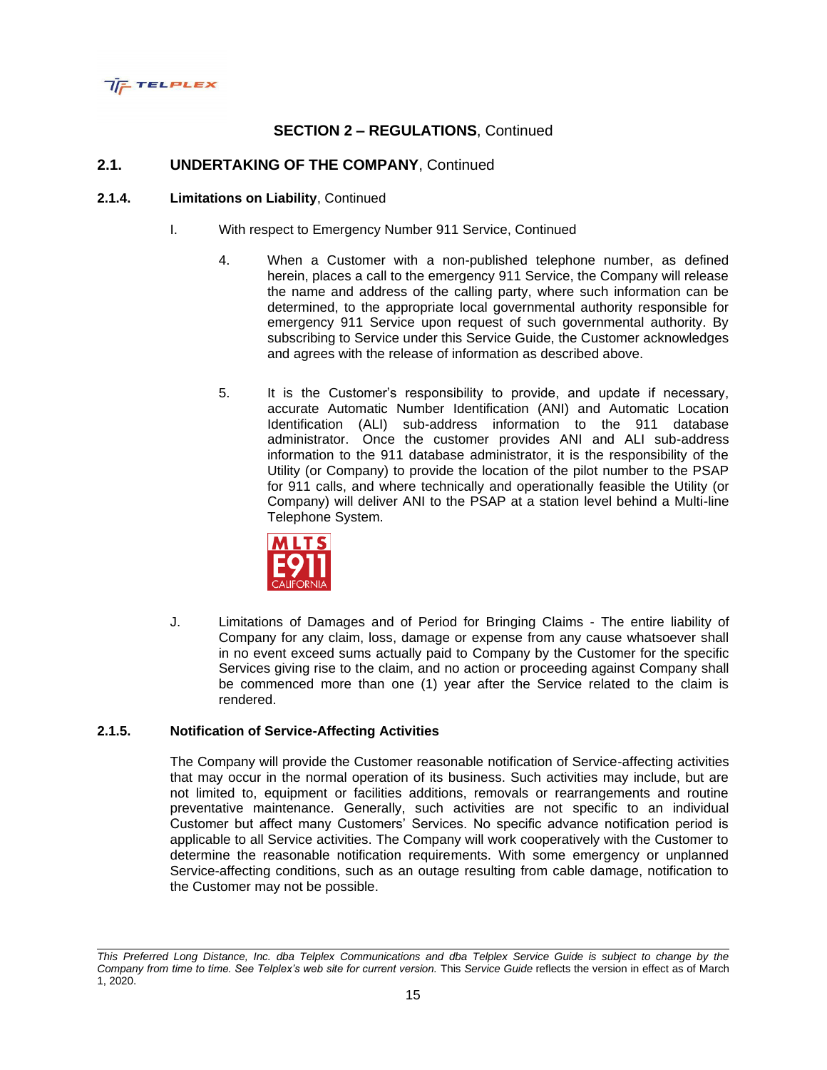## SECTION 2 – REGULATIONS, Continued

### 2.1. UNDERTAKING OF THE COMPANY, Continued

#### 2.1.4. Limitations on Liability, Continued

I. With respect to Emergency Number 911 Service, Continued

4. When a Customer with a non-published telephone number, as defined herein, places a call to the emergency 911 Service, the Company will release the name and address of the calling party, where such information can be determined, to the appropriate local governmental authority responsible for emergency 911 Service upon request of such governmental authority. By subscribing to Service under this Service Guide, the Customer acknowledges and agrees with the release of information as described above.

5. It is the Customer's responsibility to provide, and update if necessary, accurate Automatic Number Identification (ANI) and Automatic Location Identification (ALI) sub-address information to the 911 database administrator. Once the customer provides ANI and ALI sub-address information to the 911 database administrator, it is the responsibility of the Utility (or Company) to provide the location of the pilot number to the PSAP for 911 calls, and where technically and operationally feasible the Utility (or Company) will deliver ANI to the PSAP at a station level behind a Multi-line Telephone System.

MLTS E911 CALIFORNIA

J. Limitations of Damages and of Period for Bringing Claims - The entire liability of Company for any claim, loss, damage or expense from any cause whatsoever shall in no event exceed sums actually paid to Company by the Customer for the specific Services giving rise to the claim, and no action or proceeding against Company shall be commenced more than one (1) year after the Service related to the claim is rendered.

#### 2.1.5. Notification of Service-Affecting Activities

The Company will provide the Customer reasonable notification of Service-affecting activities that may occur in the normal operation of its business. Such activities may include, but are not limited to, equipment or facilities additions, removals or rearrangements and routine preventative maintenance. Generally, such activities are not specific to an individual Customer but affect many Customers' Services. No specific advance notification period is applicable to all Service activities. The Company will work cooperatively with the Customer to determine the reasonable notification requirements. With some emergency or unplanned Service-affecting conditions, such as an outage resulting from cable damage, notification to the Customer may not be possible.

*This Preferred Long Distance, Inc. dba Telplex Communications and dba Telplex Service Guide is subject to change by the Company from time to time. See Telplex's web site for current version.* This *Service Guide* reflects the version in effect as of March 1, 2020.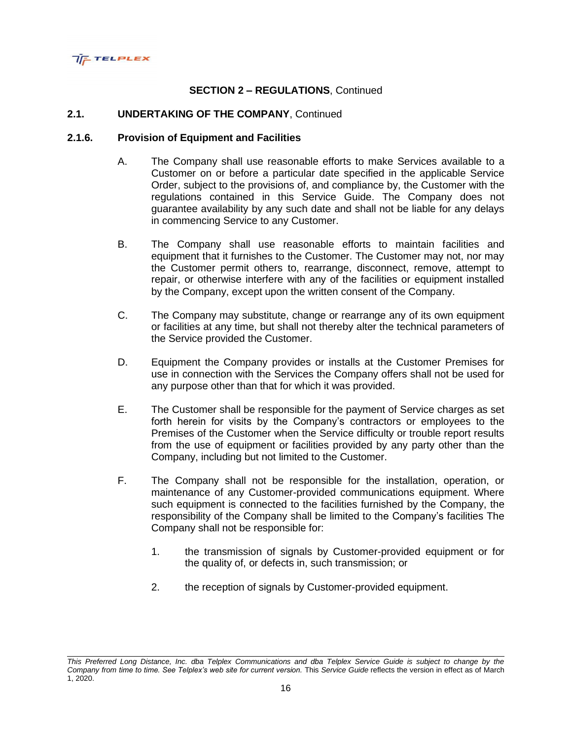**SECTION 2 – REGULATIONS**, Continued

**2.1. UNDERTAKING OF THE COMPANY**, Continued

**2.1.6. Provision of Equipment and Facilities**

A. The Company shall use reasonable efforts to make Services available to a Customer on or before a particular date specified in the applicable Service Order, subject to the provisions of, and compliance by, the Customer with the regulations contained in this Service Guide. The Company does not guarantee availability by any such date and shall not be liable for any delays in commencing Service to any Customer.

B. The Company shall use reasonable efforts to maintain facilities and equipment that it furnishes to the Customer. The Customer may not, nor may the Customer permit others to, rearrange, disconnect, remove, attempt to repair, or otherwise interfere with any of the facilities or equipment installed by the Company, except upon the written consent of the Company.

C. The Company may substitute, change or rearrange any of its own equipment or facilities at any time, but shall not thereby alter the technical parameters of the Service provided the Customer.

D. Equipment the Company provides or installs at the Customer Premises for use in connection with the Services the Company offers shall not be used for any purpose other than that for which it was provided.

E. The Customer shall be responsible for the payment of Service charges as set forth herein for visits by the Company's contractors or employees to the Premises of the Customer when the Service difficulty or trouble report results from the use of equipment or facilities provided by any party other than the Company, including but not limited to the Customer.

F. The Company shall not be responsible for the installation, operation, or maintenance of any Customer-provided communications equipment. Where such equipment is connected to the facilities furnished by the Company, the responsibility of the Company shall be limited to the Company's facilities The Company shall not be responsible for:

   1. the transmission of signals by Customer-provided equipment or for the quality of, or defects in, such transmission; or

   2. the reception of signals by Customer-provided equipment.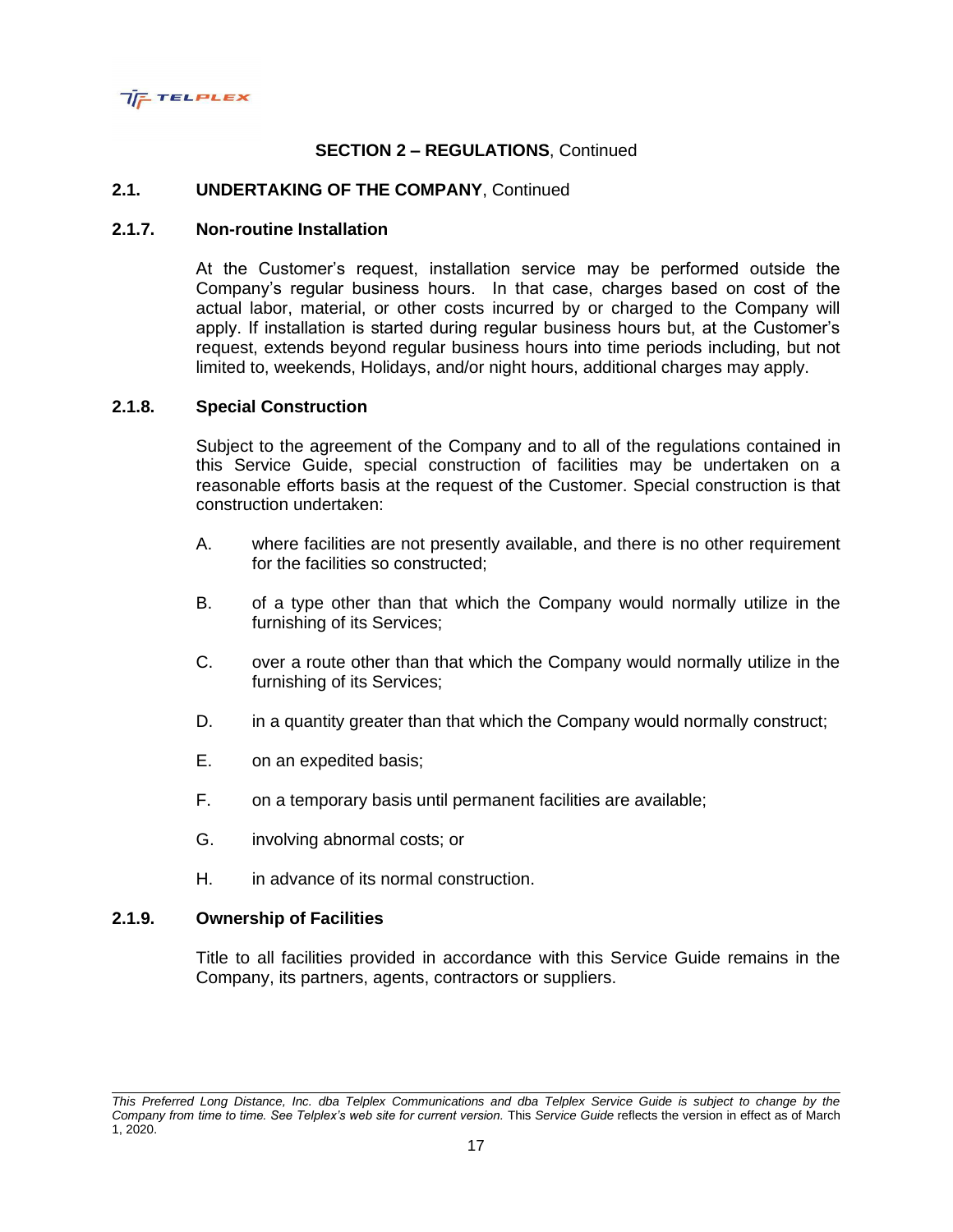**SECTION 2 – REGULATIONS**, Continued

**2.1. UNDERTAKING OF THE COMPANY**, Continued

**2.1.7. Non-routine Installation**

At the Customer's request, installation service may be performed outside the Company's regular business hours. In that case, charges based on cost of the actual labor, material, or other costs incurred by or charged to the Company will apply. If installation is started during regular business hours but, at the Customer's request, extends beyond regular business hours into time periods including, but not limited to, weekends, Holidays, and/or night hours, additional charges may apply.

**2.1.8. Special Construction**

Subject to the agreement of the Company and to all of the regulations contained in this Service Guide, special construction of facilities may be undertaken on a reasonable efforts basis at the request of the Customer. Special construction is that construction undertaken:

A. where facilities are not presently available, and there is no other requirement for the facilities so constructed;

B. of a type other than that which the Company would normally utilize in the furnishing of its Services;

C. over a route other than that which the Company would normally utilize in the furnishing of its Services;

D. in a quantity greater than that which the Company would normally construct;

E. on an expedited basis;

F. on a temporary basis until permanent facilities are available;

G. involving abnormal costs; or

H. in advance of its normal construction.

**2.1.9. Ownership of Facilities**

Title to all facilities provided in accordance with this Service Guide remains in the Company, its partners, agents, contractors or suppliers.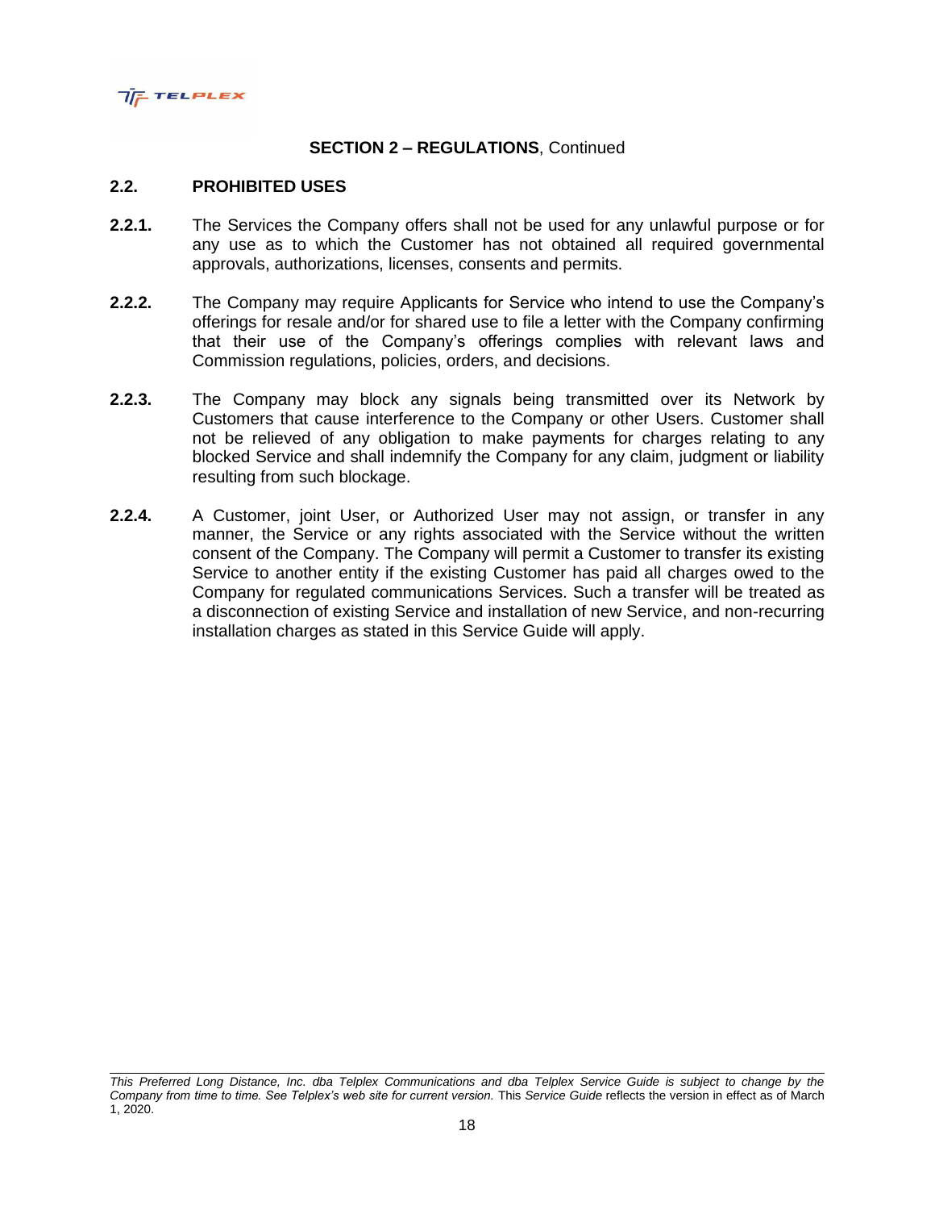**SECTION 2 – REGULATIONS**, Continued

## 2.2. PROHIBITED USES

**2.2.1.** The Services the Company offers shall not be used for any unlawful purpose or for any use as to which the Customer has not obtained all required governmental approvals, authorizations, licenses, consents and permits.

**2.2.2.** The Company may require Applicants for Service who intend to use the Company's offerings for resale and/or for shared use to file a letter with the Company confirming that their use of the Company's offerings complies with relevant laws and Commission regulations, policies, orders, and decisions.

**2.2.3.** The Company may block any signals being transmitted over its Network by Customers that cause interference to the Company or other Users. Customer shall not be relieved of any obligation to make payments for charges relating to any blocked Service and shall indemnify the Company for any claim, judgment or liability resulting from such blockage.

**2.2.4.** A Customer, joint User, or Authorized User may not assign, or transfer in any manner, the Service or any rights associated with the Service without the written consent of the Company. The Company will permit a Customer to transfer its existing Service to another entity if the existing Customer has paid all charges owed to the Company for regulated communications Services. Such a transfer will be treated as a disconnection of existing Service and installation of new Service, and non-recurring installation charges as stated in this Service Guide will apply.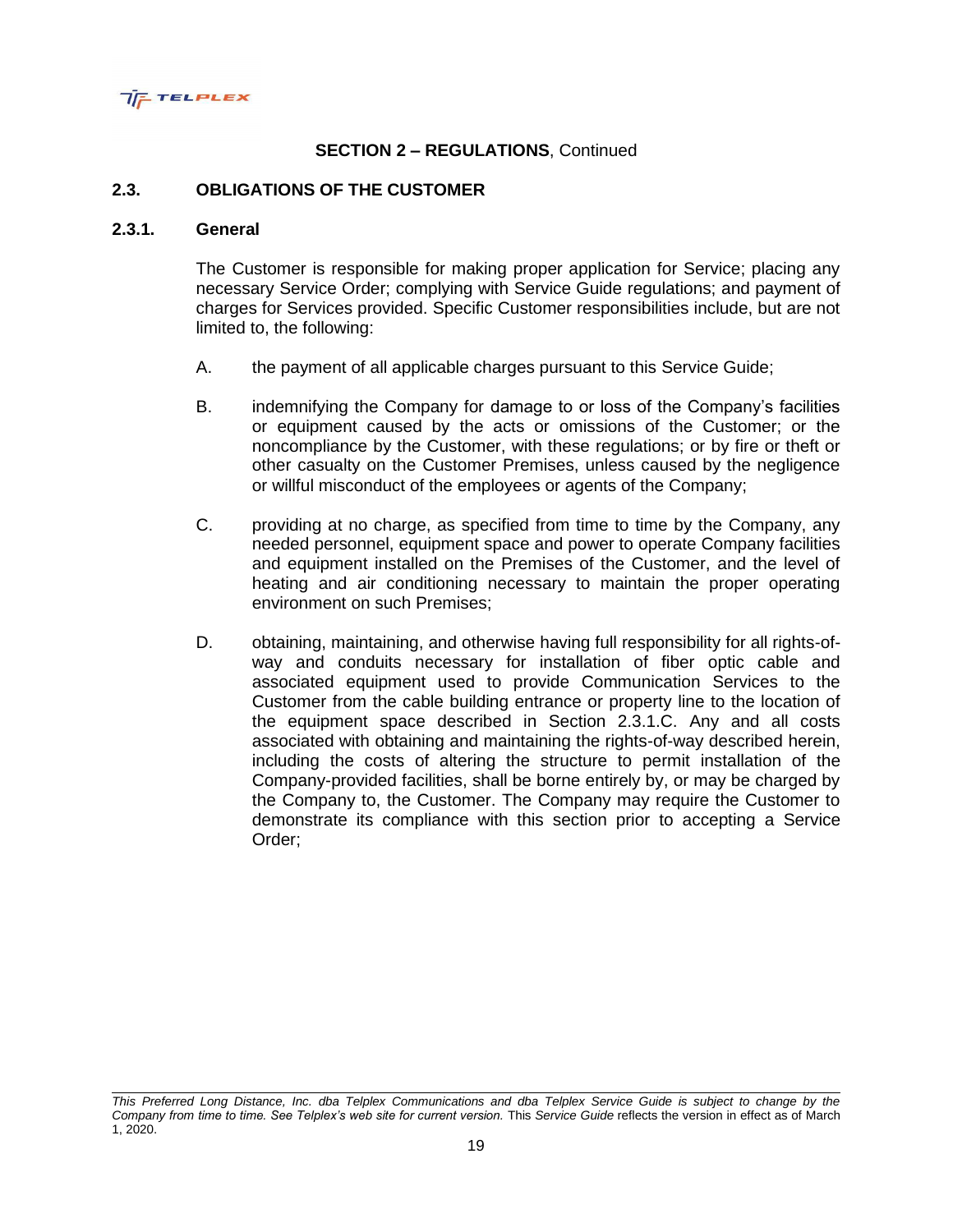**SECTION 2 – REGULATIONS**, Continued

## 2.3. OBLIGATIONS OF THE CUSTOMER

### 2.3.1. General

The Customer is responsible for making proper application for Service; placing any necessary Service Order; complying with Service Guide regulations; and payment of charges for Services provided. Specific Customer responsibilities include, but are not limited to, the following:

A. the payment of all applicable charges pursuant to this Service Guide;

B. indemnifying the Company for damage to or loss of the Company's facilities or equipment caused by the acts or omissions of the Customer; or the noncompliance by the Customer, with these regulations; or by fire or theft or other casualty on the Customer Premises, unless caused by the negligence or willful misconduct of the employees or agents of the Company;

C. providing at no charge, as specified from time to time by the Company, any needed personnel, equipment space and power to operate Company facilities and equipment installed on the Premises of the Customer, and the level of heating and air conditioning necessary to maintain the proper operating environment on such Premises;

D. obtaining, maintaining, and otherwise having full responsibility for all rights-of-way and conduits necessary for installation of fiber optic cable and associated equipment used to provide Communication Services to the Customer from the cable building entrance or property line to the location of the equipment space described in Section 2.3.1.C. Any and all costs associated with obtaining and maintaining the rights-of-way described herein, including the costs of altering the structure to permit installation of the Company-provided facilities, shall be borne entirely by, or may be charged by the Company to, the Customer. The Company may require the Customer to demonstrate its compliance with this section prior to accepting a Service Order;

*This Preferred Long Distance, Inc. dba Telplex Communications and dba Telplex Service Guide is subject to change by the Company from time to time. See Telplex's web site for current version.* This *Service Guide* reflects the version in effect as of March 1, 2020.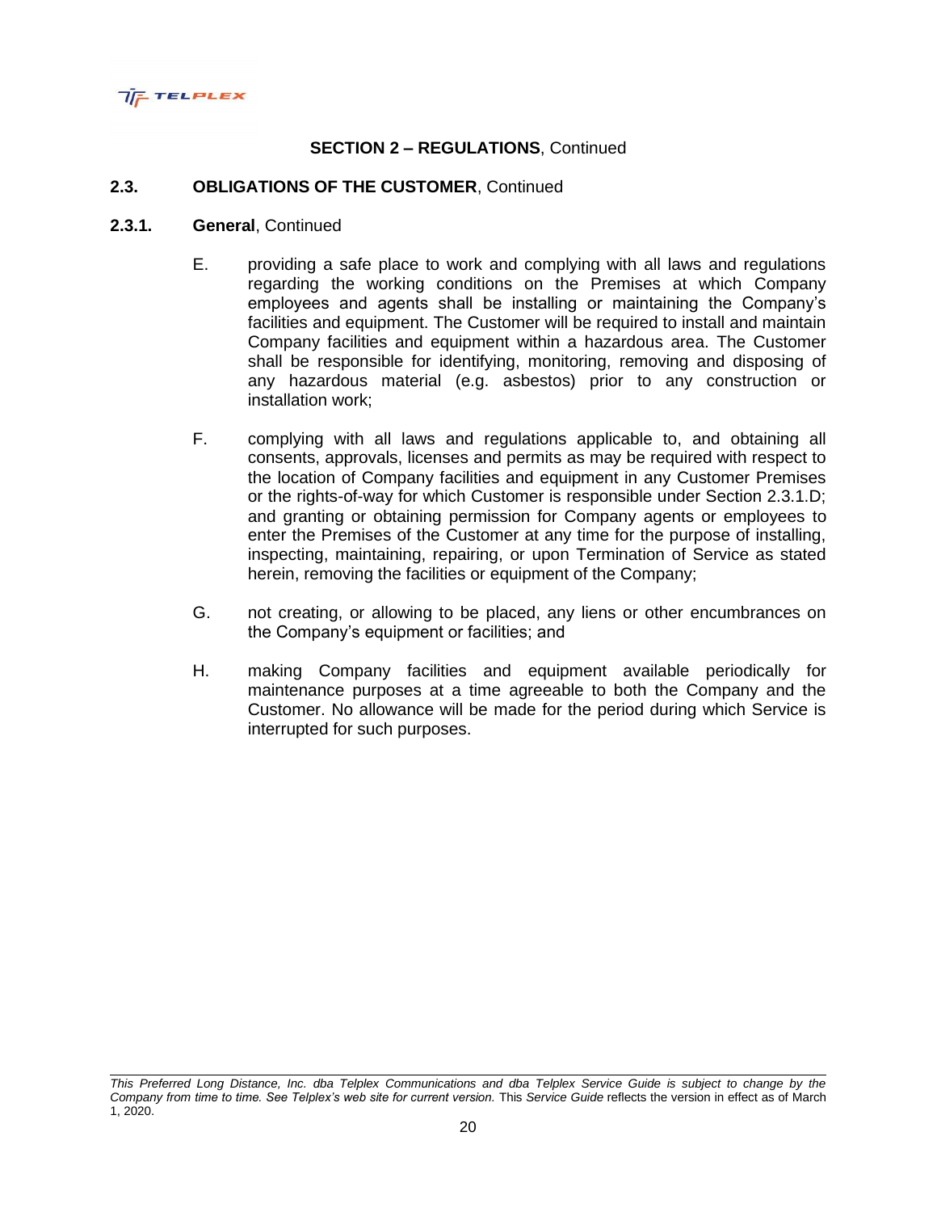**SECTION 2 – REGULATIONS**, Continued

**2.3. OBLIGATIONS OF THE CUSTOMER**, Continued

**2.3.1. General**, Continued

E. providing a safe place to work and complying with all laws and regulations regarding the working conditions on the Premises at which Company employees and agents shall be installing or maintaining the Company's facilities and equipment. The Customer will be required to install and maintain Company facilities and equipment within a hazardous area. The Customer shall be responsible for identifying, monitoring, removing and disposing of any hazardous material (e.g. asbestos) prior to any construction or installation work;

F. complying with all laws and regulations applicable to, and obtaining all consents, approvals, licenses and permits as may be required with respect to the location of Company facilities and equipment in any Customer Premises or the rights-of-way for which Customer is responsible under Section 2.3.1.D; and granting or obtaining permission for Company agents or employees to enter the Premises of the Customer at any time for the purpose of installing, inspecting, maintaining, repairing, or upon Termination of Service as stated herein, removing the facilities or equipment of the Company;

G. not creating, or allowing to be placed, any liens or other encumbrances on the Company's equipment or facilities; and

H. making Company facilities and equipment available periodically for maintenance purposes at a time agreeable to both the Company and the Customer. No allowance will be made for the period during which Service is interrupted for such purposes.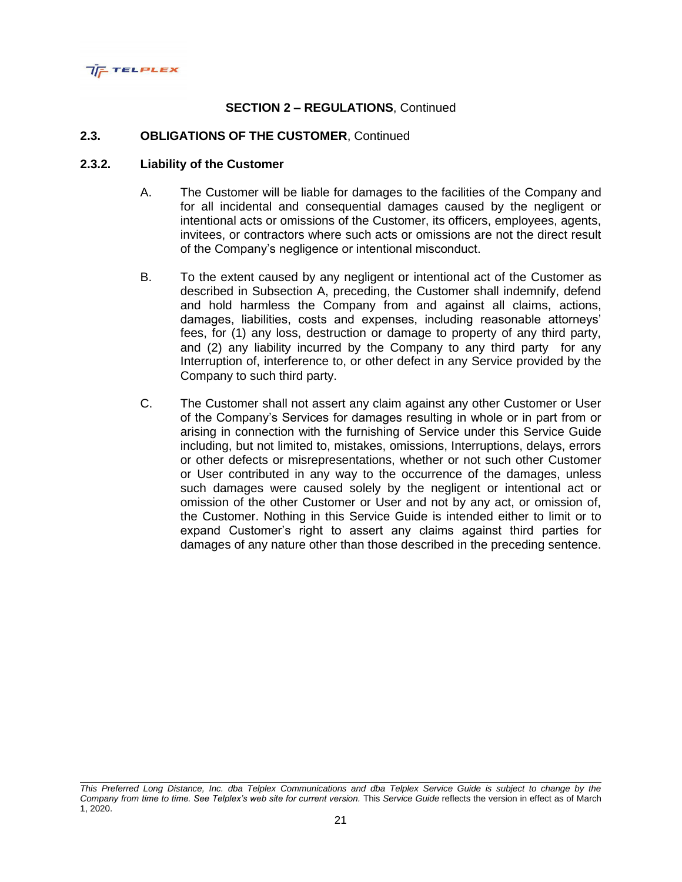**SECTION 2 – REGULATIONS**, Continued

**2.3. OBLIGATIONS OF THE CUSTOMER**, Continued

**2.3.2. Liability of the Customer**

A. The Customer will be liable for damages to the facilities of the Company and for all incidental and consequential damages caused by the negligent or intentional acts or omissions of the Customer, its officers, employees, agents, invitees, or contractors where such acts or omissions are not the direct result of the Company's negligence or intentional misconduct.

B. To the extent caused by any negligent or intentional act of the Customer as described in Subsection A, preceding, the Customer shall indemnify, defend and hold harmless the Company from and against all claims, actions, damages, liabilities, costs and expenses, including reasonable attorneys' fees, for (1) any loss, destruction or damage to property of any third party, and (2) any liability incurred by the Company to any third party for any Interruption of, interference to, or other defect in any Service provided by the Company to such third party.

C. The Customer shall not assert any claim against any other Customer or User of the Company's Services for damages resulting in whole or in part from or arising in connection with the furnishing of Service under this Service Guide including, but not limited to, mistakes, omissions, Interruptions, delays, errors or other defects or misrepresentations, whether or not such other Customer or User contributed in any way to the occurrence of the damages, unless such damages were caused solely by the negligent or intentional act or omission of the other Customer or User and not by any act, or omission of, the Customer. Nothing in this Service Guide is intended either to limit or to expand Customer's right to assert any claims against third parties for damages of any nature other than those described in the preceding sentence.

*This Preferred Long Distance, Inc. dba Telplex Communications and dba Telplex Service Guide is subject to change by the Company from time to time. See Telplex's web site for current version.* This *Service Guide* reflects the version in effect as of March 1, 2020.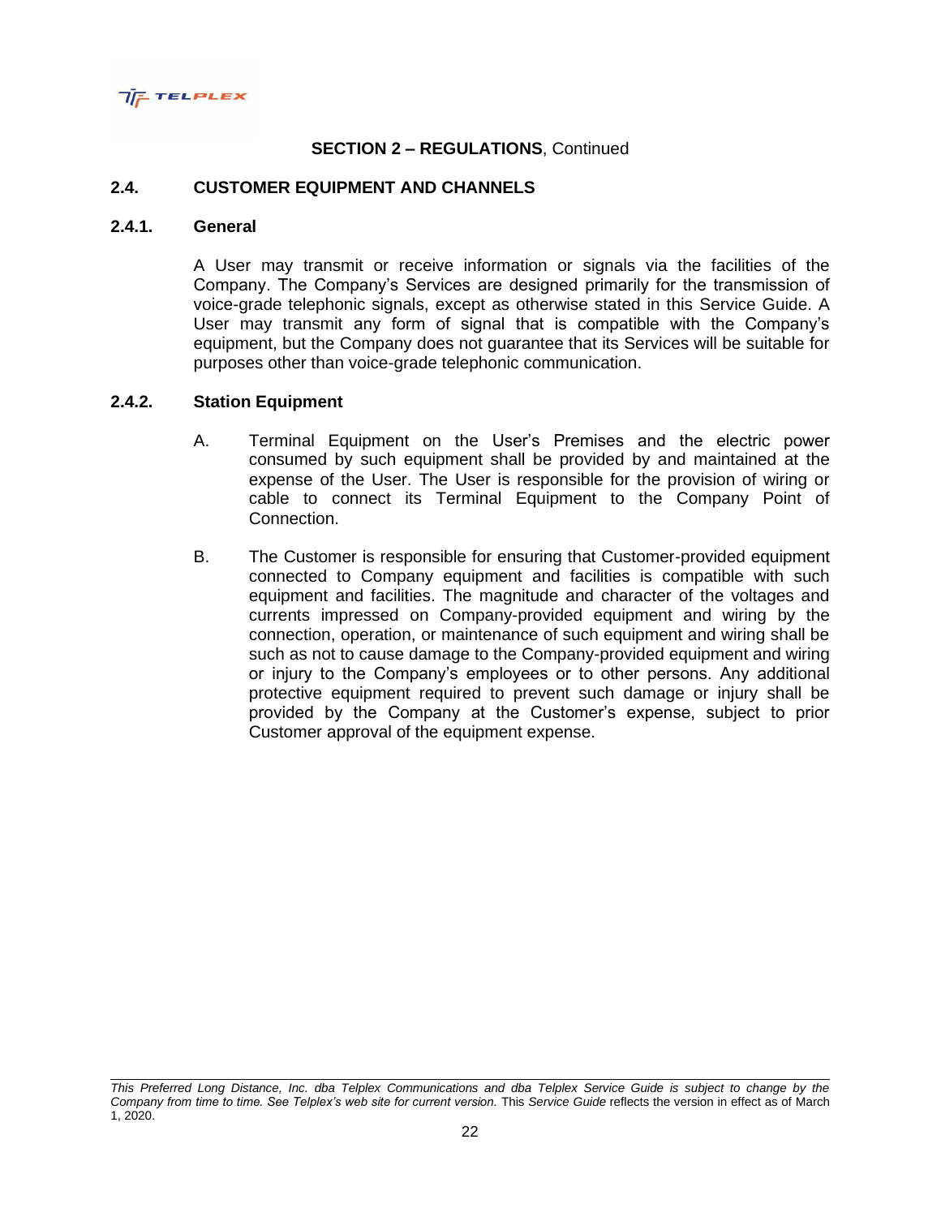**SECTION 2 – REGULATIONS**, Continued

## 2.4. CUSTOMER EQUIPMENT AND CHANNELS

### 2.4.1. General

A User may transmit or receive information or signals via the facilities of the Company. The Company's Services are designed primarily for the transmission of voice-grade telephonic signals, except as otherwise stated in this Service Guide. A User may transmit any form of signal that is compatible with the Company's equipment, but the Company does not guarantee that its Services will be suitable for purposes other than voice-grade telephonic communication.

### 2.4.2. Station Equipment

A. Terminal Equipment on the User's Premises and the electric power consumed by such equipment shall be provided by and maintained at the expense of the User. The User is responsible for the provision of wiring or cable to connect its Terminal Equipment to the Company Point of Connection.

B. The Customer is responsible for ensuring that Customer-provided equipment connected to Company equipment and facilities is compatible with such equipment and facilities. The magnitude and character of the voltages and currents impressed on Company-provided equipment and wiring by the connection, operation, or maintenance of such equipment and wiring shall be such as not to cause damage to the Company-provided equipment and wiring or injury to the Company's employees or to other persons. Any additional protective equipment required to prevent such damage or injury shall be provided by the Company at the Customer's expense, subject to prior Customer approval of the equipment expense.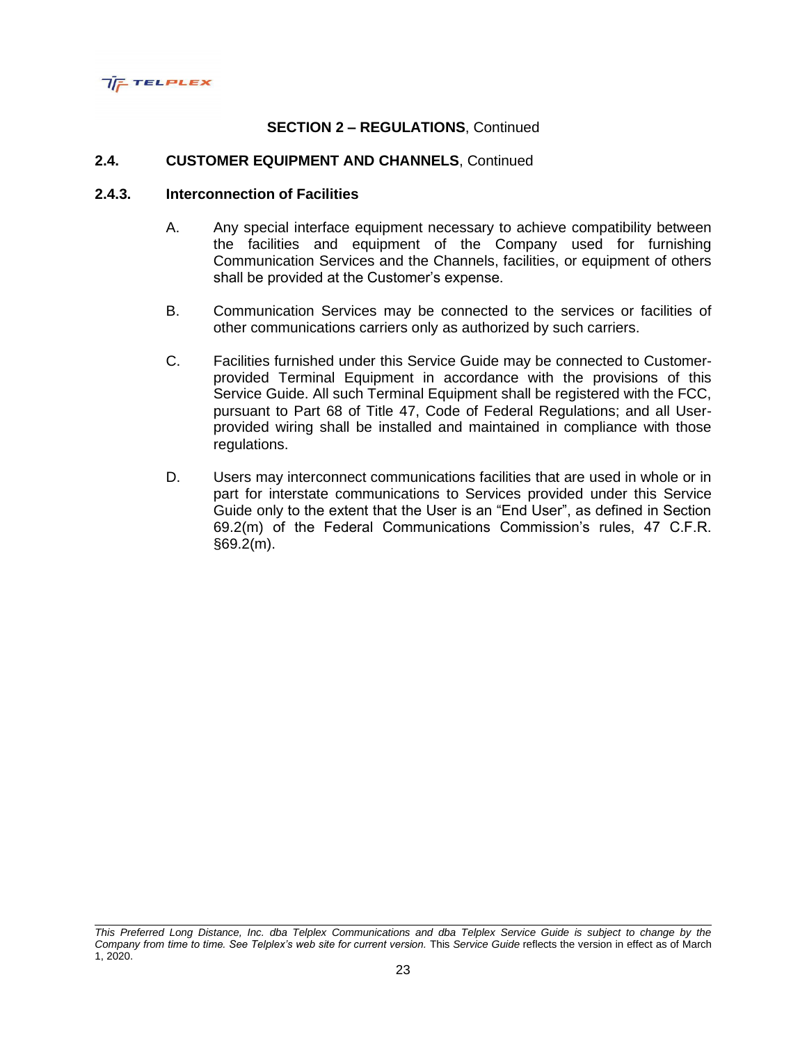## SECTION 2 – REGULATIONS, Continued

### 2.4. CUSTOMER EQUIPMENT AND CHANNELS, Continued

#### 2.4.3. Interconnection of Facilities

A. Any special interface equipment necessary to achieve compatibility between the facilities and equipment of the Company used for furnishing Communication Services and the Channels, facilities, or equipment of others shall be provided at the Customer's expense.

B. Communication Services may be connected to the services or facilities of other communications carriers only as authorized by such carriers.

C. Facilities furnished under this Service Guide may be connected to Customer-provided Terminal Equipment in accordance with the provisions of this Service Guide. All such Terminal Equipment shall be registered with the FCC, pursuant to Part 68 of Title 47, Code of Federal Regulations; and all User-provided wiring shall be installed and maintained in compliance with those regulations.

D. Users may interconnect communications facilities that are used in whole or in part for interstate communications to Services provided under this Service Guide only to the extent that the User is an "End User", as defined in Section 69.2(m) of the Federal Communications Commission's rules, 47 C.F.R. §69.2(m).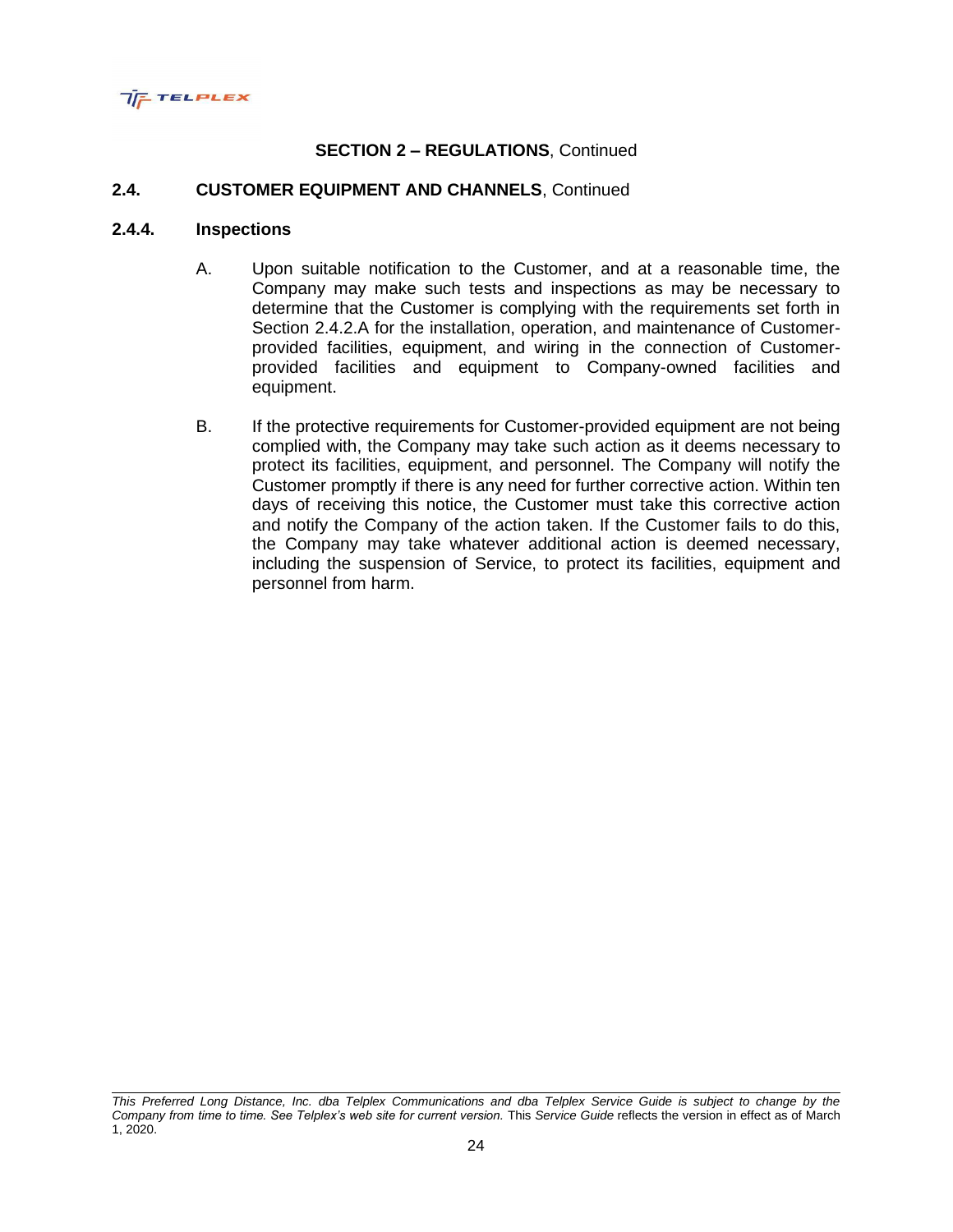**SECTION 2 – REGULATIONS**, Continued

**2.4. CUSTOMER EQUIPMENT AND CHANNELS**, Continued

**2.4.4. Inspections**

A. Upon suitable notification to the Customer, and at a reasonable time, the Company may make such tests and inspections as may be necessary to determine that the Customer is complying with the requirements set forth in Section 2.4.2.A for the installation, operation, and maintenance of Customer-provided facilities, equipment, and wiring in the connection of Customer-provided facilities and equipment to Company-owned facilities and equipment.

B. If the protective requirements for Customer-provided equipment are not being complied with, the Company may take such action as it deems necessary to protect its facilities, equipment, and personnel. The Company will notify the Customer promptly if there is any need for further corrective action. Within ten days of receiving this notice, the Customer must take this corrective action and notify the Company of the action taken. If the Customer fails to do this, the Company may take whatever additional action is deemed necessary, including the suspension of Service, to protect its facilities, equipment and personnel from harm.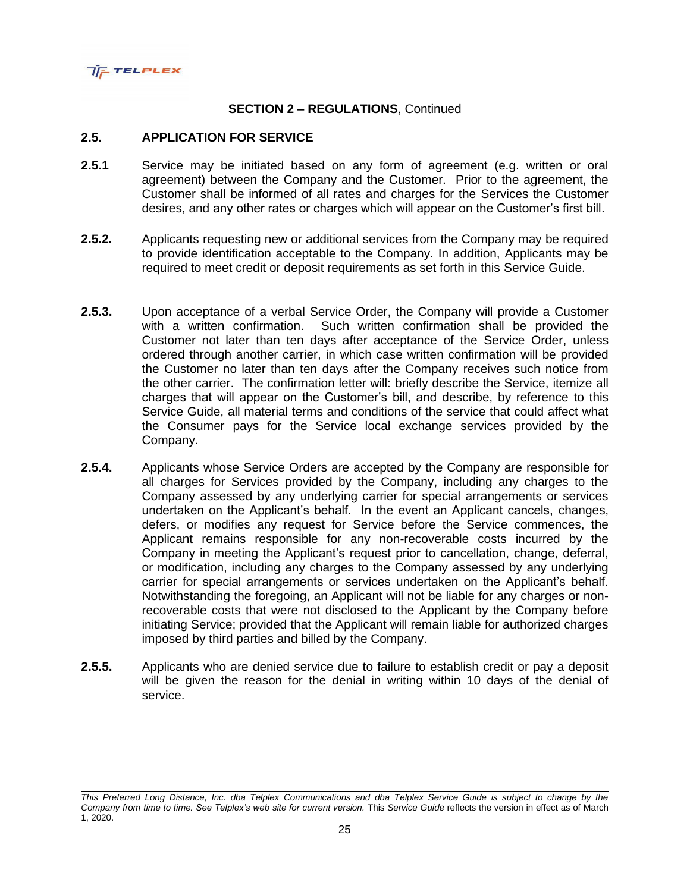**SECTION 2 – REGULATIONS**, Continued

## 2.5. APPLICATION FOR SERVICE

**2.5.1** Service may be initiated based on any form of agreement (e.g. written or oral agreement) between the Company and the Customer. Prior to the agreement, the Customer shall be informed of all rates and charges for the Services the Customer desires, and any other rates or charges which will appear on the Customer's first bill.

**2.5.2.** Applicants requesting new or additional services from the Company may be required to provide identification acceptable to the Company. In addition, Applicants may be required to meet credit or deposit requirements as set forth in this Service Guide.

**2.5.3.** Upon acceptance of a verbal Service Order, the Company will provide a Customer with a written confirmation. Such written confirmation shall be provided the Customer not later than ten days after acceptance of the Service Order, unless ordered through another carrier, in which case written confirmation will be provided the Customer no later than ten days after the Company receives such notice from the other carrier. The confirmation letter will: briefly describe the Service, itemize all charges that will appear on the Customer's bill, and describe, by reference to this Service Guide, all material terms and conditions of the service that could affect what the Consumer pays for the Service local exchange services provided by the Company.

**2.5.4.** Applicants whose Service Orders are accepted by the Company are responsible for all charges for Services provided by the Company, including any charges to the Company assessed by any underlying carrier for special arrangements or services undertaken on the Applicant's behalf. In the event an Applicant cancels, changes, defers, or modifies any request for Service before the Service commences, the Applicant remains responsible for any non-recoverable costs incurred by the Company in meeting the Applicant's request prior to cancellation, change, deferral, or modification, including any charges to the Company assessed by any underlying carrier for special arrangements or services undertaken on the Applicant's behalf. Notwithstanding the foregoing, an Applicant will not be liable for any charges or non-recoverable costs that were not disclosed to the Applicant by the Company before initiating Service; provided that the Applicant will remain liable for authorized charges imposed by third parties and billed by the Company.

**2.5.5.** Applicants who are denied service due to failure to establish credit or pay a deposit will be given the reason for the denial in writing within 10 days of the denial of service.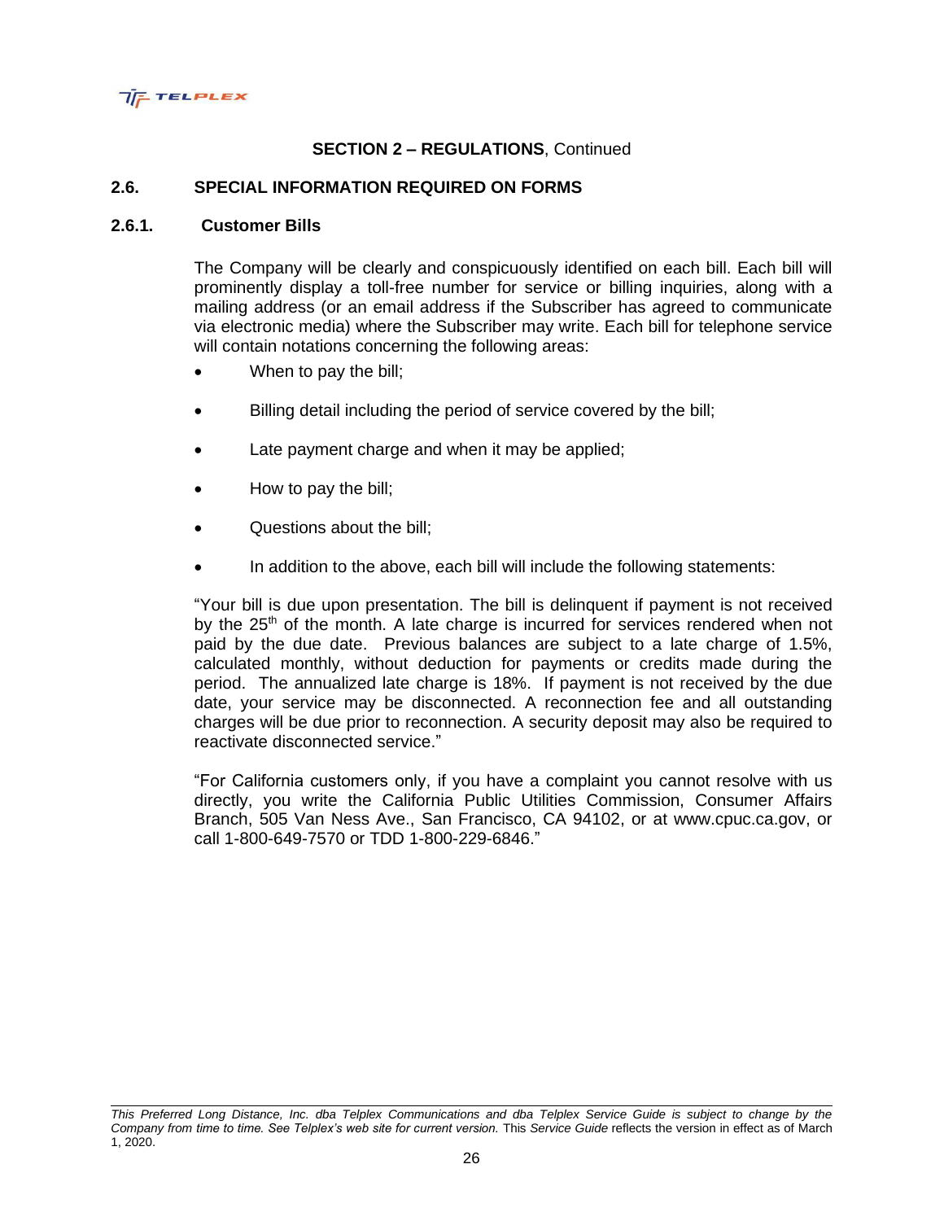**SECTION 2 – REGULATIONS**, Continued

## 2.6. SPECIAL INFORMATION REQUIRED ON FORMS

### 2.6.1. Customer Bills

The Company will be clearly and conspicuously identified on each bill. Each bill will prominently display a toll-free number for service or billing inquiries, along with a mailing address (or an email address if the Subscriber has agreed to communicate via electronic media) where the Subscriber may write. Each bill for telephone service will contain notations concerning the following areas:

- When to pay the bill;
- Billing detail including the period of service covered by the bill;
- Late payment charge and when it may be applied;
- How to pay the bill;
- Questions about the bill;
- In addition to the above, each bill will include the following statements:

"Your bill is due upon presentation. The bill is delinquent if payment is not received by the 25th of the month. A late charge is incurred for services rendered when not paid by the due date. Previous balances are subject to a late charge of 1.5%, calculated monthly, without deduction for payments or credits made during the period. The annualized late charge is 18%. If payment is not received by the due date, your service may be disconnected. A reconnection fee and all outstanding charges will be due prior to reconnection. A security deposit may also be required to reactivate disconnected service."

"For California customers only, if you have a complaint you cannot resolve with us directly, you write the California Public Utilities Commission, Consumer Affairs Branch, 505 Van Ness Ave., San Francisco, CA 94102, or at www.cpuc.ca.gov, or call 1-800-649-7570 or TDD 1-800-229-6846."

*This Preferred Long Distance, Inc. dba Telplex Communications and dba Telplex Service Guide is subject to change by the Company from time to time. See Telplex's web site for current version.* This *Service Guide* reflects the version in effect as of March 1, 2020.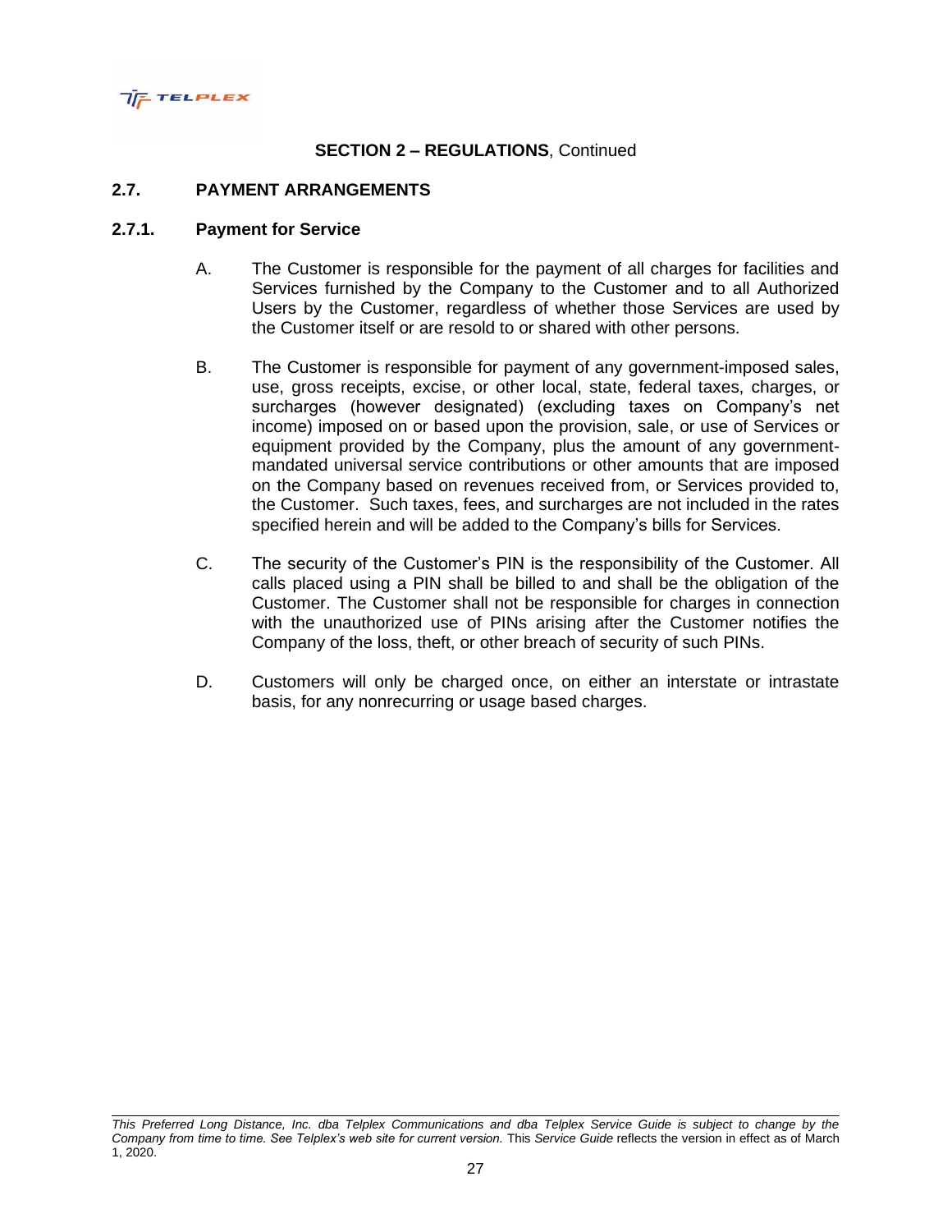**SECTION 2 – REGULATIONS**, Continued

## 2.7. PAYMENT ARRANGEMENTS

### 2.7.1. Payment for Service

A. The Customer is responsible for the payment of all charges for facilities and Services furnished by the Company to the Customer and to all Authorized Users by the Customer, regardless of whether those Services are used by the Customer itself or are resold to or shared with other persons.

B. The Customer is responsible for payment of any government-imposed sales, use, gross receipts, excise, or other local, state, federal taxes, charges, or surcharges (however designated) (excluding taxes on Company's net income) imposed on or based upon the provision, sale, or use of Services or equipment provided by the Company, plus the amount of any government-mandated universal service contributions or other amounts that are imposed on the Company based on revenues received from, or Services provided to, the Customer. Such taxes, fees, and surcharges are not included in the rates specified herein and will be added to the Company's bills for Services.

C. The security of the Customer's PIN is the responsibility of the Customer. All calls placed using a PIN shall be billed to and shall be the obligation of the Customer. The Customer shall not be responsible for charges in connection with the unauthorized use of PINs arising after the Customer notifies the Company of the loss, theft, or other breach of security of such PINs.

D. Customers will only be charged once, on either an interstate or intrastate basis, for any nonrecurring or usage based charges.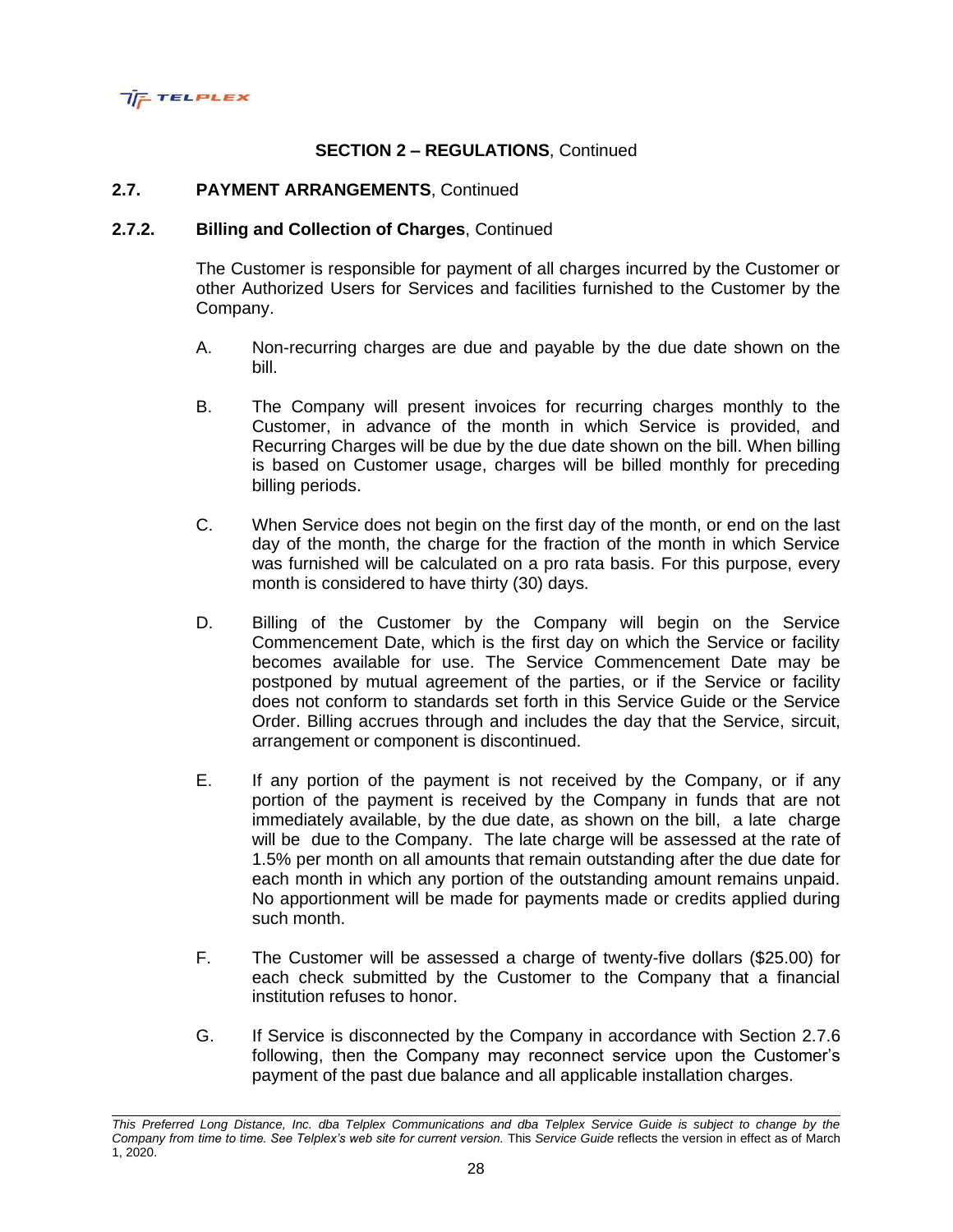## SECTION 2 – REGULATIONS, Continued

### 2.7. PAYMENT ARRANGEMENTS, Continued

### 2.7.2. Billing and Collection of Charges, Continued

The Customer is responsible for payment of all charges incurred by the Customer or other Authorized Users for Services and facilities furnished to the Customer by the Company.

A. Non-recurring charges are due and payable by the due date shown on the bill.

B. The Company will present invoices for recurring charges monthly to the Customer, in advance of the month in which Service is provided, and Recurring Charges will be due by the due date shown on the bill. When billing is based on Customer usage, charges will be billed monthly for preceding billing periods.

C. When Service does not begin on the first day of the month, or end on the last day of the month, the charge for the fraction of the month in which Service was furnished will be calculated on a pro rata basis. For this purpose, every month is considered to have thirty (30) days.

D. Billing of the Customer by the Company will begin on the Service Commencement Date, which is the first day on which the Service or facility becomes available for use. The Service Commencement Date may be postponed by mutual agreement of the parties, or if the Service or facility does not conform to standards set forth in this Service Guide or the Service Order. Billing accrues through and includes the day that the Service, circuit, arrangement or component is discontinued.

E. If any portion of the payment is not received by the Company, or if any portion of the payment is received by the Company in funds that are not immediately available, by the due date, as shown on the bill, a late charge will be due to the Company. The late charge will be assessed at the rate of 1.5% per month on all amounts that remain outstanding after the due date for each month in which any portion of the outstanding amount remains unpaid. No apportionment will be made for payments made or credits applied during such month.

F. The Customer will be assessed a charge of twenty-five dollars ($25.00) for each check submitted by the Customer to the Company that a financial institution refuses to honor.

G. If Service is disconnected by the Company in accordance with Section 2.7.6 following, then the Company may reconnect service upon the Customer's payment of the past due balance and all applicable installation charges.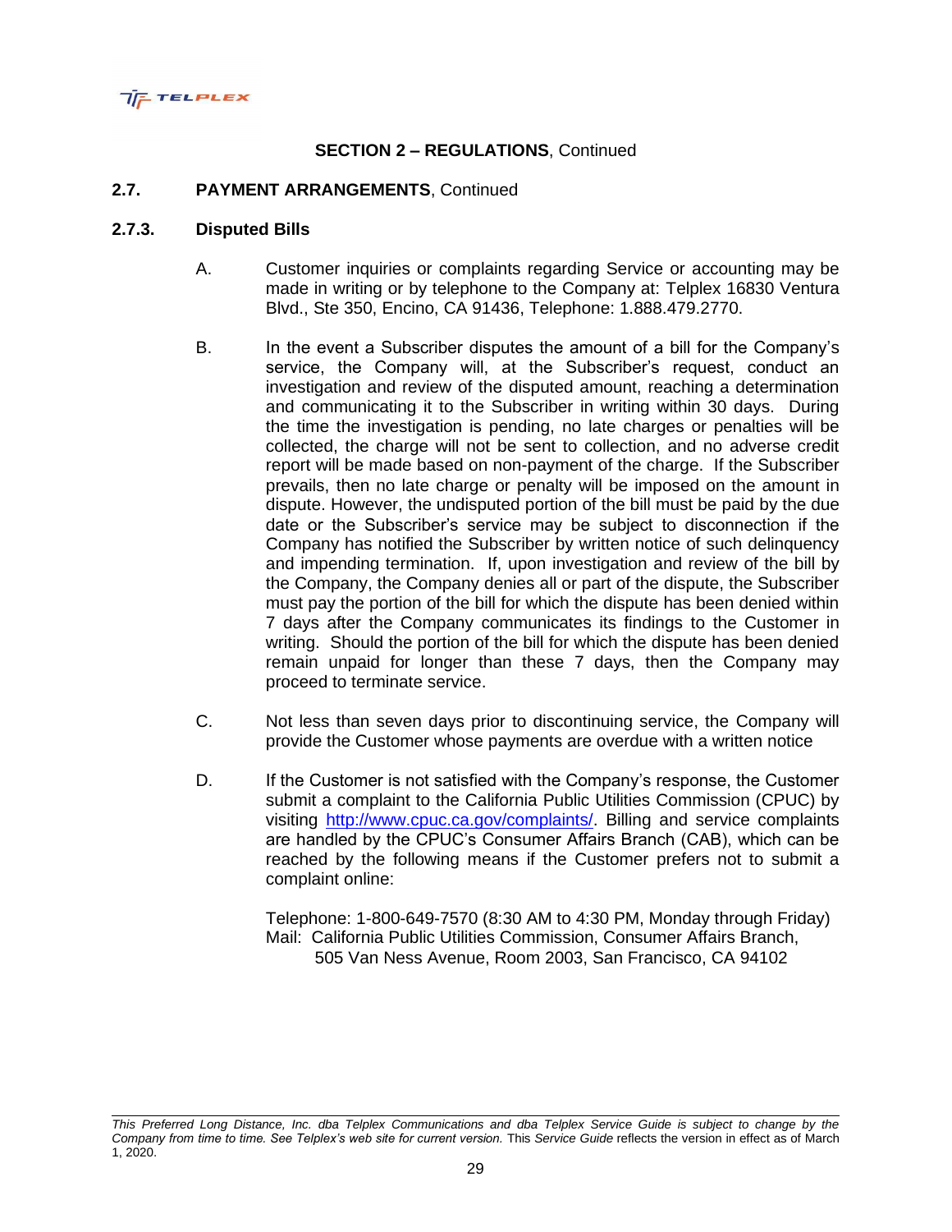**SECTION 2 – REGULATIONS**, Continued

**2.7. PAYMENT ARRANGEMENTS**, Continued

**2.7.3. Disputed Bills**

A. Customer inquiries or complaints regarding Service or accounting may be made in writing or by telephone to the Company at: Telplex 16830 Ventura Blvd., Ste 350, Encino, CA 91436, Telephone: 1.888.479.2770.

B. In the event a Subscriber disputes the amount of a bill for the Company's service, the Company will, at the Subscriber's request, conduct an investigation and review of the disputed amount, reaching a determination and communicating it to the Subscriber in writing within 30 days. During the time the investigation is pending, no late charges or penalties will be collected, the charge will not be sent to collection, and no adverse credit report will be made based on non-payment of the charge. If the Subscriber prevails, then no late charge or penalty will be imposed on the amount in dispute. However, the undisputed portion of the bill must be paid by the due date or the Subscriber's service may be subject to disconnection if the Company has notified the Subscriber by written notice of such delinquency and impending termination. If, upon investigation and review of the bill by the Company, the Company denies all or part of the dispute, the Subscriber must pay the portion of the bill for which the dispute has been denied within 7 days after the Company communicates its findings to the Customer in writing. Should the portion of the bill for which the dispute has been denied remain unpaid for longer than these 7 days, then the Company may proceed to terminate service.

C. Not less than seven days prior to discontinuing service, the Company will provide the Customer whose payments are overdue with a written notice

D. If the Customer is not satisfied with the Company's response, the Customer submit a complaint to the California Public Utilities Commission (CPUC) by visiting http://www.cpuc.ca.gov/complaints/. Billing and service complaints are handled by the CPUC's Consumer Affairs Branch (CAB), which can be reached by the following means if the Customer prefers not to submit a complaint online:

Telephone: 1-800-649-7570 (8:30 AM to 4:30 PM, Monday through Friday)
Mail: California Public Utilities Commission, Consumer Affairs Branch,
505 Van Ness Avenue, Room 2003, San Francisco, CA 94102

*This Preferred Long Distance, Inc. dba Telplex Communications and dba Telplex Service Guide is subject to change by the Company from time to time. See Telplex's web site for current version.* This *Service Guide* reflects the version in effect as of March 1, 2020.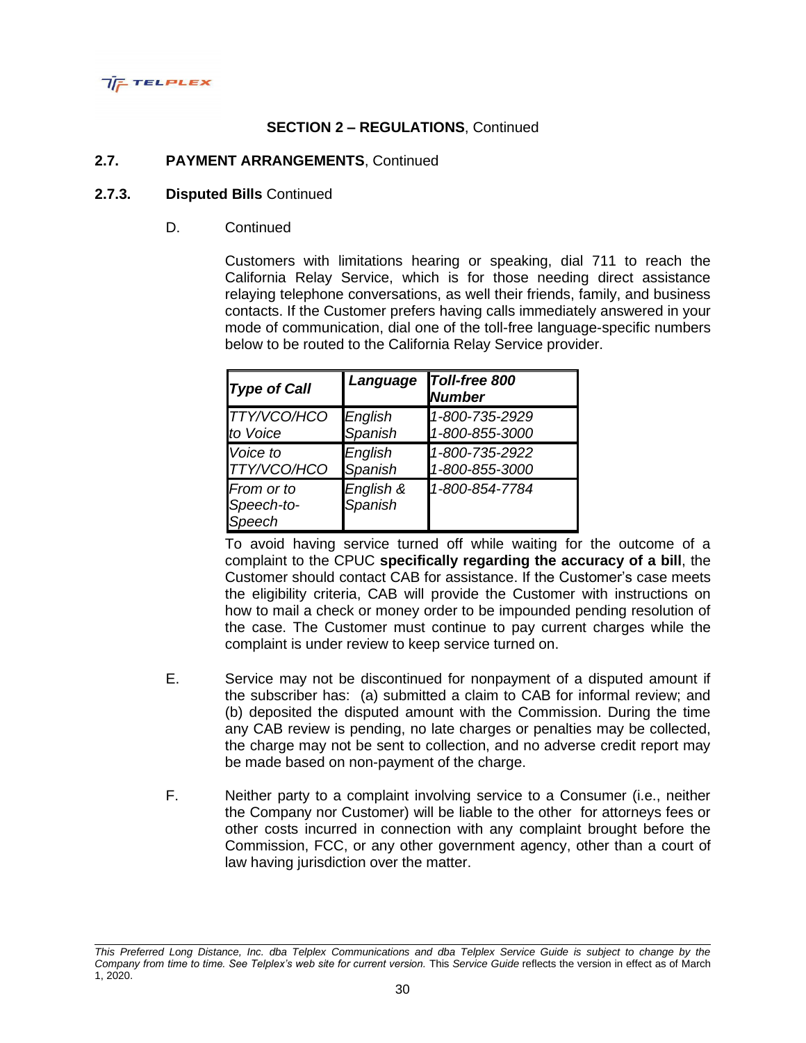**SECTION 2 – REGULATIONS**, Continued

**2.7. PAYMENT ARRANGEMENTS**, Continued

**2.7.3. Disputed Bills** Continued

D. Continued

Customers with limitations hearing or speaking, dial 711 to reach the California Relay Service, which is for those needing direct assistance relaying telephone conversations, as well their friends, family, and business contacts. If the Customer prefers having calls immediately answered in your mode of communication, dial one of the toll-free language-specific numbers below to be routed to the California Relay Service provider.

| ***Type of Call*** | ***Language*** | ***Toll-free 800 Number*** |
|---|---|---|
| *TTY/VCO/HCO to Voice* | *English*<br>*Spanish* | *1-800-735-2929*<br>*1-800-855-3000* |
| *Voice to TTY/VCO/HCO* | *English*<br>*Spanish* | *1-800-735-2922*<br>*1-800-855-3000* |
| *From or to Speech-to-Speech* | *English & Spanish* | *1-800-854-7784* |

To avoid having service turned off while waiting for the outcome of a complaint to the CPUC **specifically regarding the accuracy of a bill**, the Customer should contact CAB for assistance. If the Customer's case meets the eligibility criteria, CAB will provide the Customer with instructions on how to mail a check or money order to be impounded pending resolution of the case. The Customer must continue to pay current charges while the complaint is under review to keep service turned on.

E. Service may not be discontinued for nonpayment of a disputed amount if the subscriber has: (a) submitted a claim to CAB for informal review; and (b) deposited the disputed amount with the Commission. During the time any CAB review is pending, no late charges or penalties may be collected, the charge may not be sent to collection, and no adverse credit report may be made based on non-payment of the charge.

F. Neither party to a complaint involving service to a Consumer (i.e., neither the Company nor Customer) will be liable to the other for attorneys fees or other costs incurred in connection with any complaint brought before the Commission, FCC, or any other government agency, other than a court of law having jurisdiction over the matter.

*This Preferred Long Distance, Inc. dba Telplex Communications and dba Telplex Service Guide is subject to change by the Company from time to time. See Telplex's web site for current version.* This *Service Guide* reflects the version in effect as of March 1, 2020.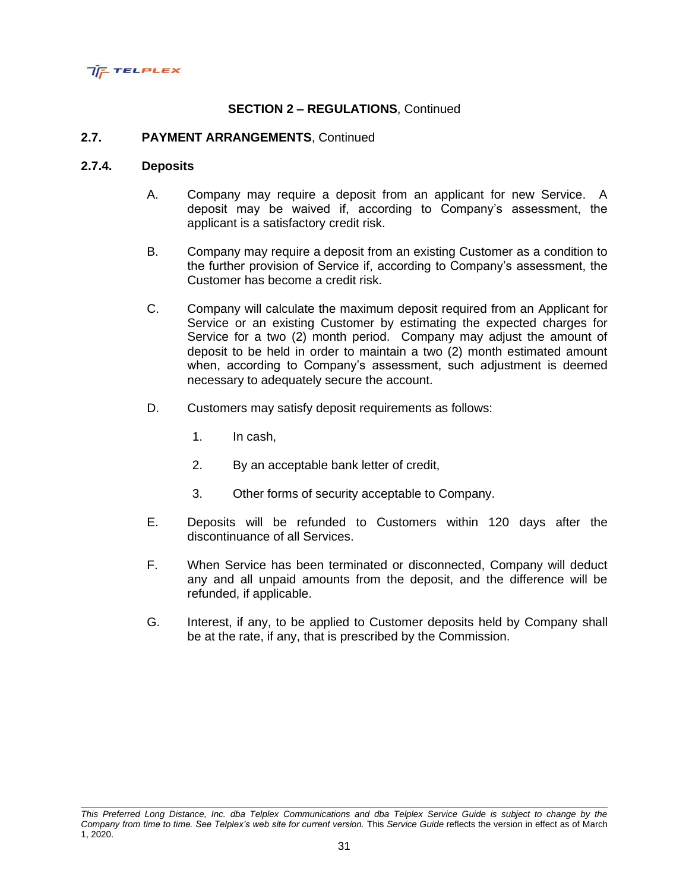## SECTION 2 – REGULATIONS, Continued

### 2.7. PAYMENT ARRANGEMENTS, Continued

### 2.7.4. Deposits

A. Company may require a deposit from an applicant for new Service. A deposit may be waived if, according to Company's assessment, the applicant is a satisfactory credit risk.

B. Company may require a deposit from an existing Customer as a condition to the further provision of Service if, according to Company's assessment, the Customer has become a credit risk.

C. Company will calculate the maximum deposit required from an Applicant for Service or an existing Customer by estimating the expected charges for Service for a two (2) month period. Company may adjust the amount of deposit to be held in order to maintain a two (2) month estimated amount when, according to Company's assessment, such adjustment is deemed necessary to adequately secure the account.

D. Customers may satisfy deposit requirements as follows:

1. In cash,
2. By an acceptable bank letter of credit,
3. Other forms of security acceptable to Company.

E. Deposits will be refunded to Customers within 120 days after the discontinuance of all Services.

F. When Service has been terminated or disconnected, Company will deduct any and all unpaid amounts from the deposit, and the difference will be refunded, if applicable.

G. Interest, if any, to be applied to Customer deposits held by Company shall be at the rate, if any, that is prescribed by the Commission.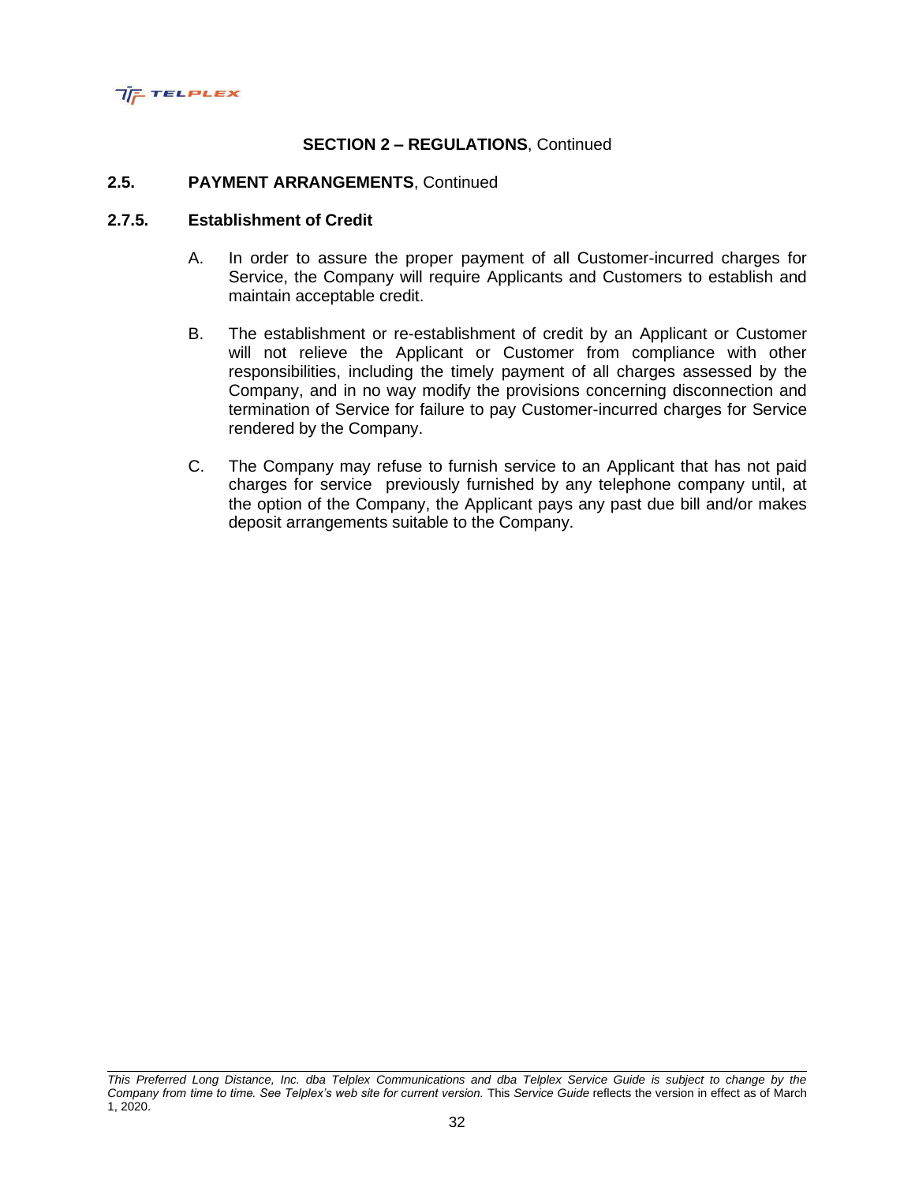**SECTION 2 – REGULATIONS**, Continued

**2.5. PAYMENT ARRANGEMENTS**, Continued

**2.7.5. Establishment of Credit**

A. In order to assure the proper payment of all Customer-incurred charges for Service, the Company will require Applicants and Customers to establish and maintain acceptable credit.

B. The establishment or re-establishment of credit by an Applicant or Customer will not relieve the Applicant or Customer from compliance with other responsibilities, including the timely payment of all charges assessed by the Company, and in no way modify the provisions concerning disconnection and termination of Service for failure to pay Customer-incurred charges for Service rendered by the Company.

C. The Company may refuse to furnish service to an Applicant that has not paid charges for service previously furnished by any telephone company until, at the option of the Company, the Applicant pays any past due bill and/or makes deposit arrangements suitable to the Company.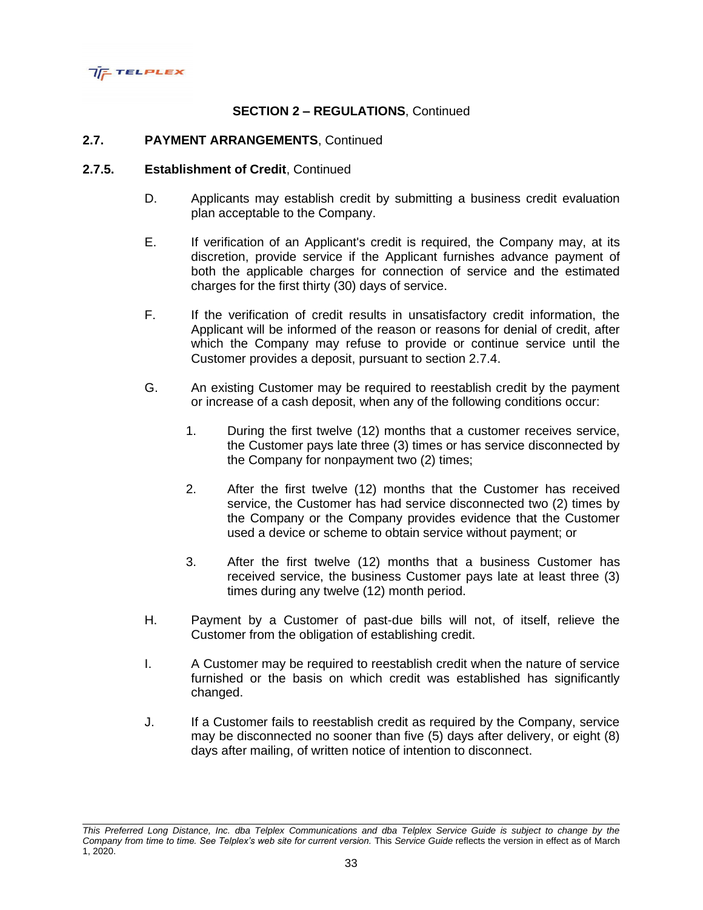## SECTION 2 – REGULATIONS, Continued

### 2.7. PAYMENT ARRANGEMENTS, Continued

### 2.7.5. Establishment of Credit, Continued

D. Applicants may establish credit by submitting a business credit evaluation plan acceptable to the Company.

E. If verification of an Applicant's credit is required, the Company may, at its discretion, provide service if the Applicant furnishes advance payment of both the applicable charges for connection of service and the estimated charges for the first thirty (30) days of service.

F. If the verification of credit results in unsatisfactory credit information, the Applicant will be informed of the reason or reasons for denial of credit, after which the Company may refuse to provide or continue service until the Customer provides a deposit, pursuant to section 2.7.4.

G. An existing Customer may be required to reestablish credit by the payment or increase of a cash deposit, when any of the following conditions occur:

1. During the first twelve (12) months that a customer receives service, the Customer pays late three (3) times or has service disconnected by the Company for nonpayment two (2) times;

2. After the first twelve (12) months that the Customer has received service, the Customer has had service disconnected two (2) times by the Company or the Company provides evidence that the Customer used a device or scheme to obtain service without payment; or

3. After the first twelve (12) months that a business Customer has received service, the business Customer pays late at least three (3) times during any twelve (12) month period.

H. Payment by a Customer of past-due bills will not, of itself, relieve the Customer from the obligation of establishing credit.

I. A Customer may be required to reestablish credit when the nature of service furnished or the basis on which credit was established has significantly changed.

J. If a Customer fails to reestablish credit as required by the Company, service may be disconnected no sooner than five (5) days after delivery, or eight (8) days after mailing, of written notice of intention to disconnect.

*This Preferred Long Distance, Inc. dba Telplex Communications and dba Telplex Service Guide is subject to change by the Company from time to time. See Telplex's web site for current version.* This *Service Guide* reflects the version in effect as of March 1, 2020.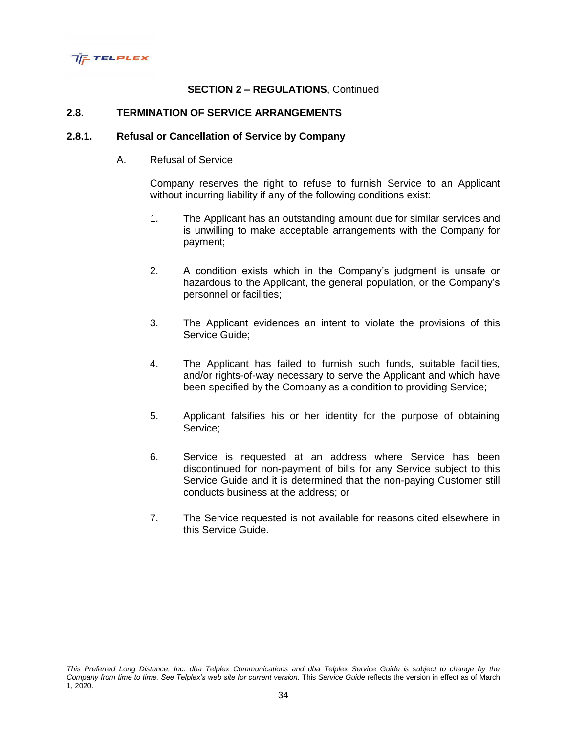**SECTION 2 – REGULATIONS**, Continued

## 2.8. TERMINATION OF SERVICE ARRANGEMENTS

### 2.8.1. Refusal or Cancellation of Service by Company

A. Refusal of Service

Company reserves the right to refuse to furnish Service to an Applicant without incurring liability if any of the following conditions exist:

1. The Applicant has an outstanding amount due for similar services and is unwilling to make acceptable arrangements with the Company for payment;

2. A condition exists which in the Company's judgment is unsafe or hazardous to the Applicant, the general population, or the Company's personnel or facilities;

3. The Applicant evidences an intent to violate the provisions of this Service Guide;

4. The Applicant has failed to furnish such funds, suitable facilities, and/or rights-of-way necessary to serve the Applicant and which have been specified by the Company as a condition to providing Service;

5. Applicant falsifies his or her identity for the purpose of obtaining Service;

6. Service is requested at an address where Service has been discontinued for non-payment of bills for any Service subject to this Service Guide and it is determined that the non-paying Customer still conducts business at the address; or

7. The Service requested is not available for reasons cited elsewhere in this Service Guide.

*This Preferred Long Distance, Inc. dba Telplex Communications and dba Telplex Service Guide is subject to change by the Company from time to time. See Telplex's web site for current version.* This *Service Guide* reflects the version in effect as of March 1, 2020.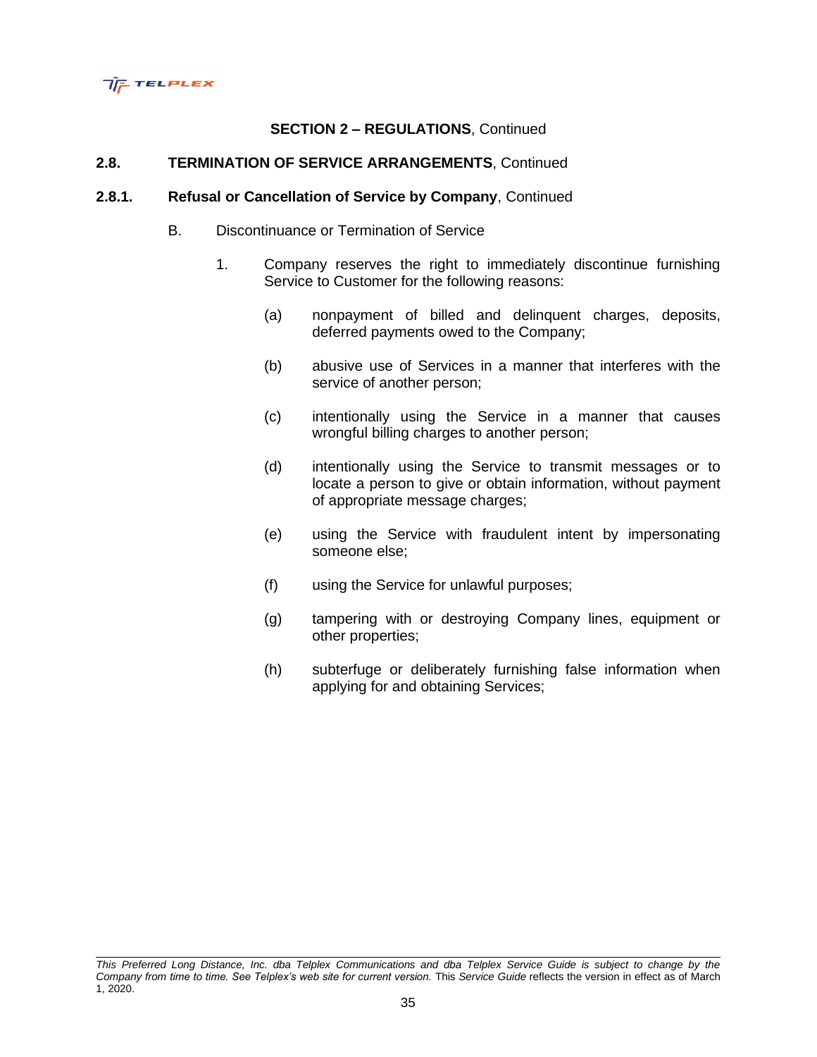**SECTION 2 – REGULATIONS**, Continued

**2.8. TERMINATION OF SERVICE ARRANGEMENTS**, Continued

**2.8.1. Refusal or Cancellation of Service by Company**, Continued

B. Discontinuance or Termination of Service

1. Company reserves the right to immediately discontinue furnishing Service to Customer for the following reasons:

   (a) nonpayment of billed and delinquent charges, deposits, deferred payments owed to the Company;

   (b) abusive use of Services in a manner that interferes with the service of another person;

   (c) intentionally using the Service in a manner that causes wrongful billing charges to another person;

   (d) intentionally using the Service to transmit messages or to locate a person to give or obtain information, without payment of appropriate message charges;

   (e) using the Service with fraudulent intent by impersonating someone else;

   (f) using the Service for unlawful purposes;

   (g) tampering with or destroying Company lines, equipment or other properties;

   (h) subterfuge or deliberately furnishing false information when applying for and obtaining Services;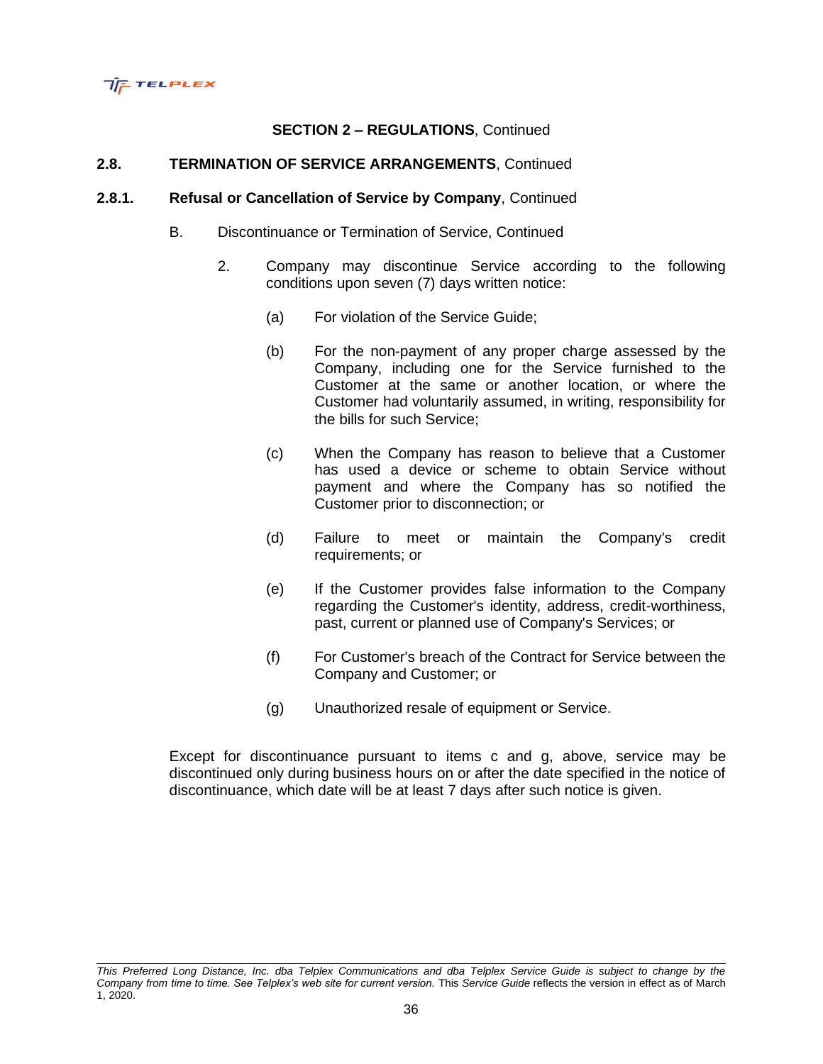## SECTION 2 – REGULATIONS, Continued

### 2.8. TERMINATION OF SERVICE ARRANGEMENTS, Continued

### 2.8.1. Refusal or Cancellation of Service by Company, Continued

B. Discontinuance or Termination of Service, Continued

2. Company may discontinue Service according to the following conditions upon seven (7) days written notice:

   (a) For violation of the Service Guide;

   (b) For the non-payment of any proper charge assessed by the Company, including one for the Service furnished to the Customer at the same or another location, or where the Customer had voluntarily assumed, in writing, responsibility for the bills for such Service;

   (c) When the Company has reason to believe that a Customer has used a device or scheme to obtain Service without payment and where the Company has so notified the Customer prior to disconnection; or

   (d) Failure to meet or maintain the Company's credit requirements; or

   (e) If the Customer provides false information to the Company regarding the Customer's identity, address, credit-worthiness, past, current or planned use of Company's Services; or

   (f) For Customer's breach of the Contract for Service between the Company and Customer; or

   (g) Unauthorized resale of equipment or Service.

Except for discontinuance pursuant to items c and g, above, service may be discontinued only during business hours on or after the date specified in the notice of discontinuance, which date will be at least 7 days after such notice is given.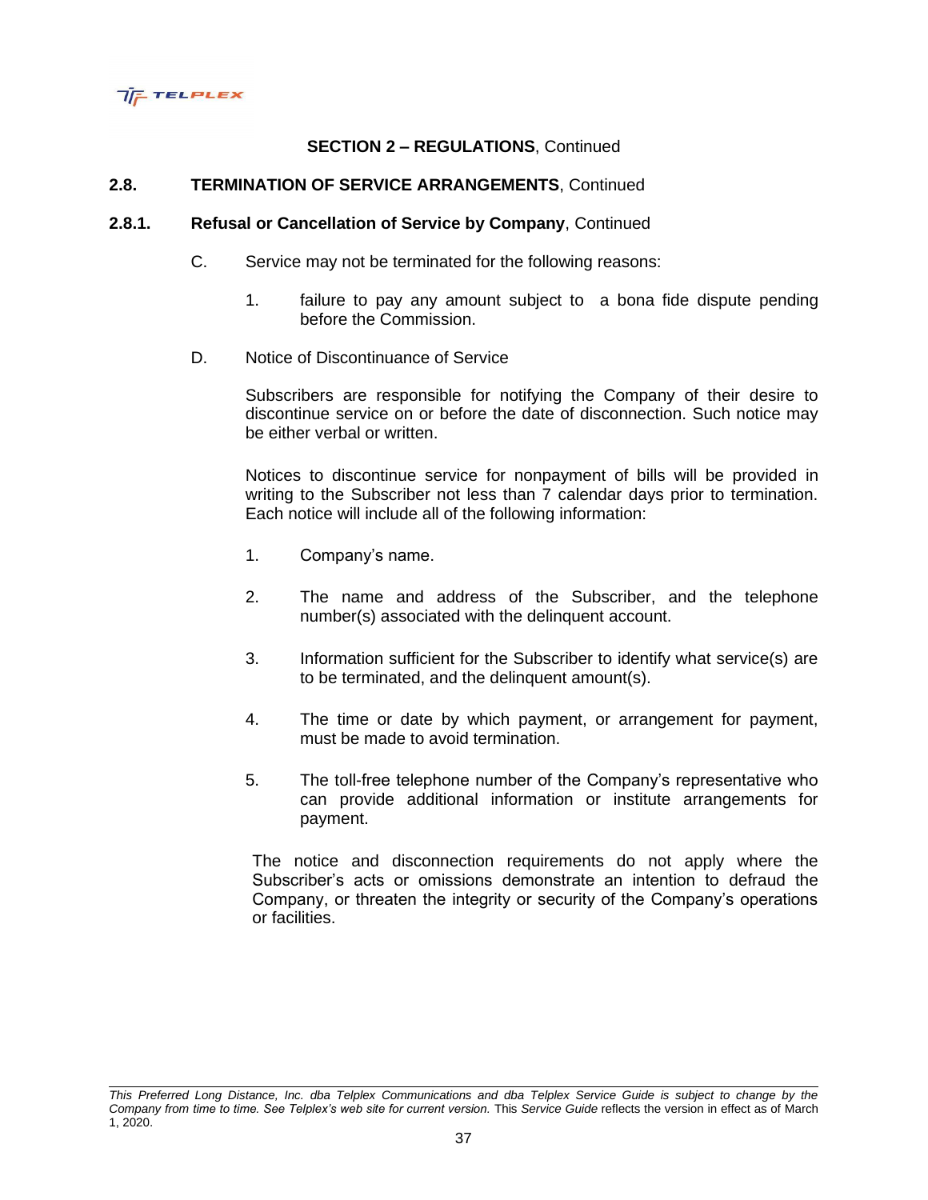## SECTION 2 – REGULATIONS, Continued

### 2.8. TERMINATION OF SERVICE ARRANGEMENTS, Continued

### 2.8.1. Refusal or Cancellation of Service by Company, Continued

C. Service may not be terminated for the following reasons:

1. failure to pay any amount subject to a bona fide dispute pending before the Commission.

D. Notice of Discontinuance of Service

Subscribers are responsible for notifying the Company of their desire to discontinue service on or before the date of disconnection. Such notice may be either verbal or written.

Notices to discontinue service for nonpayment of bills will be provided in writing to the Subscriber not less than 7 calendar days prior to termination. Each notice will include all of the following information:

1. Company's name.
2. The name and address of the Subscriber, and the telephone number(s) associated with the delinquent account.
3. Information sufficient for the Subscriber to identify what service(s) are to be terminated, and the delinquent amount(s).
4. The time or date by which payment, or arrangement for payment, must be made to avoid termination.
5. The toll-free telephone number of the Company's representative who can provide additional information or institute arrangements for payment.

The notice and disconnection requirements do not apply where the Subscriber's acts or omissions demonstrate an intention to defraud the Company, or threaten the integrity or security of the Company's operations or facilities.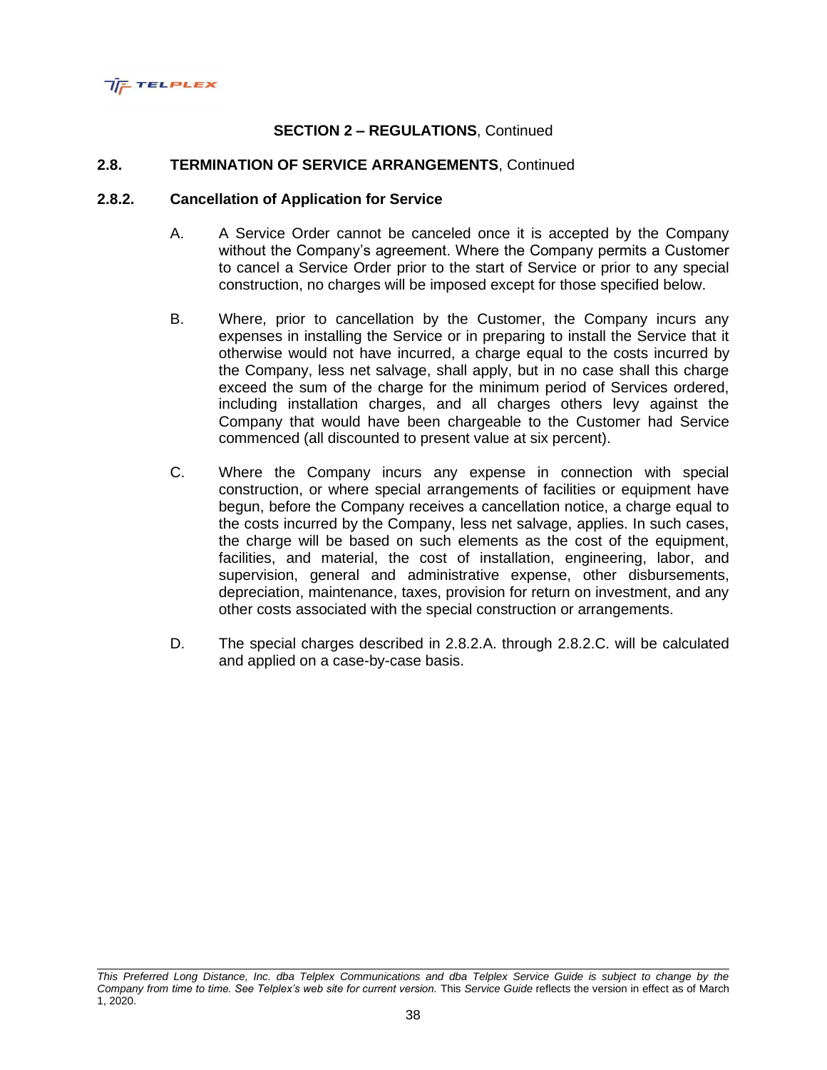## SECTION 2 – REGULATIONS, Continued

### 2.8. TERMINATION OF SERVICE ARRANGEMENTS, Continued

#### 2.8.2. Cancellation of Application for Service

A. A Service Order cannot be canceled once it is accepted by the Company without the Company's agreement. Where the Company permits a Customer to cancel a Service Order prior to the start of Service or prior to any special construction, no charges will be imposed except for those specified below.

B. Where, prior to cancellation by the Customer, the Company incurs any expenses in installing the Service or in preparing to install the Service that it otherwise would not have incurred, a charge equal to the costs incurred by the Company, less net salvage, shall apply, but in no case shall this charge exceed the sum of the charge for the minimum period of Services ordered, including installation charges, and all charges others levy against the Company that would have been chargeable to the Customer had Service commenced (all discounted to present value at six percent).

C. Where the Company incurs any expense in connection with special construction, or where special arrangements of facilities or equipment have begun, before the Company receives a cancellation notice, a charge equal to the costs incurred by the Company, less net salvage, applies. In such cases, the charge will be based on such elements as the cost of the equipment, facilities, and material, the cost of installation, engineering, labor, and supervision, general and administrative expense, other disbursements, depreciation, maintenance, taxes, provision for return on investment, and any other costs associated with the special construction or arrangements.

D. The special charges described in 2.8.2.A. through 2.8.2.C. will be calculated and applied on a case-by-case basis.

*This Preferred Long Distance, Inc. dba Telplex Communications and dba Telplex Service Guide is subject to change by the Company from time to time. See Telplex's web site for current version.* This *Service Guide* reflects the version in effect as of March 1, 2020.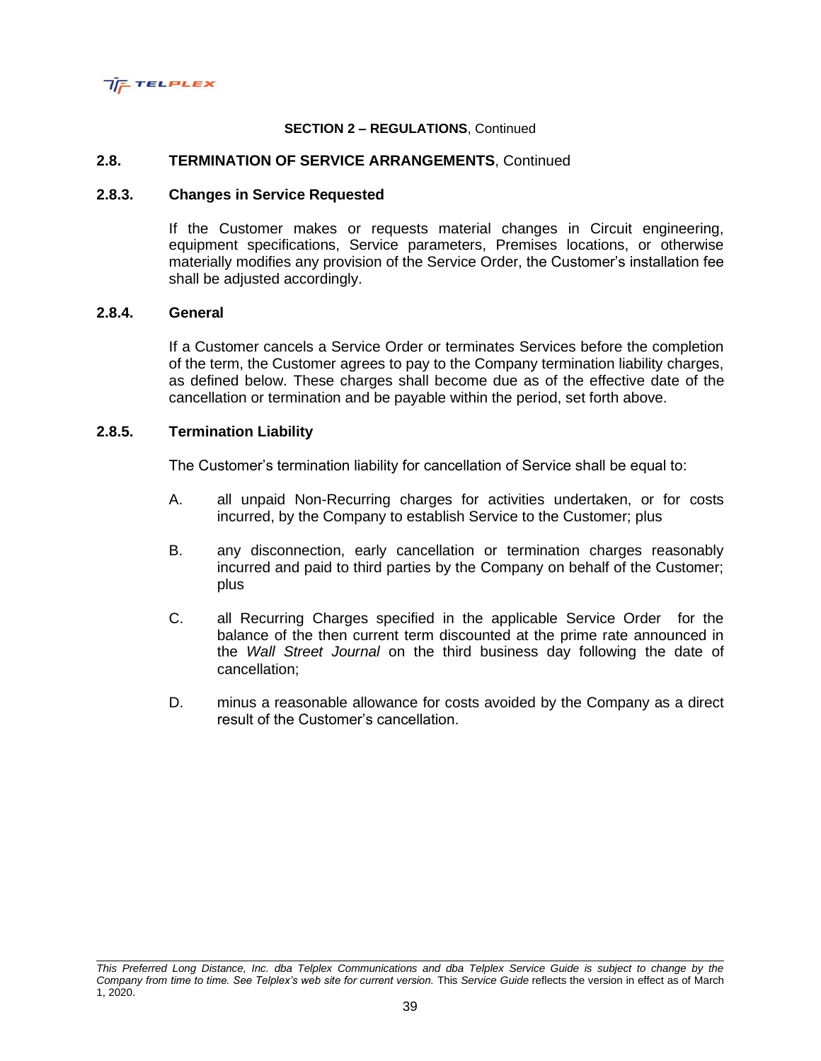**SECTION 2 – REGULATIONS**, Continued

## 2.8. TERMINATION OF SERVICE ARRANGEMENTS, Continued

### 2.8.3. Changes in Service Requested

If the Customer makes or requests material changes in Circuit engineering, equipment specifications, Service parameters, Premises locations, or otherwise materially modifies any provision of the Service Order, the Customer's installation fee shall be adjusted accordingly.

### 2.8.4. General

If a Customer cancels a Service Order or terminates Services before the completion of the term, the Customer agrees to pay to the Company termination liability charges, as defined below. These charges shall become due as of the effective date of the cancellation or termination and be payable within the period, set forth above.

### 2.8.5. Termination Liability

The Customer's termination liability for cancellation of Service shall be equal to:

A. all unpaid Non-Recurring charges for activities undertaken, or for costs incurred, by the Company to establish Service to the Customer; plus

B. any disconnection, early cancellation or termination charges reasonably incurred and paid to third parties by the Company on behalf of the Customer; plus

C. all Recurring Charges specified in the applicable Service Order for the balance of the then current term discounted at the prime rate announced in the *Wall Street Journal* on the third business day following the date of cancellation;

D. minus a reasonable allowance for costs avoided by the Company as a direct result of the Customer's cancellation.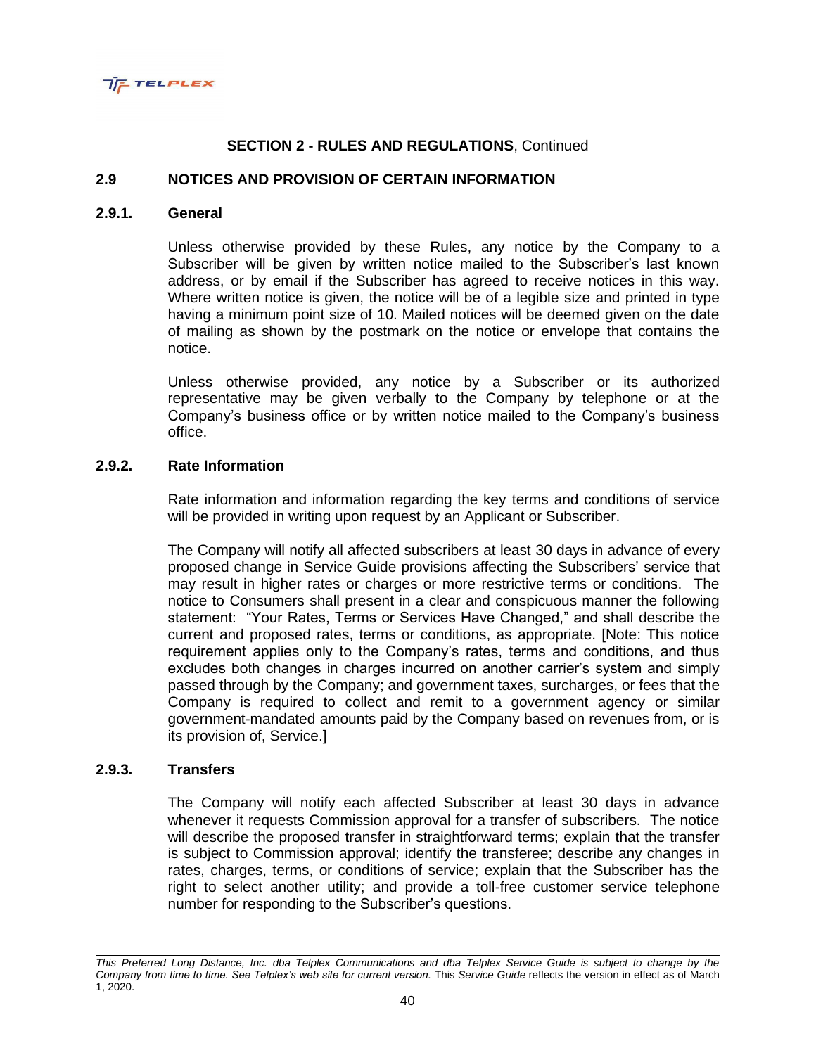**SECTION 2 - RULES AND REGULATIONS**, Continued

## 2.9 NOTICES AND PROVISION OF CERTAIN INFORMATION

### 2.9.1. General

Unless otherwise provided by these Rules, any notice by the Company to a Subscriber will be given by written notice mailed to the Subscriber's last known address, or by email if the Subscriber has agreed to receive notices in this way. Where written notice is given, the notice will be of a legible size and printed in type having a minimum point size of 10. Mailed notices will be deemed given on the date of mailing as shown by the postmark on the notice or envelope that contains the notice.

Unless otherwise provided, any notice by a Subscriber or its authorized representative may be given verbally to the Company by telephone or at the Company's business office or by written notice mailed to the Company's business office.

### 2.9.2. Rate Information

Rate information and information regarding the key terms and conditions of service will be provided in writing upon request by an Applicant or Subscriber.

The Company will notify all affected subscribers at least 30 days in advance of every proposed change in Service Guide provisions affecting the Subscribers' service that may result in higher rates or charges or more restrictive terms or conditions. The notice to Consumers shall present in a clear and conspicuous manner the following statement: "Your Rates, Terms or Services Have Changed," and shall describe the current and proposed rates, terms or conditions, as appropriate. [Note: This notice requirement applies only to the Company's rates, terms and conditions, and thus excludes both changes in charges incurred on another carrier's system and simply passed through by the Company; and government taxes, surcharges, or fees that the Company is required to collect and remit to a government agency or similar government-mandated amounts paid by the Company based on revenues from, or is its provision of, Service.]

### 2.9.3. Transfers

The Company will notify each affected Subscriber at least 30 days in advance whenever it requests Commission approval for a transfer of subscribers. The notice will describe the proposed transfer in straightforward terms; explain that the transfer is subject to Commission approval; identify the transferee; describe any changes in rates, charges, terms, or conditions of service; explain that the Subscriber has the right to select another utility; and provide a toll-free customer service telephone number for responding to the Subscriber's questions.

*This Preferred Long Distance, Inc. dba Telplex Communications and dba Telplex Service Guide is subject to change by the Company from time to time. See Telplex's web site for current version.* This *Service Guide* reflects the version in effect as of March 1, 2020.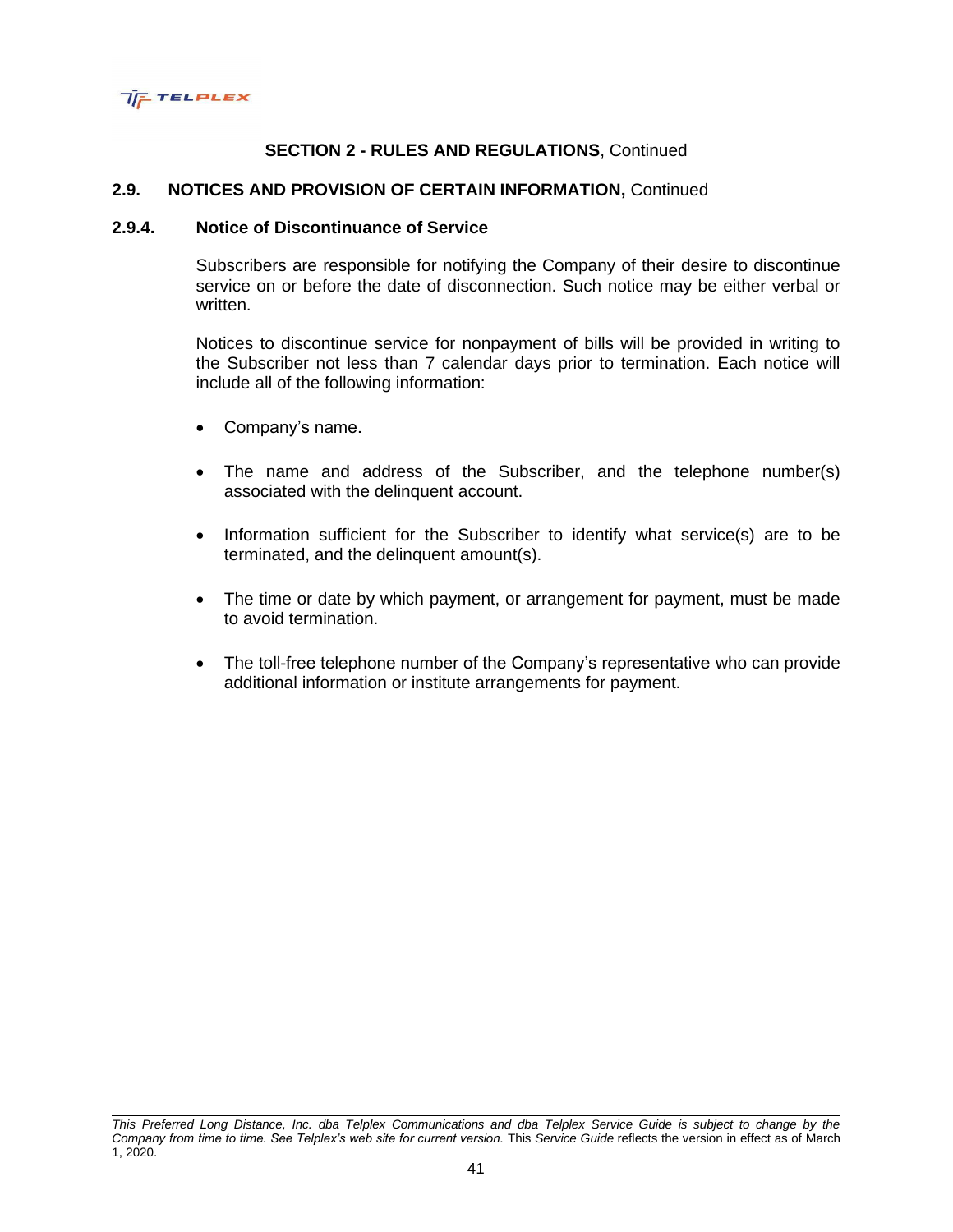## SECTION 2 - RULES AND REGULATIONS, Continued

### 2.9. NOTICES AND PROVISION OF CERTAIN INFORMATION, Continued

#### 2.9.4. Notice of Discontinuance of Service

Subscribers are responsible for notifying the Company of their desire to discontinue service on or before the date of disconnection. Such notice may be either verbal or written.

Notices to discontinue service for nonpayment of bills will be provided in writing to the Subscriber not less than 7 calendar days prior to termination. Each notice will include all of the following information:

- Company's name.
- The name and address of the Subscriber, and the telephone number(s) associated with the delinquent account.
- Information sufficient for the Subscriber to identify what service(s) are to be terminated, and the delinquent amount(s).
- The time or date by which payment, or arrangement for payment, must be made to avoid termination.
- The toll-free telephone number of the Company's representative who can provide additional information or institute arrangements for payment.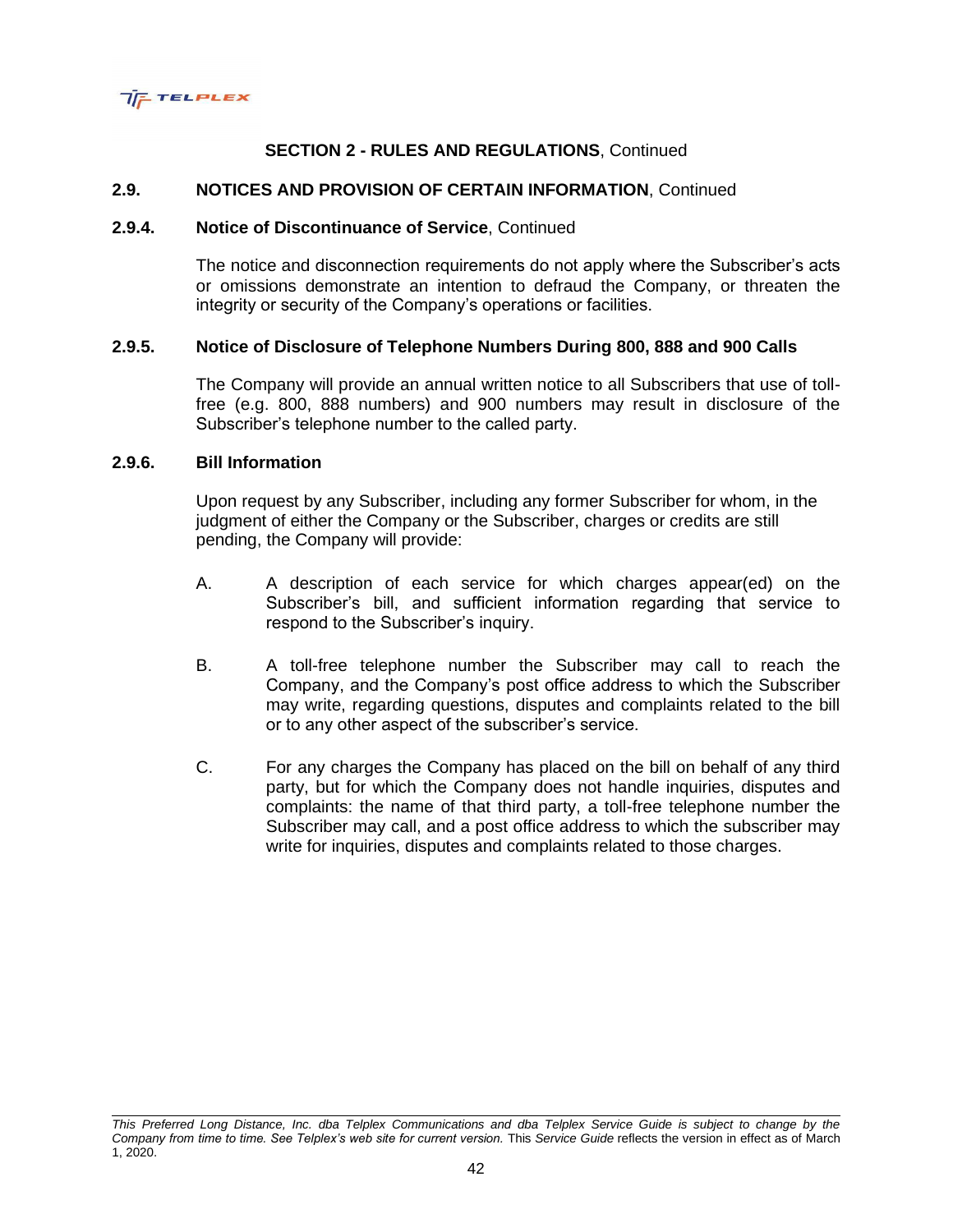## SECTION 2 - RULES AND REGULATIONS, Continued

### 2.9. NOTICES AND PROVISION OF CERTAIN INFORMATION, Continued

#### 2.9.4. Notice of Discontinuance of Service, Continued

The notice and disconnection requirements do not apply where the Subscriber's acts or omissions demonstrate an intention to defraud the Company, or threaten the integrity or security of the Company's operations or facilities.

#### 2.9.5. Notice of Disclosure of Telephone Numbers During 800, 888 and 900 Calls

The Company will provide an annual written notice to all Subscribers that use of toll-free (e.g. 800, 888 numbers) and 900 numbers may result in disclosure of the Subscriber's telephone number to the called party.

#### 2.9.6. Bill Information

Upon request by any Subscriber, including any former Subscriber for whom, in the judgment of either the Company or the Subscriber, charges or credits are still pending, the Company will provide:

A. A description of each service for which charges appear(ed) on the Subscriber's bill, and sufficient information regarding that service to respond to the Subscriber's inquiry.

B. A toll-free telephone number the Subscriber may call to reach the Company, and the Company's post office address to which the Subscriber may write, regarding questions, disputes and complaints related to the bill or to any other aspect of the subscriber's service.

C. For any charges the Company has placed on the bill on behalf of any third party, but for which the Company does not handle inquiries, disputes and complaints: the name of that third party, a toll-free telephone number the Subscriber may call, and a post office address to which the subscriber may write for inquiries, disputes and complaints related to those charges.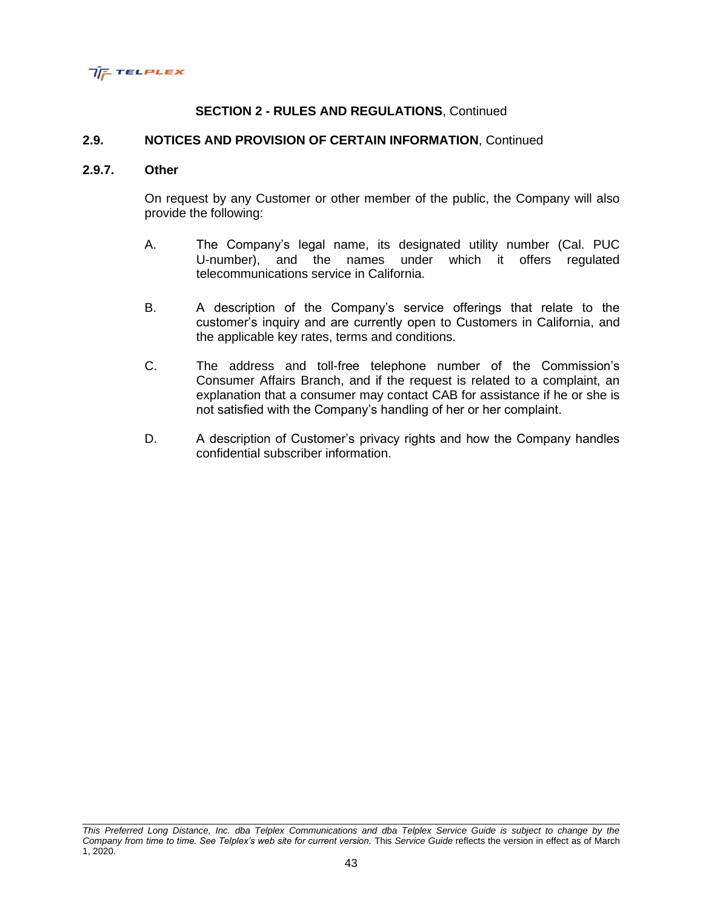**SECTION 2 - RULES AND REGULATIONS**, Continued

**2.9. NOTICES AND PROVISION OF CERTAIN INFORMATION**, Continued

**2.9.7. Other**

On request by any Customer or other member of the public, the Company will also provide the following:

A. The Company's legal name, its designated utility number (Cal. PUC U-number), and the names under which it offers regulated telecommunications service in California.

B. A description of the Company's service offerings that relate to the customer's inquiry and are currently open to Customers in California, and the applicable key rates, terms and conditions.

C. The address and toll-free telephone number of the Commission's Consumer Affairs Branch, and if the request is related to a complaint, an explanation that a consumer may contact CAB for assistance if he or she is not satisfied with the Company's handling of her or her complaint.

D. A description of Customer's privacy rights and how the Company handles confidential subscriber information.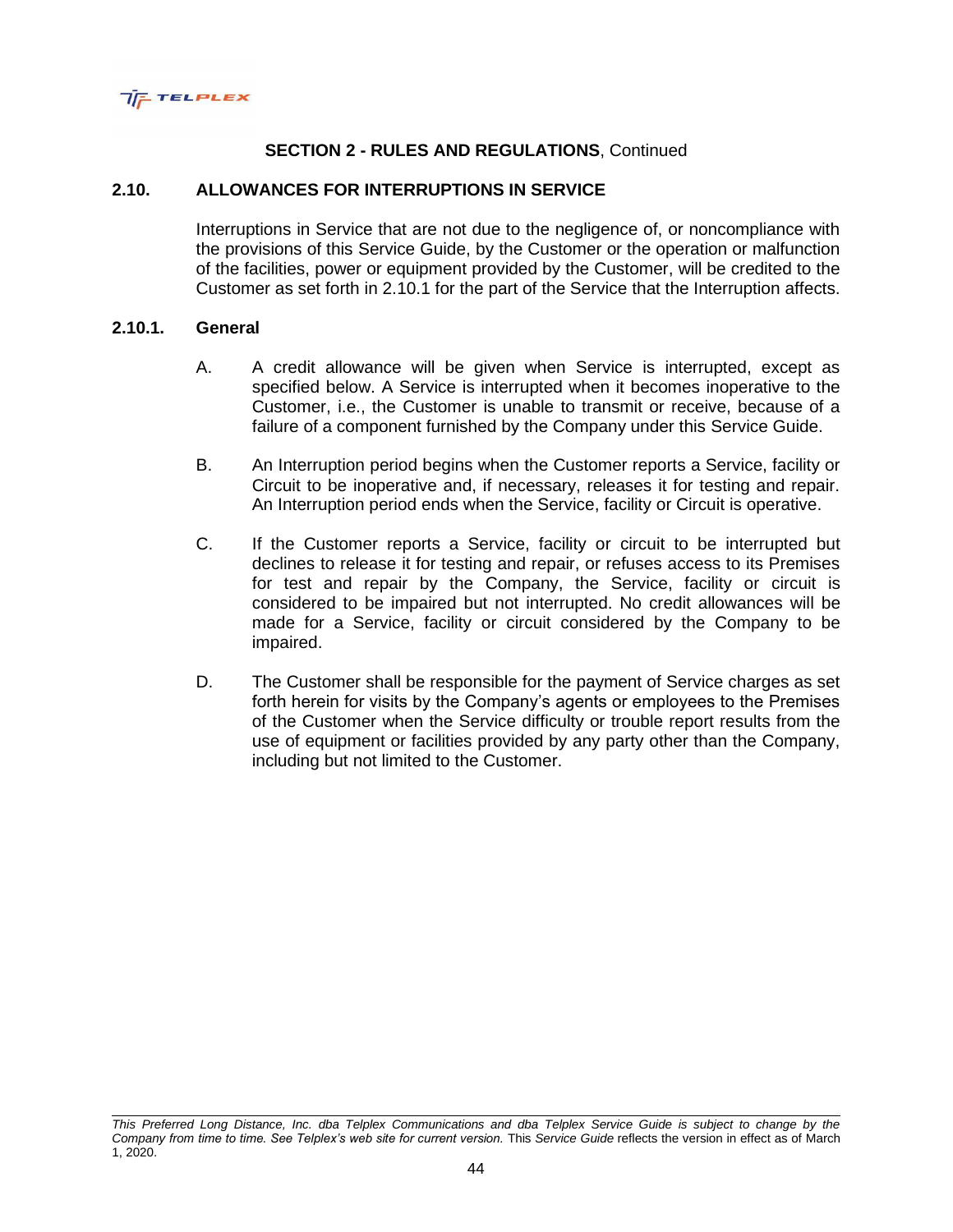**SECTION 2 - RULES AND REGULATIONS**, Continued

## 2.10. ALLOWANCES FOR INTERRUPTIONS IN SERVICE

Interruptions in Service that are not due to the negligence of, or noncompliance with the provisions of this Service Guide, by the Customer or the operation or malfunction of the facilities, power or equipment provided by the Customer, will be credited to the Customer as set forth in 2.10.1 for the part of the Service that the Interruption affects.

### 2.10.1. General

A. A credit allowance will be given when Service is interrupted, except as specified below. A Service is interrupted when it becomes inoperative to the Customer, i.e., the Customer is unable to transmit or receive, because of a failure of a component furnished by the Company under this Service Guide.

B. An Interruption period begins when the Customer reports a Service, facility or Circuit to be inoperative and, if necessary, releases it for testing and repair. An Interruption period ends when the Service, facility or Circuit is operative.

C. If the Customer reports a Service, facility or circuit to be interrupted but declines to release it for testing and repair, or refuses access to its Premises for test and repair by the Company, the Service, facility or circuit is considered to be impaired but not interrupted. No credit allowances will be made for a Service, facility or circuit considered by the Company to be impaired.

D. The Customer shall be responsible for the payment of Service charges as set forth herein for visits by the Company's agents or employees to the Premises of the Customer when the Service difficulty or trouble report results from the use of equipment or facilities provided by any party other than the Company, including but not limited to the Customer.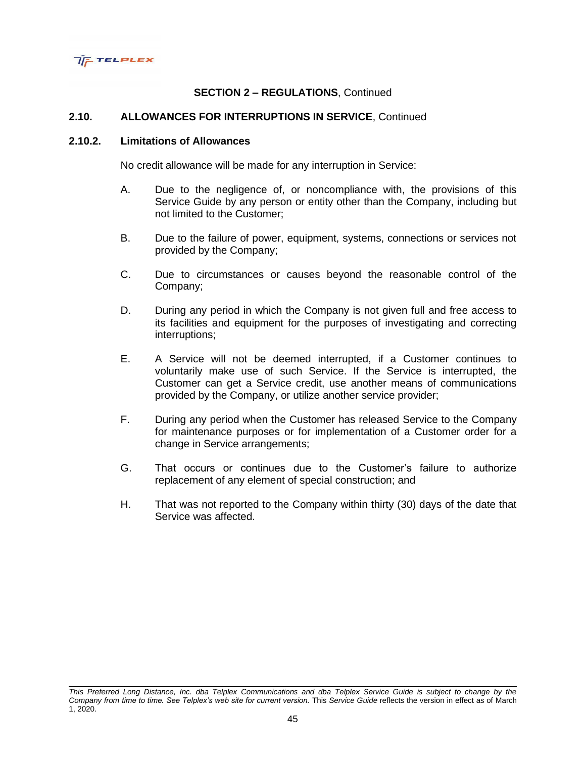**SECTION 2 – REGULATIONS**, Continued

## 2.10. ALLOWANCES FOR INTERRUPTIONS IN SERVICE, Continued

### 2.10.2. Limitations of Allowances

No credit allowance will be made for any interruption in Service:

A. Due to the negligence of, or noncompliance with, the provisions of this Service Guide by any person or entity other than the Company, including but not limited to the Customer;

B. Due to the failure of power, equipment, systems, connections or services not provided by the Company;

C. Due to circumstances or causes beyond the reasonable control of the Company;

D. During any period in which the Company is not given full and free access to its facilities and equipment for the purposes of investigating and correcting interruptions;

E. A Service will not be deemed interrupted, if a Customer continues to voluntarily make use of such Service. If the Service is interrupted, the Customer can get a Service credit, use another means of communications provided by the Company, or utilize another service provider;

F. During any period when the Customer has released Service to the Company for maintenance purposes or for implementation of a Customer order for a change in Service arrangements;

G. That occurs or continues due to the Customer's failure to authorize replacement of any element of special construction; and

H. That was not reported to the Company within thirty (30) days of the date that Service was affected.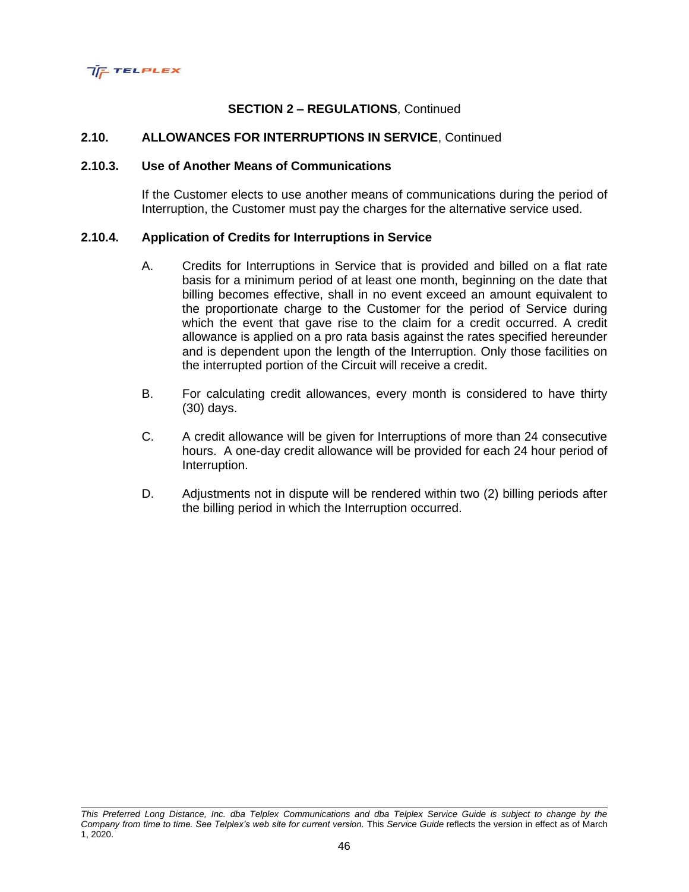## SECTION 2 – REGULATIONS, Continued

### 2.10. ALLOWANCES FOR INTERRUPTIONS IN SERVICE, Continued

#### 2.10.3. Use of Another Means of Communications

If the Customer elects to use another means of communications during the period of Interruption, the Customer must pay the charges for the alternative service used.

#### 2.10.4. Application of Credits for Interruptions in Service

A. Credits for Interruptions in Service that is provided and billed on a flat rate basis for a minimum period of at least one month, beginning on the date that billing becomes effective, shall in no event exceed an amount equivalent to the proportionate charge to the Customer for the period of Service during which the event that gave rise to the claim for a credit occurred. A credit allowance is applied on a pro rata basis against the rates specified hereunder and is dependent upon the length of the Interruption. Only those facilities on the interrupted portion of the Circuit will receive a credit.

B. For calculating credit allowances, every month is considered to have thirty (30) days.

C. A credit allowance will be given for Interruptions of more than 24 consecutive hours. A one-day credit allowance will be provided for each 24 hour period of Interruption.

D. Adjustments not in dispute will be rendered within two (2) billing periods after the billing period in which the Interruption occurred.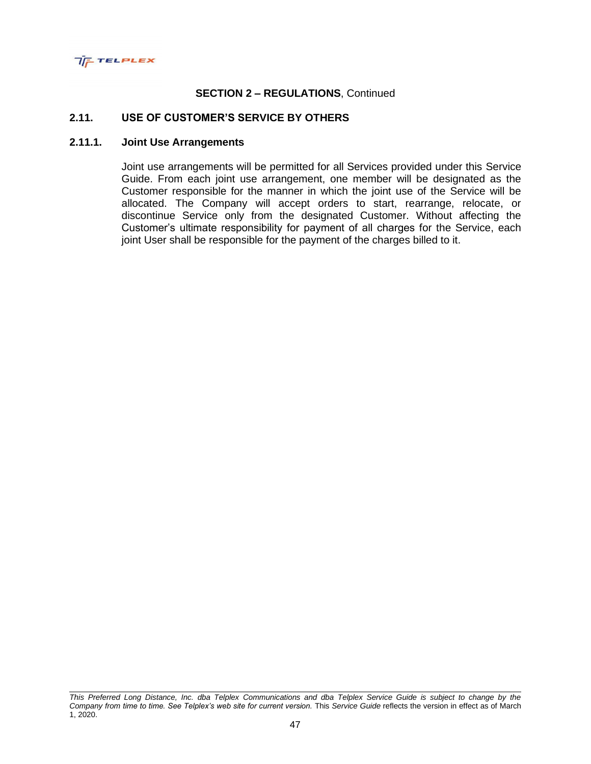**SECTION 2 – REGULATIONS**, Continued

## 2.11. USE OF CUSTOMER'S SERVICE BY OTHERS

### 2.11.1. Joint Use Arrangements

Joint use arrangements will be permitted for all Services provided under this Service Guide. From each joint use arrangement, one member will be designated as the Customer responsible for the manner in which the joint use of the Service will be allocated. The Company will accept orders to start, rearrange, relocate, or discontinue Service only from the designated Customer. Without affecting the Customer's ultimate responsibility for payment of all charges for the Service, each joint User shall be responsible for the payment of the charges billed to it.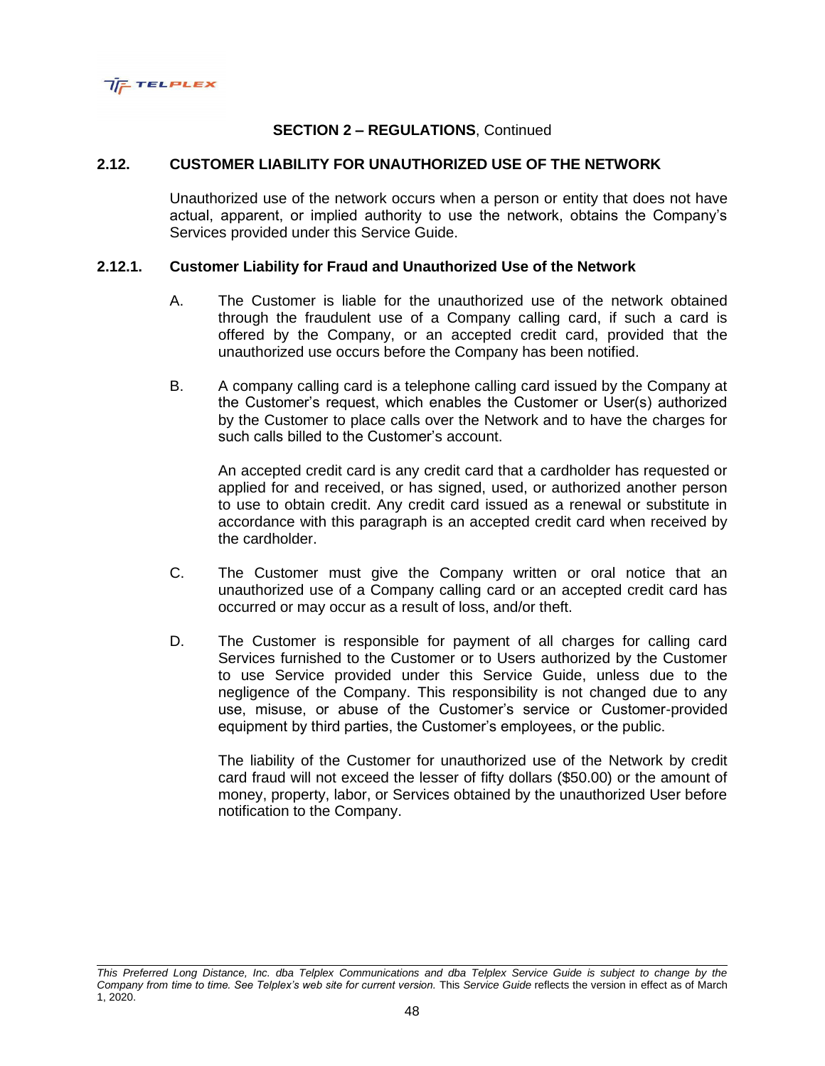## SECTION 2 – REGULATIONS, Continued

### 2.12. CUSTOMER LIABILITY FOR UNAUTHORIZED USE OF THE NETWORK

Unauthorized use of the network occurs when a person or entity that does not have actual, apparent, or implied authority to use the network, obtains the Company's Services provided under this Service Guide.

### 2.12.1. Customer Liability for Fraud and Unauthorized Use of the Network

A. The Customer is liable for the unauthorized use of the network obtained through the fraudulent use of a Company calling card, if such a card is offered by the Company, or an accepted credit card, provided that the unauthorized use occurs before the Company has been notified.

B. A company calling card is a telephone calling card issued by the Company at the Customer's request, which enables the Customer or User(s) authorized by the Customer to place calls over the Network and to have the charges for such calls billed to the Customer's account.

An accepted credit card is any credit card that a cardholder has requested or applied for and received, or has signed, used, or authorized another person to use to obtain credit. Any credit card issued as a renewal or substitute in accordance with this paragraph is an accepted credit card when received by the cardholder.

C. The Customer must give the Company written or oral notice that an unauthorized use of a Company calling card or an accepted credit card has occurred or may occur as a result of loss, and/or theft.

D. The Customer is responsible for payment of all charges for calling card Services furnished to the Customer or to Users authorized by the Customer to use Service provided under this Service Guide, unless due to the negligence of the Company. This responsibility is not changed due to any use, misuse, or abuse of the Customer's service or Customer-provided equipment by third parties, the Customer's employees, or the public.

The liability of the Customer for unauthorized use of the Network by credit card fraud will not exceed the lesser of fifty dollars ($50.00) or the amount of money, property, labor, or Services obtained by the unauthorized User before notification to the Company.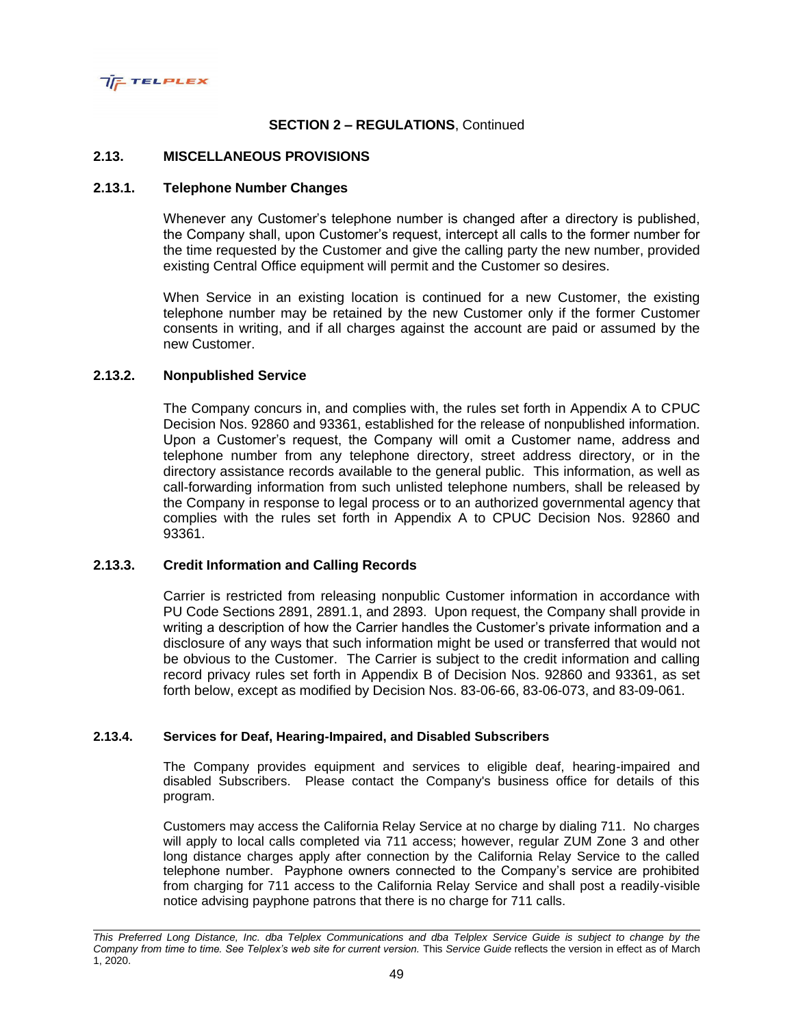**SECTION 2 – REGULATIONS**, Continued

## 2.13. MISCELLANEOUS PROVISIONS

### 2.13.1. Telephone Number Changes

Whenever any Customer's telephone number is changed after a directory is published, the Company shall, upon Customer's request, intercept all calls to the former number for the time requested by the Customer and give the calling party the new number, provided existing Central Office equipment will permit and the Customer so desires.

When Service in an existing location is continued for a new Customer, the existing telephone number may be retained by the new Customer only if the former Customer consents in writing, and if all charges against the account are paid or assumed by the new Customer.

### 2.13.2. Nonpublished Service

The Company concurs in, and complies with, the rules set forth in Appendix A to CPUC Decision Nos. 92860 and 93361, established for the release of nonpublished information. Upon a Customer's request, the Company will omit a Customer name, address and telephone number from any telephone directory, street address directory, or in the directory assistance records available to the general public. This information, as well as call-forwarding information from such unlisted telephone numbers, shall be released by the Company in response to legal process or to an authorized governmental agency that complies with the rules set forth in Appendix A to CPUC Decision Nos. 92860 and 93361.

### 2.13.3. Credit Information and Calling Records

Carrier is restricted from releasing nonpublic Customer information in accordance with PU Code Sections 2891, 2891.1, and 2893. Upon request, the Company shall provide in writing a description of how the Carrier handles the Customer's private information and a disclosure of any ways that such information might be used or transferred that would not be obvious to the Customer. The Carrier is subject to the credit information and calling record privacy rules set forth in Appendix B of Decision Nos. 92860 and 93361, as set forth below, except as modified by Decision Nos. 83-06-66, 83-06-073, and 83-09-061.

### 2.13.4. Services for Deaf, Hearing-Impaired, and Disabled Subscribers

The Company provides equipment and services to eligible deaf, hearing-impaired and disabled Subscribers. Please contact the Company's business office for details of this program.

Customers may access the California Relay Service at no charge by dialing 711. No charges will apply to local calls completed via 711 access; however, regular ZUM Zone 3 and other long distance charges apply after connection by the California Relay Service to the called telephone number. Payphone owners connected to the Company's service are prohibited from charging for 711 access to the California Relay Service and shall post a readily-visible notice advising payphone patrons that there is no charge for 711 calls.

*This Preferred Long Distance, Inc. dba Telplex Communications and dba Telplex Service Guide is subject to change by the Company from time to time. See Telplex's web site for current version.* This *Service Guide* reflects the version in effect as of March 1, 2020.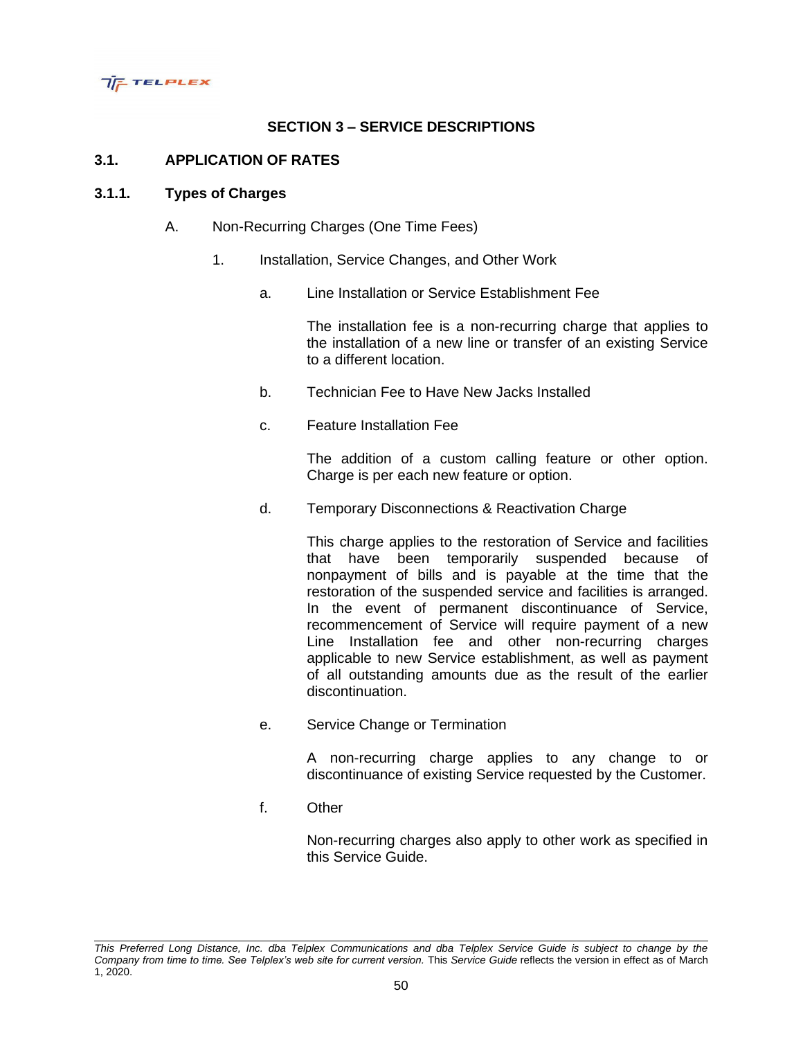## SECTION 3 – SERVICE DESCRIPTIONS

### 3.1. APPLICATION OF RATES

#### 3.1.1. Types of Charges

A. Non-Recurring Charges (One Time Fees)

1. Installation, Service Changes, and Other Work

   a. Line Installation or Service Establishment Fee

      The installation fee is a non-recurring charge that applies to the installation of a new line or transfer of an existing Service to a different location.

   b. Technician Fee to Have New Jacks Installed

   c. Feature Installation Fee

      The addition of a custom calling feature or other option. Charge is per each new feature or option.

   d. Temporary Disconnections & Reactivation Charge

      This charge applies to the restoration of Service and facilities that have been temporarily suspended because of nonpayment of bills and is payable at the time that the restoration of the suspended service and facilities is arranged. In the event of permanent discontinuance of Service, recommencement of Service will require payment of a new Line Installation fee and other non-recurring charges applicable to new Service establishment, as well as payment of all outstanding amounts due as the result of the earlier discontinuation.

   e. Service Change or Termination

      A non-recurring charge applies to any change to or discontinuance of existing Service requested by the Customer.

   f. Other

      Non-recurring charges also apply to other work as specified in this Service Guide.

*This Preferred Long Distance, Inc. dba Telplex Communications and dba Telplex Service Guide is subject to change by the Company from time to time. See Telplex's web site for current version.* This *Service Guide* reflects the version in effect as of March 1, 2020.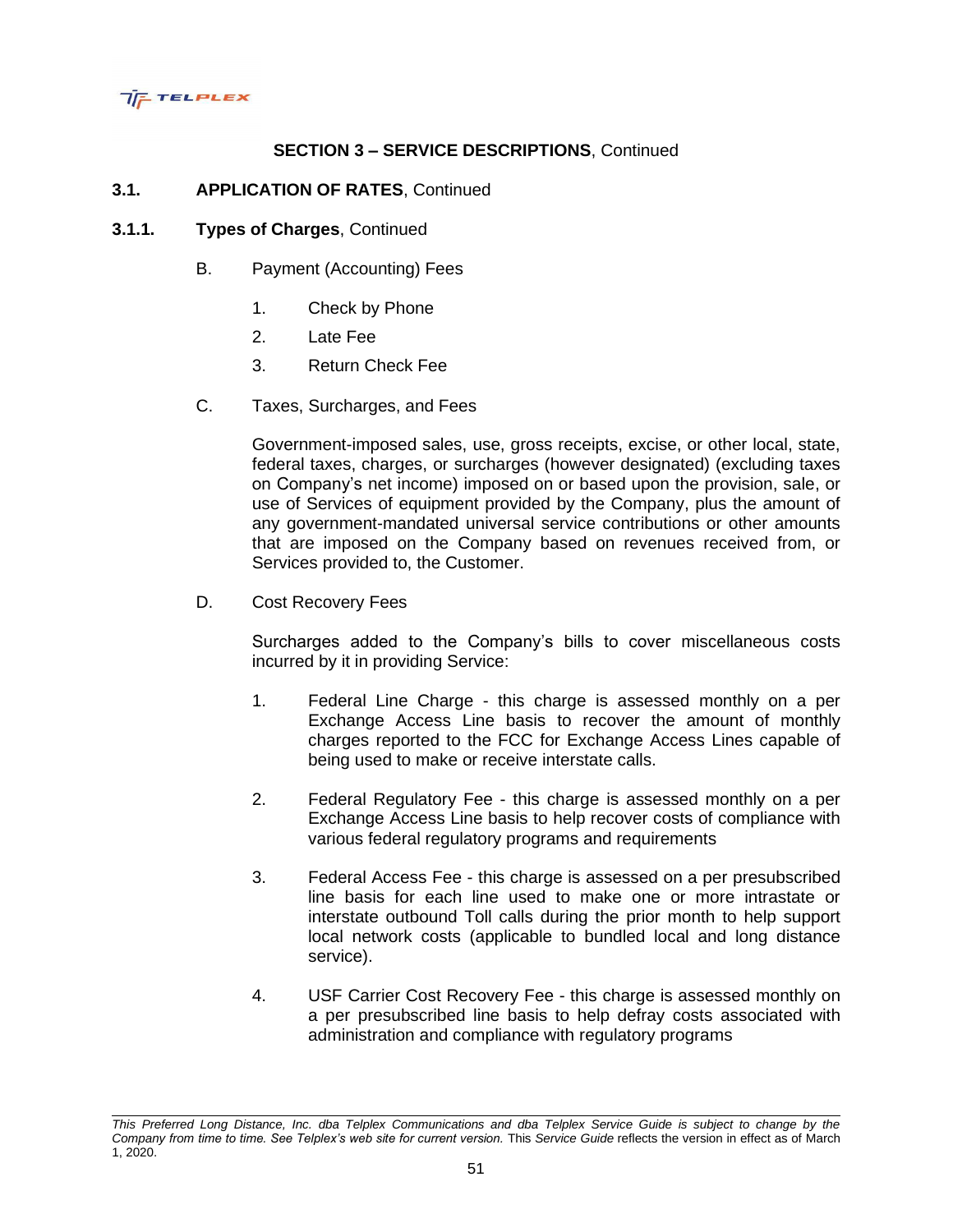## SECTION 3 – SERVICE DESCRIPTIONS, Continued

### 3.1. APPLICATION OF RATES, Continued

#### 3.1.1. Types of Charges, Continued

B. Payment (Accounting) Fees

1. Check by Phone
2. Late Fee
3. Return Check Fee

C. Taxes, Surcharges, and Fees

Government-imposed sales, use, gross receipts, excise, or other local, state, federal taxes, charges, or surcharges (however designated) (excluding taxes on Company's net income) imposed on or based upon the provision, sale, or use of Services of equipment provided by the Company, plus the amount of any government-mandated universal service contributions or other amounts that are imposed on the Company based on revenues received from, or Services provided to, the Customer.

D. Cost Recovery Fees

Surcharges added to the Company's bills to cover miscellaneous costs incurred by it in providing Service:

1. Federal Line Charge - this charge is assessed monthly on a per Exchange Access Line basis to recover the amount of monthly charges reported to the FCC for Exchange Access Lines capable of being used to make or receive interstate calls.

2. Federal Regulatory Fee - this charge is assessed monthly on a per Exchange Access Line basis to help recover costs of compliance with various federal regulatory programs and requirements

3. Federal Access Fee - this charge is assessed on a per presubscribed line basis for each line used to make one or more intrastate or interstate outbound Toll calls during the prior month to help support local network costs (applicable to bundled local and long distance service).

4. USF Carrier Cost Recovery Fee - this charge is assessed monthly on a per presubscribed line basis to help defray costs associated with administration and compliance with regulatory programs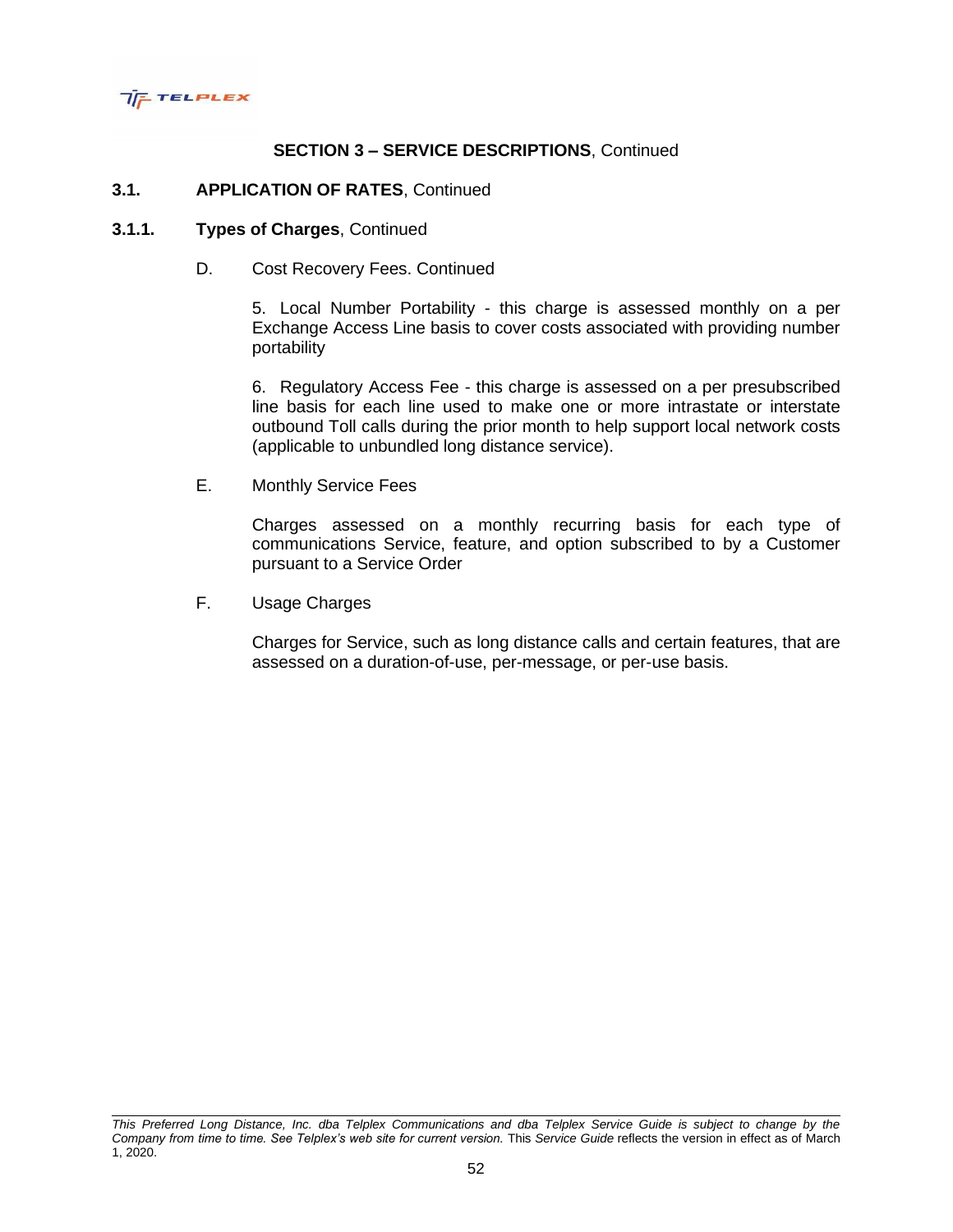## SECTION 3 – SERVICE DESCRIPTIONS, Continued

### 3.1. APPLICATION OF RATES, Continued

### 3.1.1. Types of Charges, Continued

D. Cost Recovery Fees. Continued

5. Local Number Portability - this charge is assessed monthly on a per Exchange Access Line basis to cover costs associated with providing number portability

6. Regulatory Access Fee - this charge is assessed on a per presubscribed line basis for each line used to make one or more intrastate or interstate outbound Toll calls during the prior month to help support local network costs (applicable to unbundled long distance service).

E. Monthly Service Fees

Charges assessed on a monthly recurring basis for each type of communications Service, feature, and option subscribed to by a Customer pursuant to a Service Order

F. Usage Charges

Charges for Service, such as long distance calls and certain features, that are assessed on a duration-of-use, per-message, or per-use basis.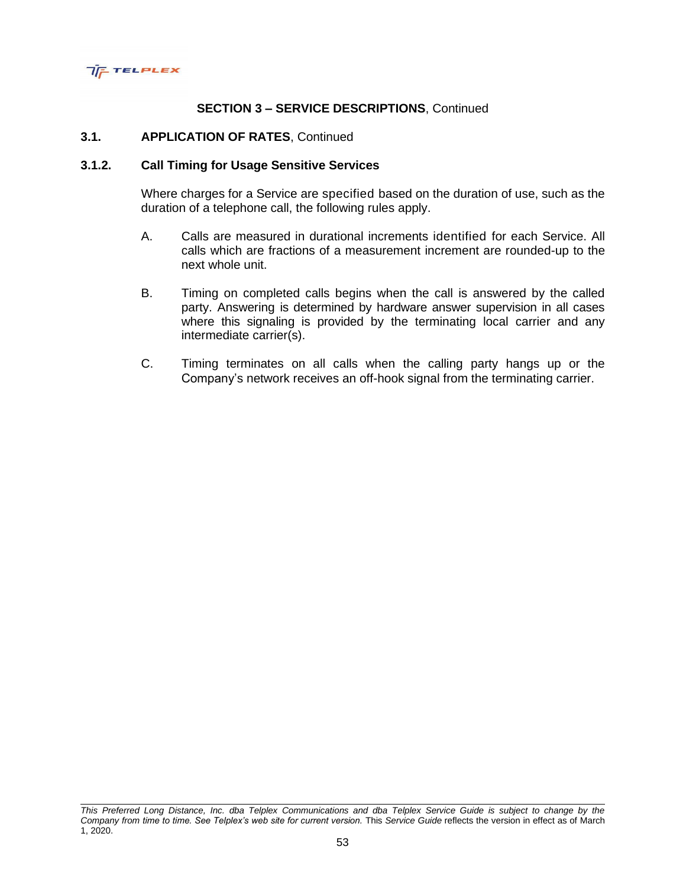**SECTION 3 – SERVICE DESCRIPTIONS**, Continued

**3.1. APPLICATION OF RATES**, Continued

**3.1.2. Call Timing for Usage Sensitive Services**

Where charges for a Service are specified based on the duration of use, such as the duration of a telephone call, the following rules apply.

A. Calls are measured in durational increments identified for each Service. All calls which are fractions of a measurement increment are rounded-up to the next whole unit.

B. Timing on completed calls begins when the call is answered by the called party. Answering is determined by hardware answer supervision in all cases where this signaling is provided by the terminating local carrier and any intermediate carrier(s).

C. Timing terminates on all calls when the calling party hangs up or the Company's network receives an off-hook signal from the terminating carrier.

*This Preferred Long Distance, Inc. dba Telplex Communications and dba Telplex Service Guide is subject to change by the Company from time to time. See Telplex's web site for current version.* This *Service Guide* reflects the version in effect as of March 1, 2020.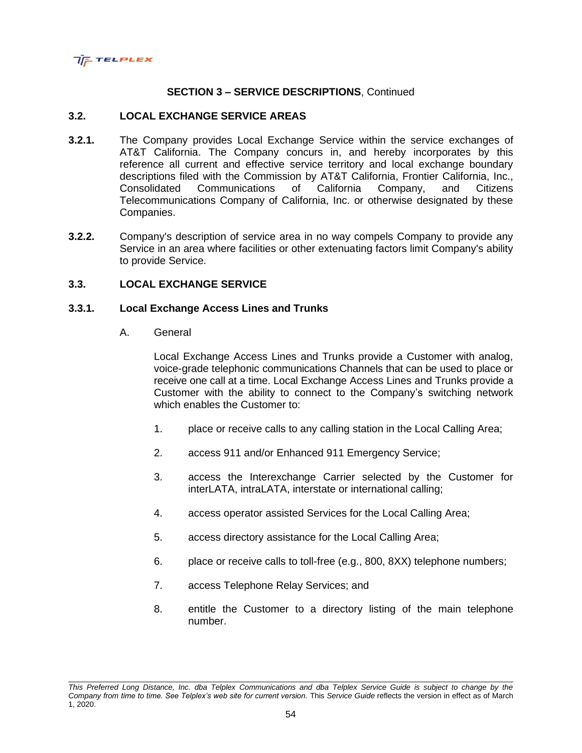**SECTION 3 – SERVICE DESCRIPTIONS**, Continued

## 3.2. LOCAL EXCHANGE SERVICE AREAS

**3.2.1.** The Company provides Local Exchange Service within the service exchanges of AT&T California. The Company concurs in, and hereby incorporates by this reference all current and effective service territory and local exchange boundary descriptions filed with the Commission by AT&T California, Frontier California, Inc., Consolidated Communications of California Company, and Citizens Telecommunications Company of California, Inc. or otherwise designated by these Companies.

**3.2.2.** Company's description of service area in no way compels Company to provide any Service in an area where facilities or other extenuating factors limit Company's ability to provide Service.

## 3.3. LOCAL EXCHANGE SERVICE

### 3.3.1. Local Exchange Access Lines and Trunks

A. General

Local Exchange Access Lines and Trunks provide a Customer with analog, voice-grade telephonic communications Channels that can be used to place or receive one call at a time. Local Exchange Access Lines and Trunks provide a Customer with the ability to connect to the Company's switching network which enables the Customer to:

1. place or receive calls to any calling station in the Local Calling Area;
2. access 911 and/or Enhanced 911 Emergency Service;
3. access the Interexchange Carrier selected by the Customer for interLATA, intraLATA, interstate or international calling;
4. access operator assisted Services for the Local Calling Area;
5. access directory assistance for the Local Calling Area;
6. place or receive calls to toll-free (e.g., 800, 8XX) telephone numbers;
7. access Telephone Relay Services; and
8. entitle the Customer to a directory listing of the main telephone number.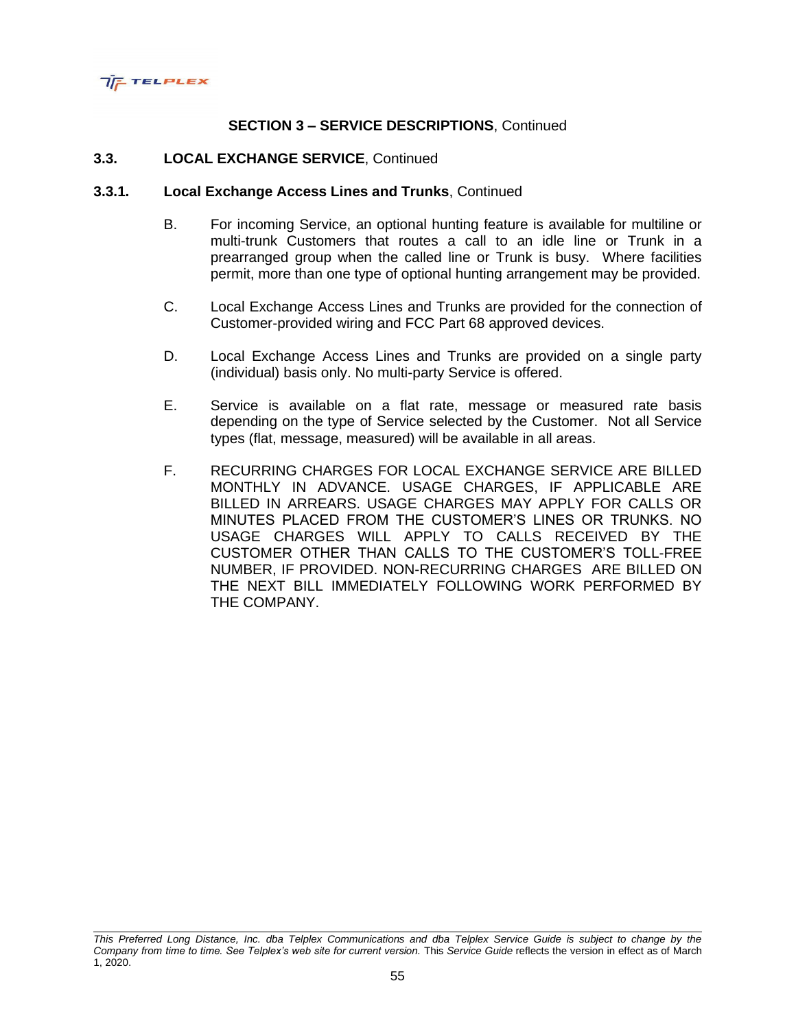**SECTION 3 – SERVICE DESCRIPTIONS**, Continued

**3.3. LOCAL EXCHANGE SERVICE**, Continued

**3.3.1. Local Exchange Access Lines and Trunks**, Continued

B. For incoming Service, an optional hunting feature is available for multiline or multi-trunk Customers that routes a call to an idle line or Trunk in a prearranged group when the called line or Trunk is busy. Where facilities permit, more than one type of optional hunting arrangement may be provided.

C. Local Exchange Access Lines and Trunks are provided for the connection of Customer-provided wiring and FCC Part 68 approved devices.

D. Local Exchange Access Lines and Trunks are provided on a single party (individual) basis only. No multi-party Service is offered.

E. Service is available on a flat rate, message or measured rate basis depending on the type of Service selected by the Customer. Not all Service types (flat, message, measured) will be available in all areas.

F. RECURRING CHARGES FOR LOCAL EXCHANGE SERVICE ARE BILLED MONTHLY IN ADVANCE. USAGE CHARGES, IF APPLICABLE ARE BILLED IN ARREARS. USAGE CHARGES MAY APPLY FOR CALLS OR MINUTES PLACED FROM THE CUSTOMER'S LINES OR TRUNKS. NO USAGE CHARGES WILL APPLY TO CALLS RECEIVED BY THE CUSTOMER OTHER THAN CALLS TO THE CUSTOMER'S TOLL-FREE NUMBER, IF PROVIDED. NON-RECURRING CHARGES ARE BILLED ON THE NEXT BILL IMMEDIATELY FOLLOWING WORK PERFORMED BY THE COMPANY.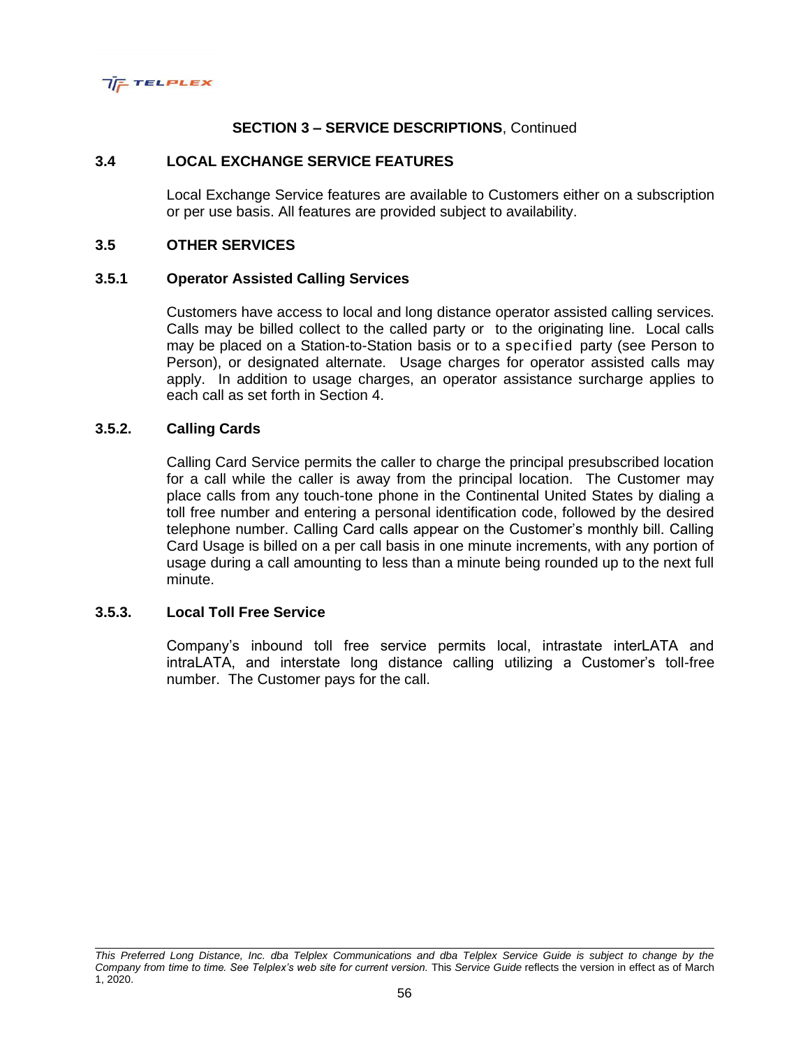**SECTION 3 – SERVICE DESCRIPTIONS**, Continued

## 3.4 LOCAL EXCHANGE SERVICE FEATURES

Local Exchange Service features are available to Customers either on a subscription or per use basis. All features are provided subject to availability.

## 3.5 OTHER SERVICES

### 3.5.1 Operator Assisted Calling Services

Customers have access to local and long distance operator assisted calling services. Calls may be billed collect to the called party or to the originating line. Local calls may be placed on a Station-to-Station basis or to a specified party (see Person to Person), or designated alternate. Usage charges for operator assisted calls may apply. In addition to usage charges, an operator assistance surcharge applies to each call as set forth in Section 4.

### 3.5.2. Calling Cards

Calling Card Service permits the caller to charge the principal presubscribed location for a call while the caller is away from the principal location. The Customer may place calls from any touch-tone phone in the Continental United States by dialing a toll free number and entering a personal identification code, followed by the desired telephone number. Calling Card calls appear on the Customer's monthly bill. Calling Card Usage is billed on a per call basis in one minute increments, with any portion of usage during a call amounting to less than a minute being rounded up to the next full minute.

### 3.5.3. Local Toll Free Service

Company's inbound toll free service permits local, intrastate interLATA and intraLATA, and interstate long distance calling utilizing a Customer's toll-free number. The Customer pays for the call.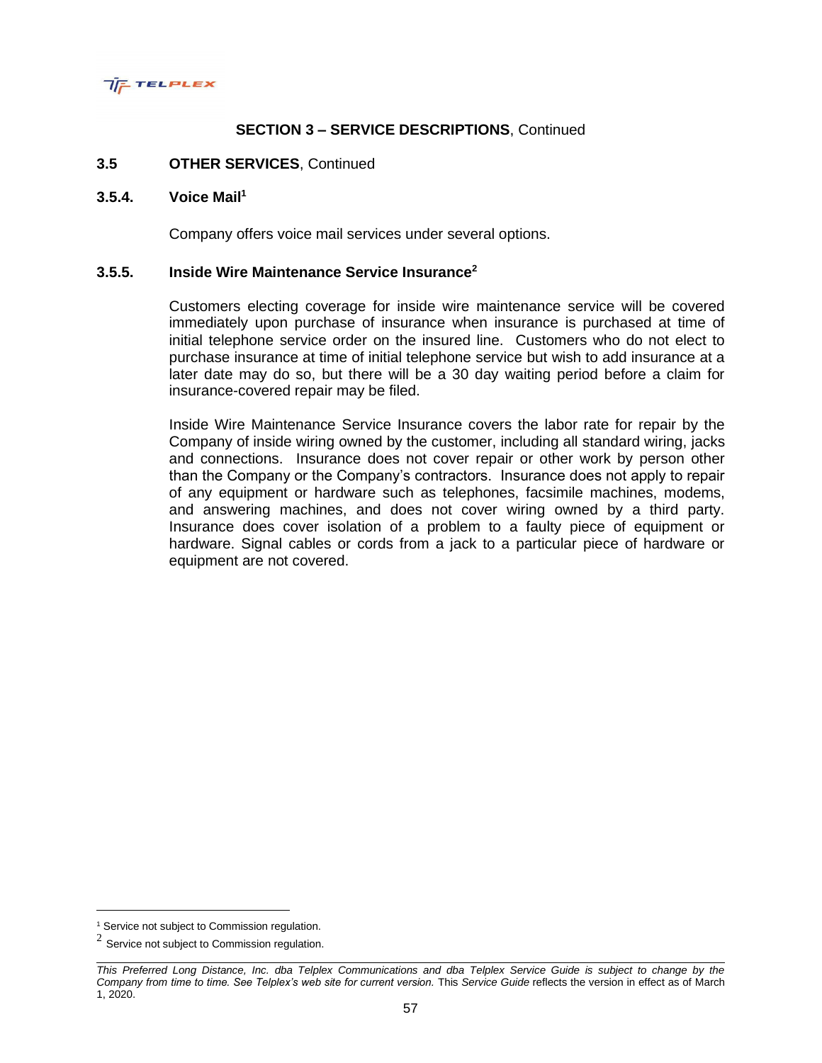## SECTION 3 – SERVICE DESCRIPTIONS, Continued

### 3.5 OTHER SERVICES, Continued

### 3.5.4. Voice Mail[1]

Company offers voice mail services under several options.

### 3.5.5. Inside Wire Maintenance Service Insurance[2]

Customers electing coverage for inside wire maintenance service will be covered immediately upon purchase of insurance when insurance is purchased at time of initial telephone service order on the insured line. Customers who do not elect to purchase insurance at time of initial telephone service but wish to add insurance at a later date may do so, but there will be a 30 day waiting period before a claim for insurance-covered repair may be filed.

Inside Wire Maintenance Service Insurance covers the labor rate for repair by the Company of inside wiring owned by the customer, including all standard wiring, jacks and connections. Insurance does not cover repair or other work by person other than the Company or the Company's contractors. Insurance does not apply to repair of any equipment or hardware such as telephones, facsimile machines, modems, and answering machines, and does not cover wiring owned by a third party. Insurance does cover isolation of a problem to a faulty piece of equipment or hardware. Signal cables or cords from a jack to a particular piece of hardware or equipment are not covered.

---

[1] Service not subject to Commission regulation.

[2] Service not subject to Commission regulation.

*This Preferred Long Distance, Inc. dba Telplex Communications and dba Telplex Service Guide is subject to change by the Company from time to time. See Telplex's web site for current version.* This *Service Guide* reflects the version in effect as of March 1, 2020.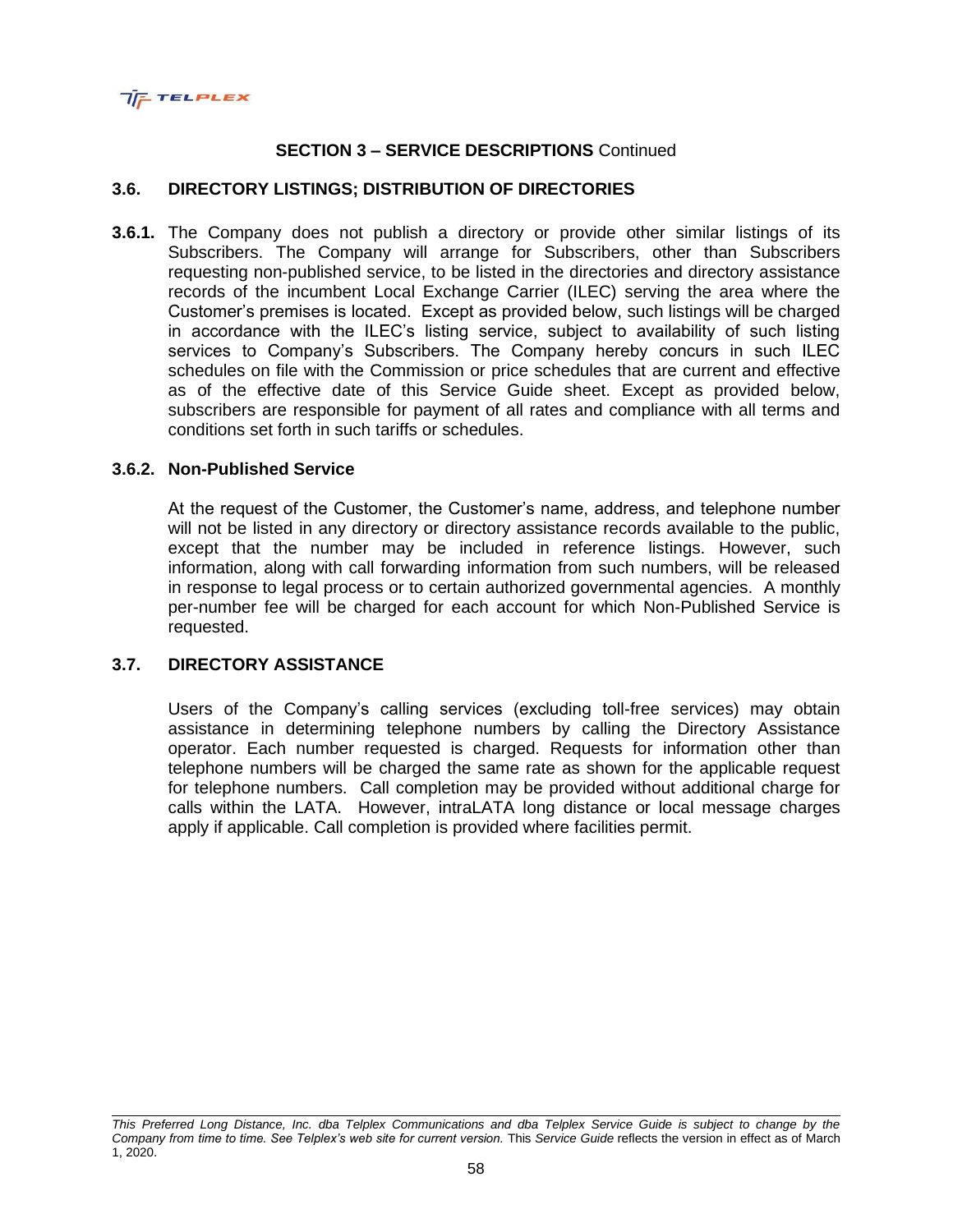**SECTION 3 – SERVICE DESCRIPTIONS** Continued

## 3.6. DIRECTORY LISTINGS; DISTRIBUTION OF DIRECTORIES

**3.6.1.** The Company does not publish a directory or provide other similar listings of its Subscribers. The Company will arrange for Subscribers, other than Subscribers requesting non-published service, to be listed in the directories and directory assistance records of the incumbent Local Exchange Carrier (ILEC) serving the area where the Customer's premises is located. Except as provided below, such listings will be charged in accordance with the ILEC's listing service, subject to availability of such listing services to Company's Subscribers. The Company hereby concurs in such ILEC schedules on file with the Commission or price schedules that are current and effective as of the effective date of this Service Guide sheet. Except as provided below, subscribers are responsible for payment of all rates and compliance with all terms and conditions set forth in such tariffs or schedules.

### 3.6.2. Non-Published Service

At the request of the Customer, the Customer's name, address, and telephone number will not be listed in any directory or directory assistance records available to the public, except that the number may be included in reference listings. However, such information, along with call forwarding information from such numbers, will be released in response to legal process or to certain authorized governmental agencies. A monthly per-number fee will be charged for each account for which Non-Published Service is requested.

## 3.7. DIRECTORY ASSISTANCE

Users of the Company's calling services (excluding toll-free services) may obtain assistance in determining telephone numbers by calling the Directory Assistance operator. Each number requested is charged. Requests for information other than telephone numbers will be charged the same rate as shown for the applicable request for telephone numbers. Call completion may be provided without additional charge for calls within the LATA. However, intraLATA long distance or local message charges apply if applicable. Call completion is provided where facilities permit.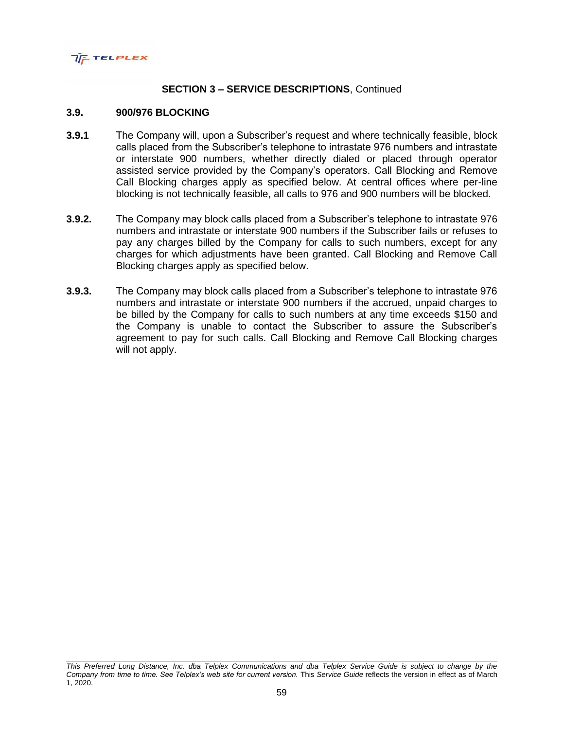**SECTION 3 – SERVICE DESCRIPTIONS**, Continued

## 3.9. 900/976 BLOCKING

**3.9.1** The Company will, upon a Subscriber's request and where technically feasible, block calls placed from the Subscriber's telephone to intrastate 976 numbers and intrastate or interstate 900 numbers, whether directly dialed or placed through operator assisted service provided by the Company's operators. Call Blocking and Remove Call Blocking charges apply as specified below. At central offices where per-line blocking is not technically feasible, all calls to 976 and 900 numbers will be blocked.

**3.9.2.** The Company may block calls placed from a Subscriber's telephone to intrastate 976 numbers and intrastate or interstate 900 numbers if the Subscriber fails or refuses to pay any charges billed by the Company for calls to such numbers, except for any charges for which adjustments have been granted. Call Blocking and Remove Call Blocking charges apply as specified below.

**3.9.3.** The Company may block calls placed from a Subscriber's telephone to intrastate 976 numbers and intrastate or interstate 900 numbers if the accrued, unpaid charges to be billed by the Company for calls to such numbers at any time exceeds $150 and the Company is unable to contact the Subscriber to assure the Subscriber's agreement to pay for such calls. Call Blocking and Remove Call Blocking charges will not apply.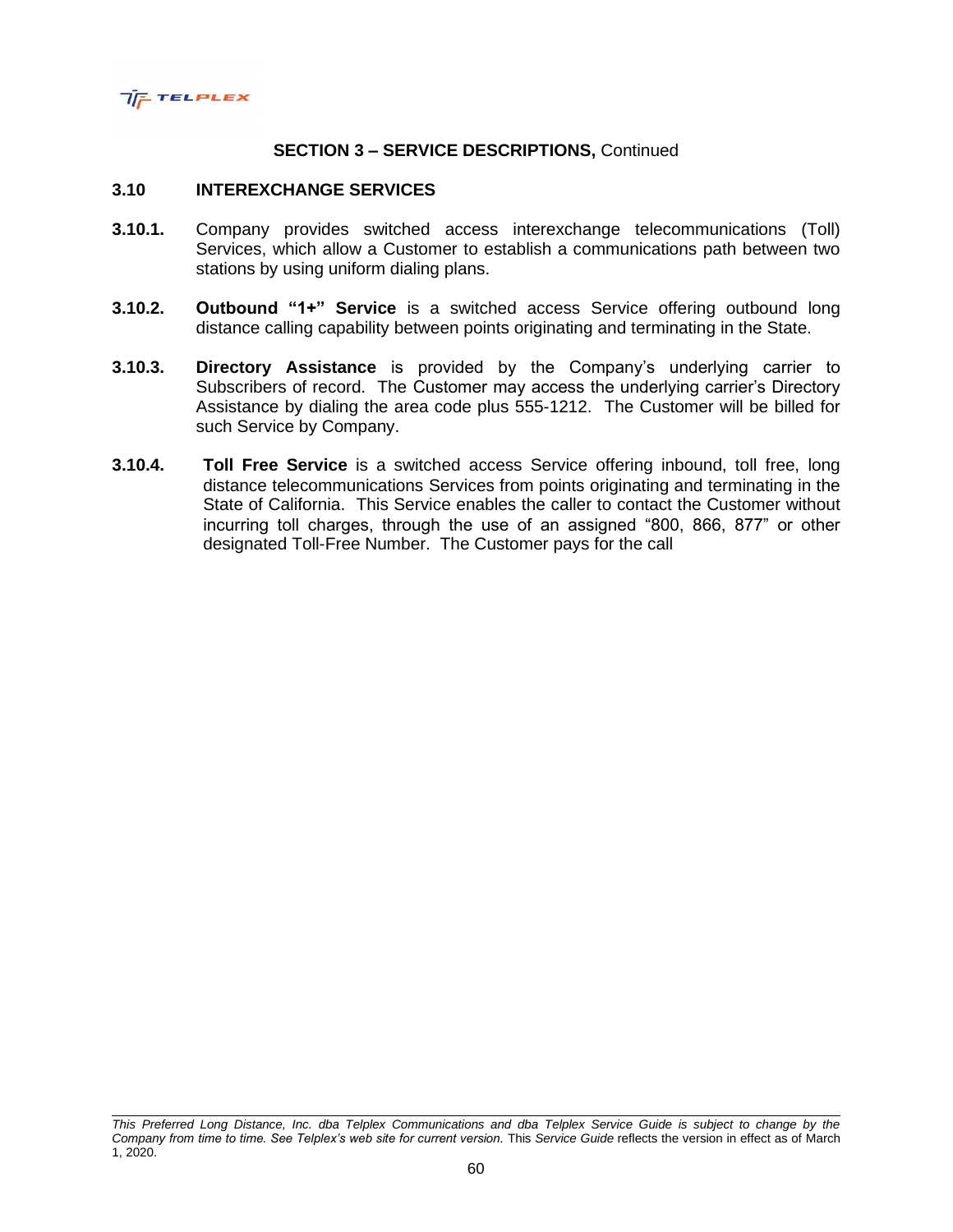**SECTION 3 – SERVICE DESCRIPTIONS,** Continued

**3.10 INTEREXCHANGE SERVICES**

**3.10.1.** Company provides switched access interexchange telecommunications (Toll) Services, which allow a Customer to establish a communications path between two stations by using uniform dialing plans.

**3.10.2.** **Outbound "1+" Service** is a switched access Service offering outbound long distance calling capability between points originating and terminating in the State.

**3.10.3.** **Directory Assistance** is provided by the Company's underlying carrier to Subscribers of record. The Customer may access the underlying carrier's Directory Assistance by dialing the area code plus 555-1212. The Customer will be billed for such Service by Company.

**3.10.4.** **Toll Free Service** is a switched access Service offering inbound, toll free, long distance telecommunications Services from points originating and terminating in the State of California. This Service enables the caller to contact the Customer without incurring toll charges, through the use of an assigned "800, 866, 877" or other designated Toll-Free Number. The Customer pays for the call

*This Preferred Long Distance, Inc. dba Telplex Communications and dba Telplex Service Guide is subject to change by the Company from time to time. See Telplex's web site for current version.* This *Service Guide* reflects the version in effect as of March 1, 2020.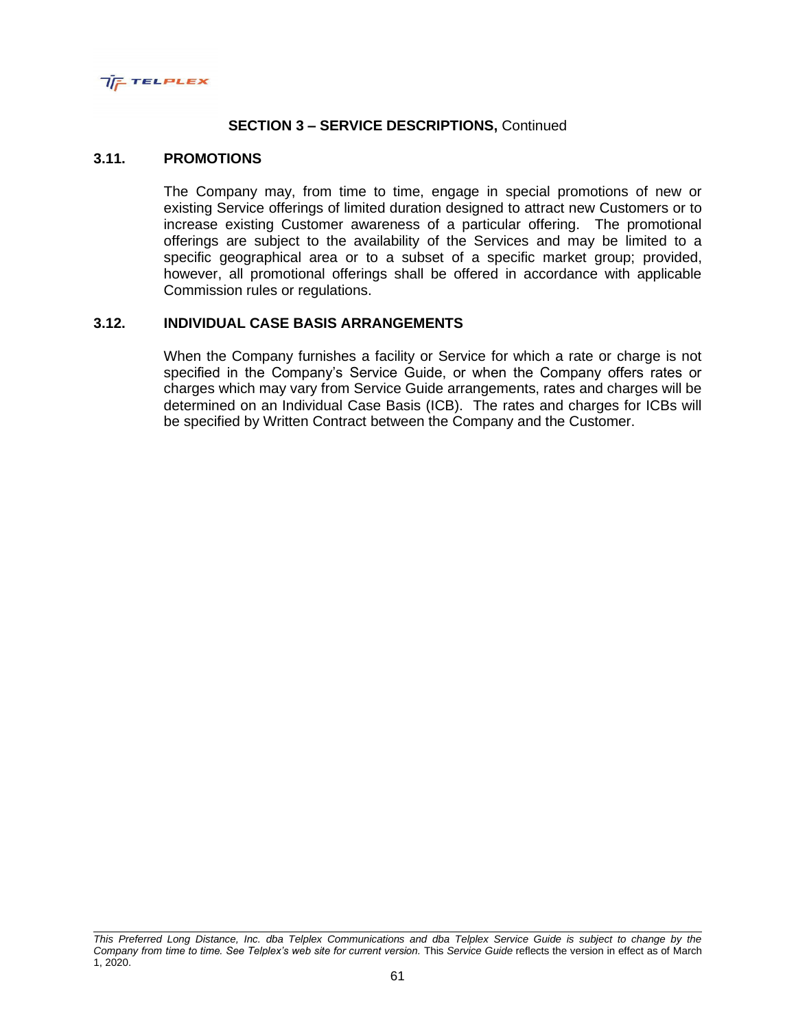**SECTION 3 – SERVICE DESCRIPTIONS,** Continued

## 3.11. PROMOTIONS

The Company may, from time to time, engage in special promotions of new or existing Service offerings of limited duration designed to attract new Customers or to increase existing Customer awareness of a particular offering. The promotional offerings are subject to the availability of the Services and may be limited to a specific geographical area or to a subset of a specific market group; provided, however, all promotional offerings shall be offered in accordance with applicable Commission rules or regulations.

## 3.12. INDIVIDUAL CASE BASIS ARRANGEMENTS

When the Company furnishes a facility or Service for which a rate or charge is not specified in the Company's Service Guide, or when the Company offers rates or charges which may vary from Service Guide arrangements, rates and charges will be determined on an Individual Case Basis (ICB). The rates and charges for ICBs will be specified by Written Contract between the Company and the Customer.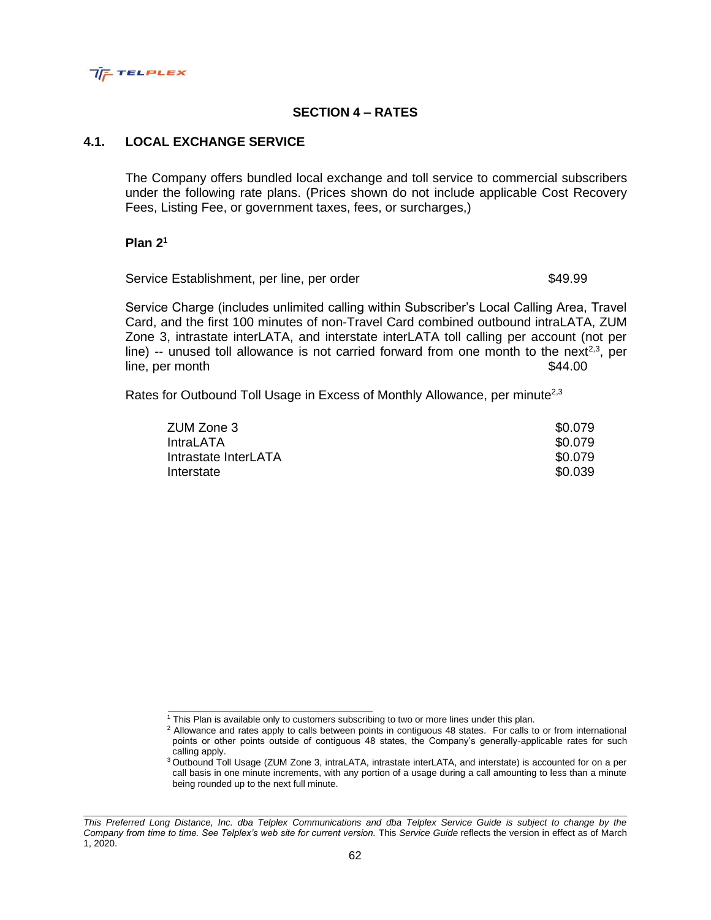## SECTION 4 – RATES

### 4.1. LOCAL EXCHANGE SERVICE

The Company offers bundled local exchange and toll service to commercial subscribers under the following rate plans. (Prices shown do not include applicable Cost Recovery Fees, Listing Fee, or government taxes, fees, or surcharges,)

**Plan 2**[1]

Service Establishment, per line, per order $49.99

Service Charge (includes unlimited calling within Subscriber's Local Calling Area, Travel Card, and the first 100 minutes of non-Travel Card combined outbound intraLATA, ZUM Zone 3, intrastate interLATA, and interstate interLATA toll calling per account (not per line) -- unused toll allowance is not carried forward from one month to the next[2,3], per line, per month $44.00

Rates for Outbound Toll Usage in Excess of Monthly Allowance, per minute[2,3]

| | |
|---|---|
| ZUM Zone 3 | $0.079 |
| IntraLATA | $0.079 |
| Intrastate InterLATA | $0.079 |
| Interstate | $0.039 |

[1] This Plan is available only to customers subscribing to two or more lines under this plan.

[2] Allowance and rates apply to calls between points in contiguous 48 states. For calls to or from international points or other points outside of contiguous 48 states, the Company's generally-applicable rates for such calling apply.

[3] Outbound Toll Usage (ZUM Zone 3, intraLATA, intrastate interLATA, and interstate) is accounted for on a per call basis in one minute increments, with any portion of a usage during a call amounting to less than a minute being rounded up to the next full minute.

*This Preferred Long Distance, Inc. dba Telplex Communications and dba Telplex Service Guide is subject to change by the Company from time to time. See Telplex's web site for current version.* This *Service Guide* reflects the version in effect as of March 1, 2020.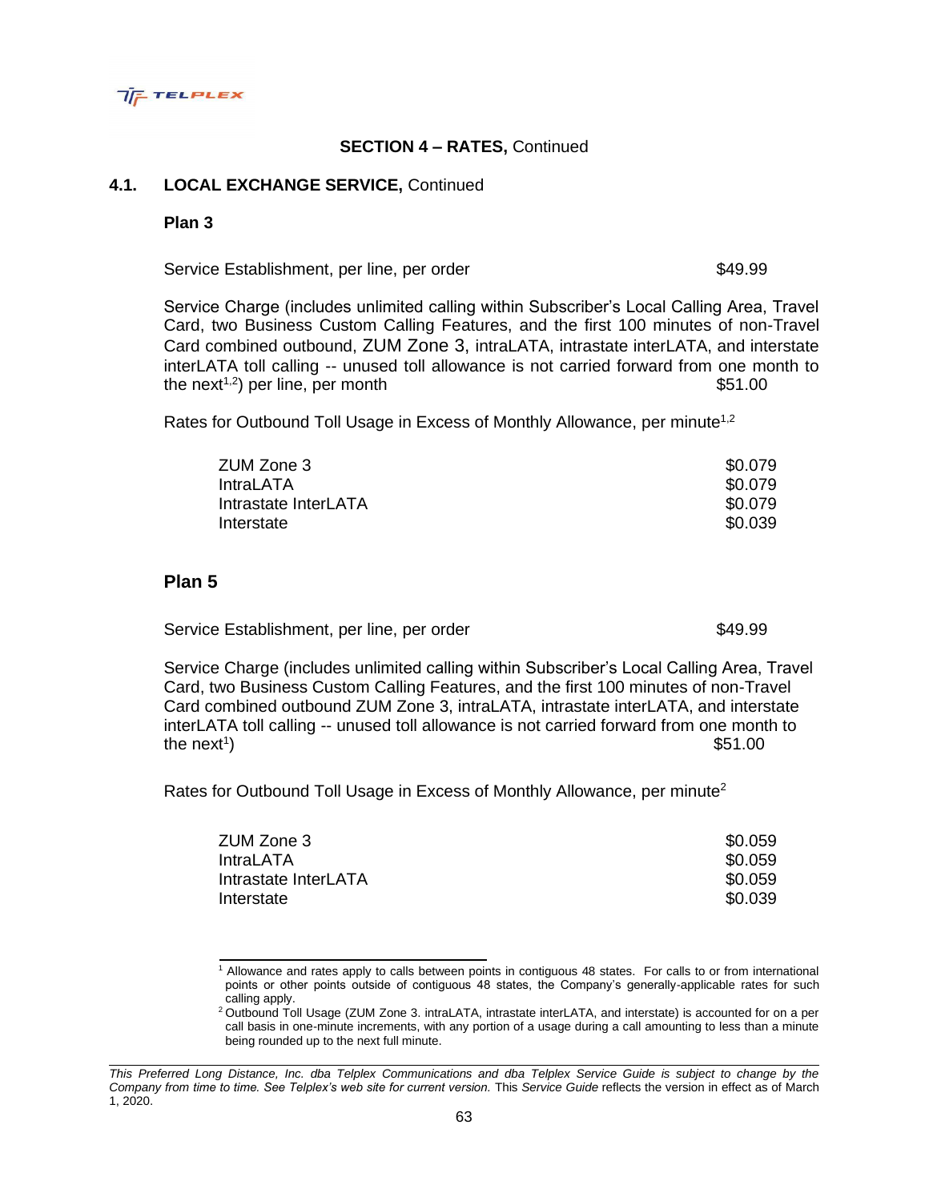## SECTION 4 – RATES, Continued

### 4.1. LOCAL EXCHANGE SERVICE, Continued

**Plan 3**

| | |
|---|---|
| Service Establishment, per line, per order | $49.99 |
| Service Charge (includes unlimited calling within Subscriber's Local Calling Area, Travel Card, two Business Custom Calling Features, and the first 100 minutes of non-Travel Card combined outbound, ZUM Zone 3, intraLATA, intrastate interLATA, and interstate interLATA toll calling -- unused toll allowance is not carried forward from one month to the next[1,2]) per line, per month | $51.00 |

Rates for Outbound Toll Usage in Excess of Monthly Allowance, per minute[1,2]

| | |
|---|---|
| ZUM Zone 3 | $0.079 |
| IntraLATA | $0.079 |
| Intrastate InterLATA | $0.079 |
| Interstate | $0.039 |

**Plan 5**

| | |
|---|---|
| Service Establishment, per line, per order | $49.99 |
| Service Charge (includes unlimited calling within Subscriber's Local Calling Area, Travel Card, two Business Custom Calling Features, and the first 100 minutes of non-Travel Card combined outbound ZUM Zone 3, intraLATA, intrastate interLATA, and interstate interLATA toll calling -- unused toll allowance is not carried forward from one month to the next[1]) | $51.00 |

Rates for Outbound Toll Usage in Excess of Monthly Allowance, per minute[2]

| | |
|---|---|
| ZUM Zone 3 | $0.059 |
| IntraLATA | $0.059 |
| Intrastate InterLATA | $0.059 |
| Interstate | $0.039 |

---

[1] Allowance and rates apply to calls between points in contiguous 48 states. For calls to or from international points or other points outside of contiguous 48 states, the Company's generally-applicable rates for such calling apply.

[2] Outbound Toll Usage (ZUM Zone 3. intraLATA, intrastate interLATA, and interstate) is accounted for on a per call basis in one-minute increments, with any portion of a usage during a call amounting to less than a minute being rounded up to the next full minute.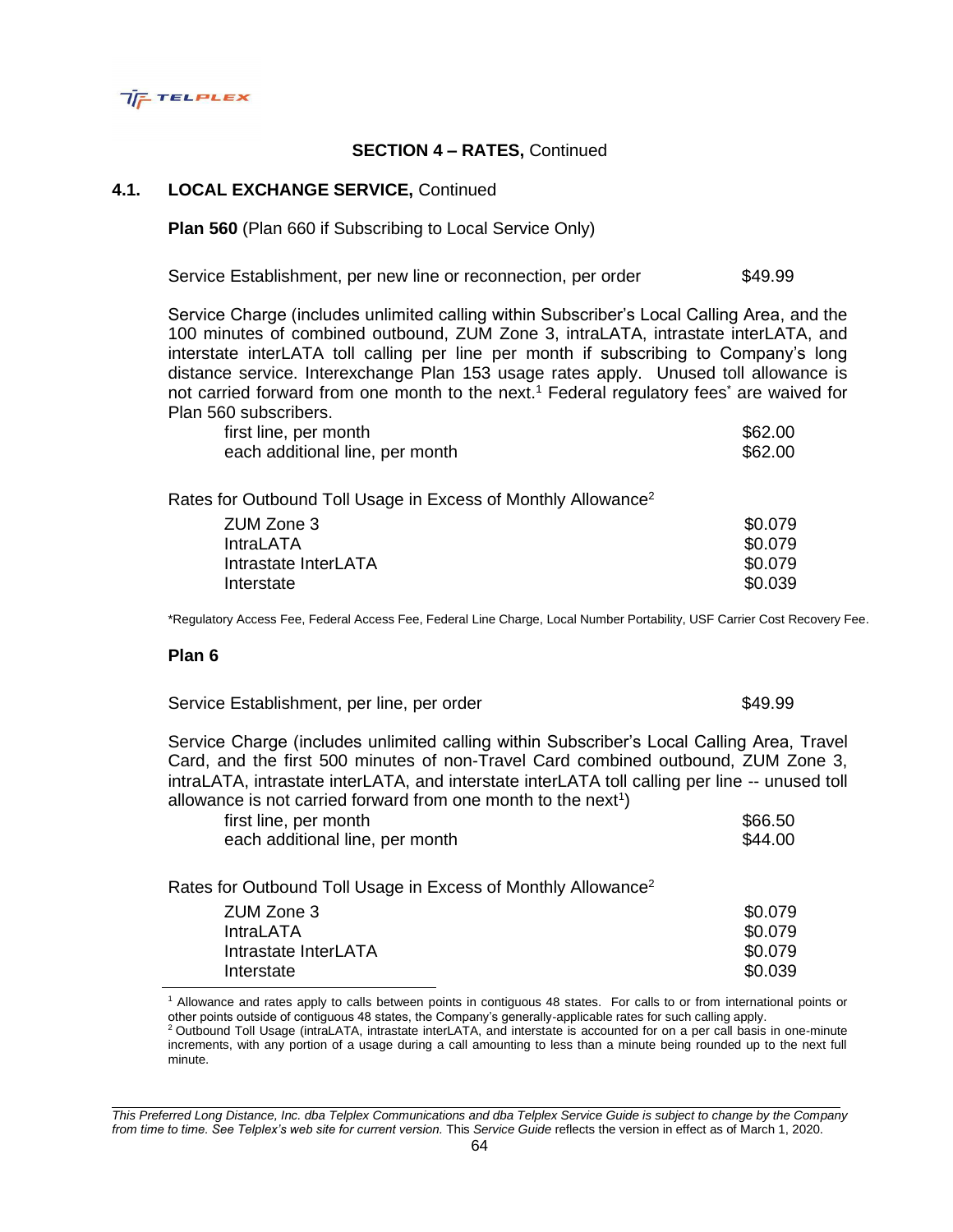## SECTION 4 – RATES, Continued

### 4.1. LOCAL EXCHANGE SERVICE, Continued

**Plan 560** (Plan 660 if Subscribing to Local Service Only)

| | |
|---|---|
| Service Establishment, per new line or reconnection, per order | $49.99 |

Service Charge (includes unlimited calling within Subscriber's Local Calling Area, and the 100 minutes of combined outbound, ZUM Zone 3, intraLATA, intrastate interLATA, and interstate interLATA toll calling per line per month if subscribing to Company's long distance service. Interexchange Plan 153 usage rates apply. Unused toll allowance is not carried forward from one month to the next.[1] Federal regulatory fees* are waived for Plan 560 subscribers.

| | |
|---|---|
| first line, per month | $62.00 |
| each additional line, per month | $62.00 |

Rates for Outbound Toll Usage in Excess of Monthly Allowance[2]

| | |
|---|---|
| ZUM Zone 3 | $0.079 |
| IntraLATA | $0.079 |
| Intrastate InterLATA | $0.079 |
| Interstate | $0.039 |

*Regulatory Access Fee, Federal Access Fee, Federal Line Charge, Local Number Portability, USF Carrier Cost Recovery Fee.

**Plan 6**

| | |
|---|---|
| Service Establishment, per line, per order | $49.99 |

Service Charge (includes unlimited calling within Subscriber's Local Calling Area, Travel Card, and the first 500 minutes of non-Travel Card combined outbound, ZUM Zone 3, intraLATA, intrastate interLATA, and interstate interLATA toll calling per line -- unused toll allowance is not carried forward from one month to the next[1])

| | |
|---|---|
| first line, per month | $66.50 |
| each additional line, per month | $44.00 |

Rates for Outbound Toll Usage in Excess of Monthly Allowance[2]

| | |
|---|---|
| ZUM Zone 3 | $0.079 |
| IntraLATA | $0.079 |
| Intrastate InterLATA | $0.079 |
| Interstate | $0.039 |

[1] Allowance and rates apply to calls between points in contiguous 48 states. For calls to or from international points or other points outside of contiguous 48 states, the Company's generally-applicable rates for such calling apply.

[2] Outbound Toll Usage (intraLATA, intrastate interLATA, and interstate is accounted for on a per call basis in one-minute increments, with any portion of a usage during a call amounting to less than a minute being rounded up to the next full minute.

*This Preferred Long Distance, Inc. dba Telplex Communications and dba Telplex Service Guide is subject to change by the Company from time to time. See Telplex's web site for current version.* This *Service Guide* reflects the version in effect as of March 1, 2020.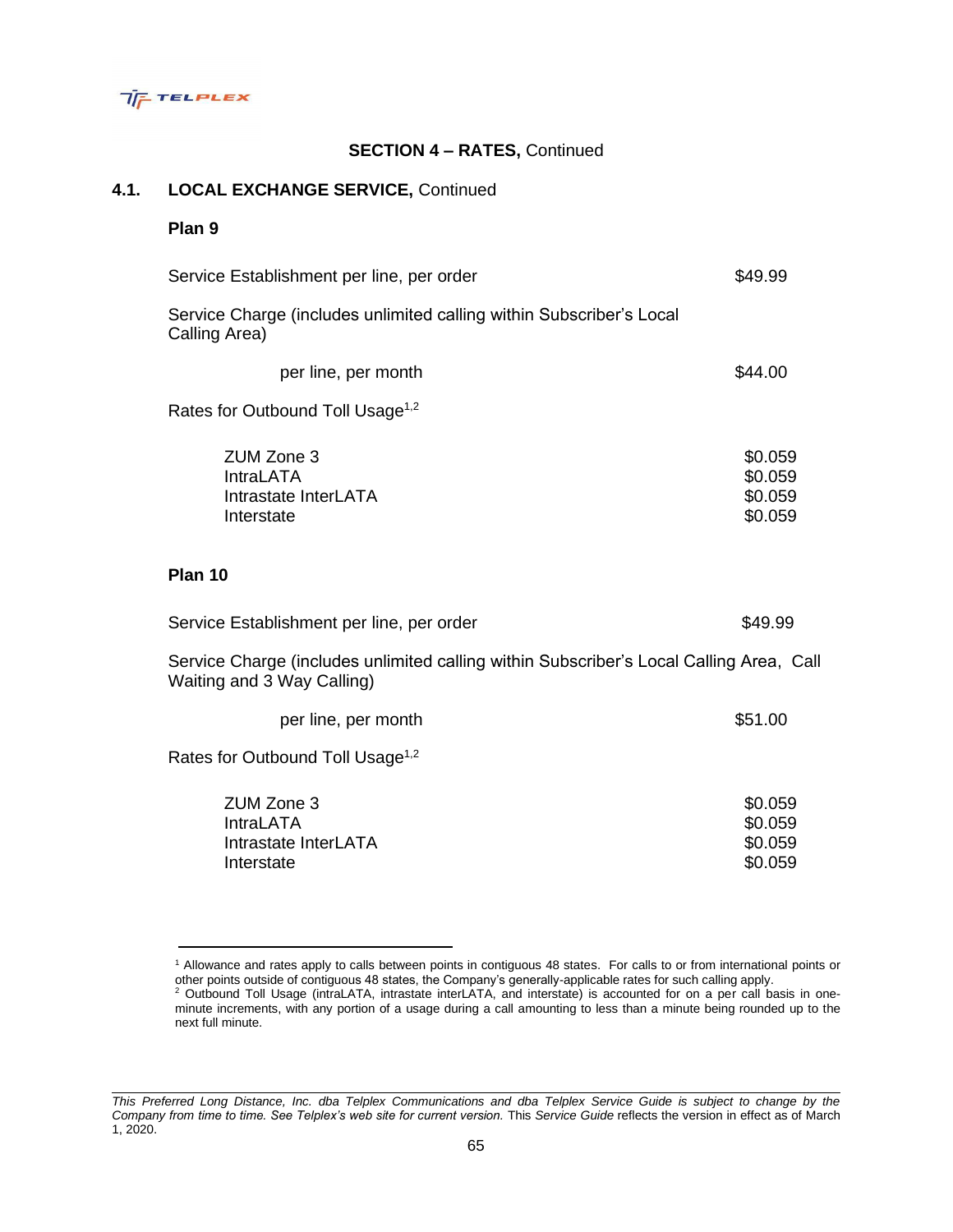## SECTION 4 – RATES, Continued

### 4.1. LOCAL EXCHANGE SERVICE, Continued

**Plan 9**

| | |
|---|---|
| Service Establishment per line, per order | $49.99 |
| Service Charge (includes unlimited calling within Subscriber's Local Calling Area) | |
| per line, per month | $44.00 |

Rates for Outbound Toll Usage[1,2]

| | |
|---|---|
| ZUM Zone 3 | $0.059 |
| IntraLATA | $0.059 |
| Intrastate InterLATA | $0.059 |
| Interstate | $0.059 |

**Plan 10**

| | |
|---|---|
| Service Establishment per line, per order | $49.99 |
| Service Charge (includes unlimited calling within Subscriber's Local Calling Area, Call Waiting and 3 Way Calling) | |
| per line, per month | $51.00 |

Rates for Outbound Toll Usage[1,2]

| | |
|---|---|
| ZUM Zone 3 | $0.059 |
| IntraLATA | $0.059 |
| Intrastate InterLATA | $0.059 |
| Interstate | $0.059 |

---

[1] Allowance and rates apply to calls between points in contiguous 48 states. For calls to or from international points or other points outside of contiguous 48 states, the Company's generally-applicable rates for such calling apply.

[2] Outbound Toll Usage (intraLATA, intrastate interLATA, and interstate) is accounted for on a per call basis in one-minute increments, with any portion of a usage during a call amounting to less than a minute being rounded up to the next full minute.

*This Preferred Long Distance, Inc. dba Telplex Communications and dba Telplex Service Guide is subject to change by the Company from time to time. See Telplex's web site for current version.* This *Service Guide* reflects the version in effect as of March 1, 2020.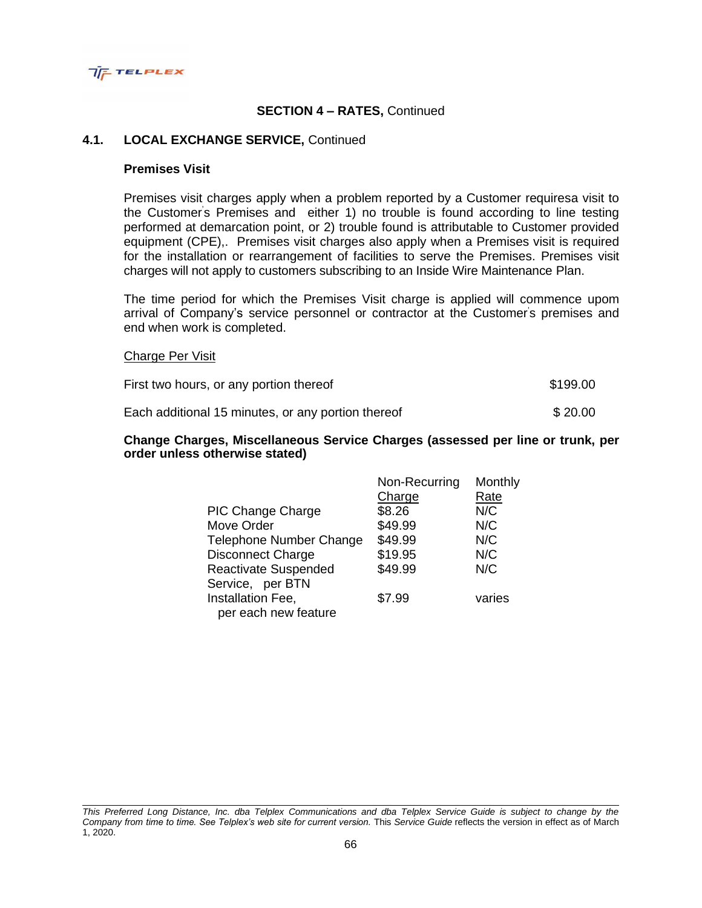## SECTION 4 – RATES, Continued

### 4.1. LOCAL EXCHANGE SERVICE, Continued

**Premises Visit**

Premises visit charges apply when a problem reported by a Customer requiresa visit to the Customer's Premises and either 1) no trouble is found according to line testing performed at demarcation point, or 2) trouble found is attributable to Customer provided equipment (CPE),. Premises visit charges also apply when a Premises visit is required for the installation or rearrangement of facilities to serve the Premises. Premises visit charges will not apply to customers subscribing to an Inside Wire Maintenance Plan.

The time period for which the Premises Visit charge is applied will commence upom arrival of Company's service personnel or contractor at the Customer's premises and end when work is completed.

Charge Per Visit

| | |
|---|---|
| First two hours, or any portion thereof | $199.00 |
| Each additional 15 minutes, or any portion thereof | $ 20.00 |

**Change Charges, Miscellaneous Service Charges (assessed per line or trunk, per order unless otherwise stated)**

| | Non-Recurring Charge | Monthly Rate |
|---|---|---|
| PIC Change Charge | $8.26 | N/C |
| Move Order | $49.99 | N/C |
| Telephone Number Change | $49.99 | N/C |
| Disconnect Charge | $19.95 | N/C |
| Reactivate Suspended Service, per BTN | $49.99 | N/C |
| Installation Fee, per each new feature | $7.99 | varies |

*This Preferred Long Distance, Inc. dba Telplex Communications and dba Telplex Service Guide is subject to change by the Company from time to time. See Telplex's web site for current version.* This *Service Guide* reflects the version in effect as of March 1, 2020.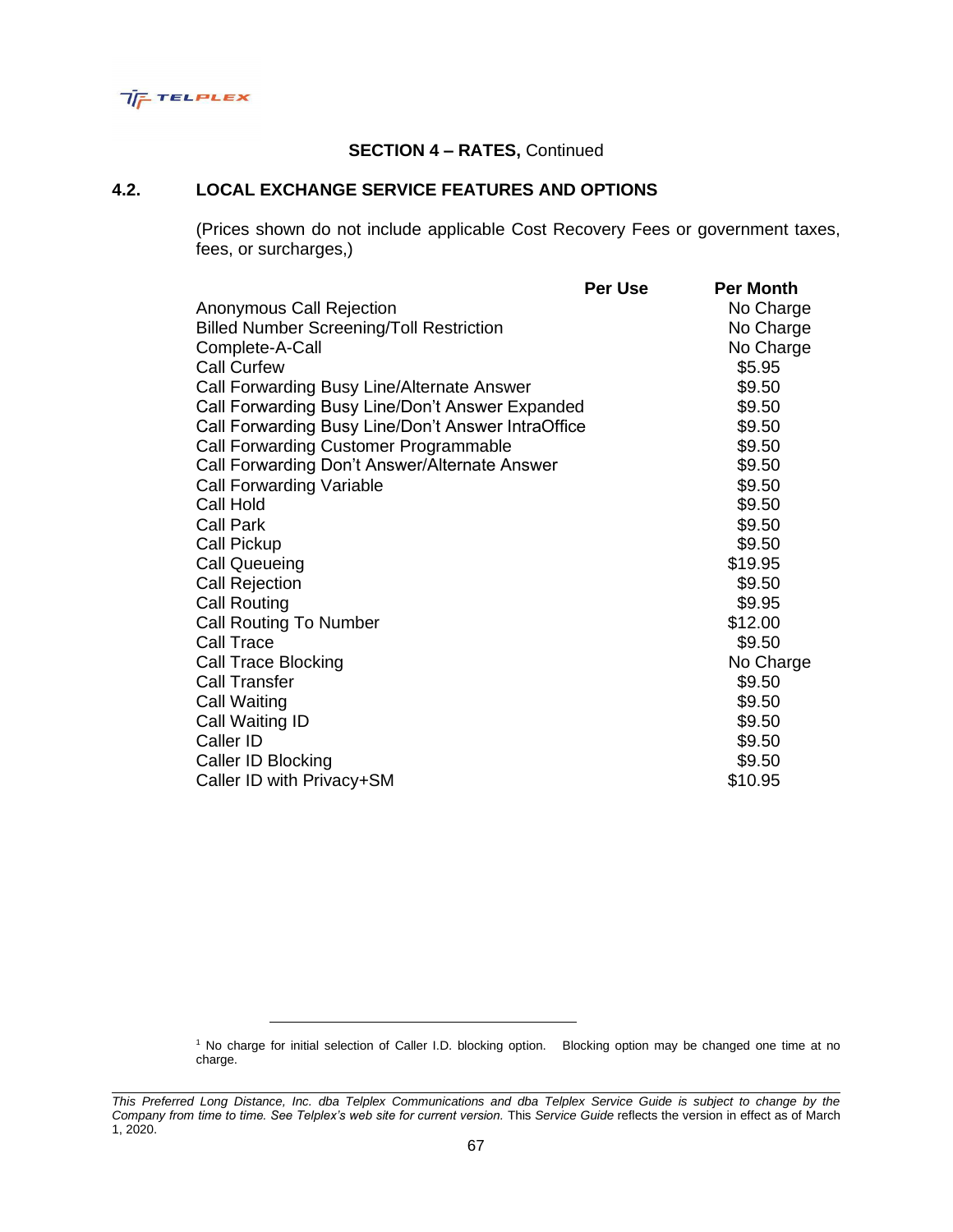## SECTION 4 – RATES, Continued

### 4.2. LOCAL EXCHANGE SERVICE FEATURES AND OPTIONS

(Prices shown do not include applicable Cost Recovery Fees or government taxes, fees, or surcharges,)

| | Per Use | Per Month |
|---|---|---|
| Anonymous Call Rejection | | No Charge |
| Billed Number Screening/Toll Restriction | | No Charge |
| Complete-A-Call | | No Charge |
| Call Curfew | | $5.95 |
| Call Forwarding Busy Line/Alternate Answer | | $9.50 |
| Call Forwarding Busy Line/Don't Answer Expanded | | $9.50 |
| Call Forwarding Busy Line/Don't Answer IntraOffice | | $9.50 |
| Call Forwarding Customer Programmable | | $9.50 |
| Call Forwarding Don't Answer/Alternate Answer | | $9.50 |
| Call Forwarding Variable | | $9.50 |
| Call Hold | | $9.50 |
| Call Park | | $9.50 |
| Call Pickup | | $9.50 |
| Call Queueing | | $19.95 |
| Call Rejection | | $9.50 |
| Call Routing | | $9.95 |
| Call Routing To Number | | $12.00 |
| Call Trace | | $9.50 |
| Call Trace Blocking | | No Charge |
| Call Transfer | | $9.50 |
| Call Waiting | | $9.50 |
| Call Waiting ID | | $9.50 |
| Caller ID | | $9.50 |
| Caller ID Blocking | | $9.50 |
| Caller ID with Privacy+SM | | $10.95 |

---

[1] No charge for initial selection of Caller I.D. blocking option. Blocking option may be changed one time at no charge.

*This Preferred Long Distance, Inc. dba Telplex Communications and dba Telplex Service Guide is subject to change by the Company from time to time. See Telplex's web site for current version.* This *Service Guide* reflects the version in effect as of March 1, 2020.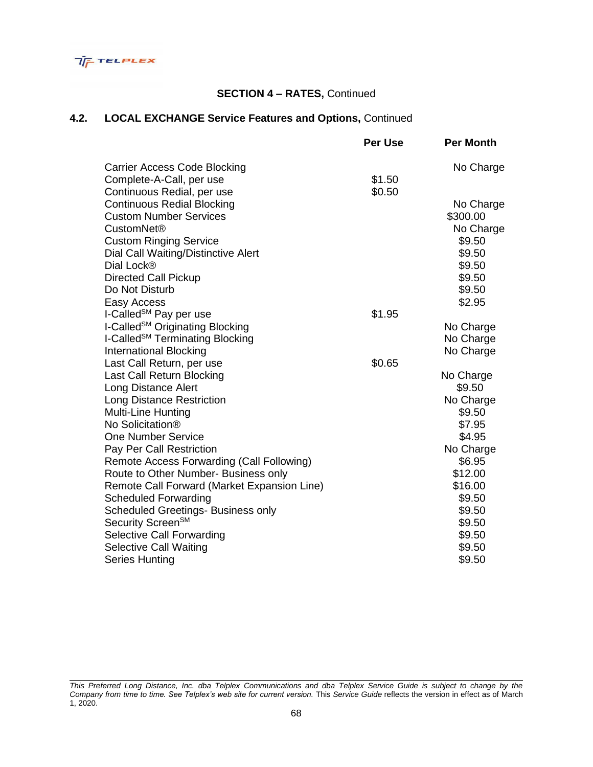## SECTION 4 – RATES, Continued

### 4.2. LOCAL EXCHANGE Service Features and Options, Continued

| | Per Use | Per Month |
|---|---|---|
| Carrier Access Code Blocking | | No Charge |
| Complete-A-Call, per use | $1.50 | |
| Continuous Redial, per use | $0.50 | |
| Continuous Redial Blocking | | No Charge |
| Custom Number Services | | $300.00 |
| CustomNet® | | No Charge |
| Custom Ringing Service | | $9.50 |
| Dial Call Waiting/Distinctive Alert | | $9.50 |
| Dial Lock® | | $9.50 |
| Directed Call Pickup | | $9.50 |
| Do Not Disturb | | $9.50 |
| Easy Access | | $2.95 |
| I-Called[SM] Pay per use | $1.95 | |
| I-Called[SM] Originating Blocking | | No Charge |
| I-Called[SM] Terminating Blocking | | No Charge |
| International Blocking | | No Charge |
| Last Call Return, per use | $0.65 | |
| Last Call Return Blocking | | No Charge |
| Long Distance Alert | | $9.50 |
| Long Distance Restriction | | No Charge |
| Multi-Line Hunting | | $9.50 |
| No Solicitation® | | $7.95 |
| One Number Service | | $4.95 |
| Pay Per Call Restriction | | No Charge |
| Remote Access Forwarding (Call Following) | | $6.95 |
| Route to Other Number- Business only | | $12.00 |
| Remote Call Forward (Market Expansion Line) | | $16.00 |
| Scheduled Forwarding | | $9.50 |
| Scheduled Greetings- Business only | | $9.50 |
| Security Screen[SM] | | $9.50 |
| Selective Call Forwarding | | $9.50 |
| Selective Call Waiting | | $9.50 |
| Series Hunting | | $9.50 |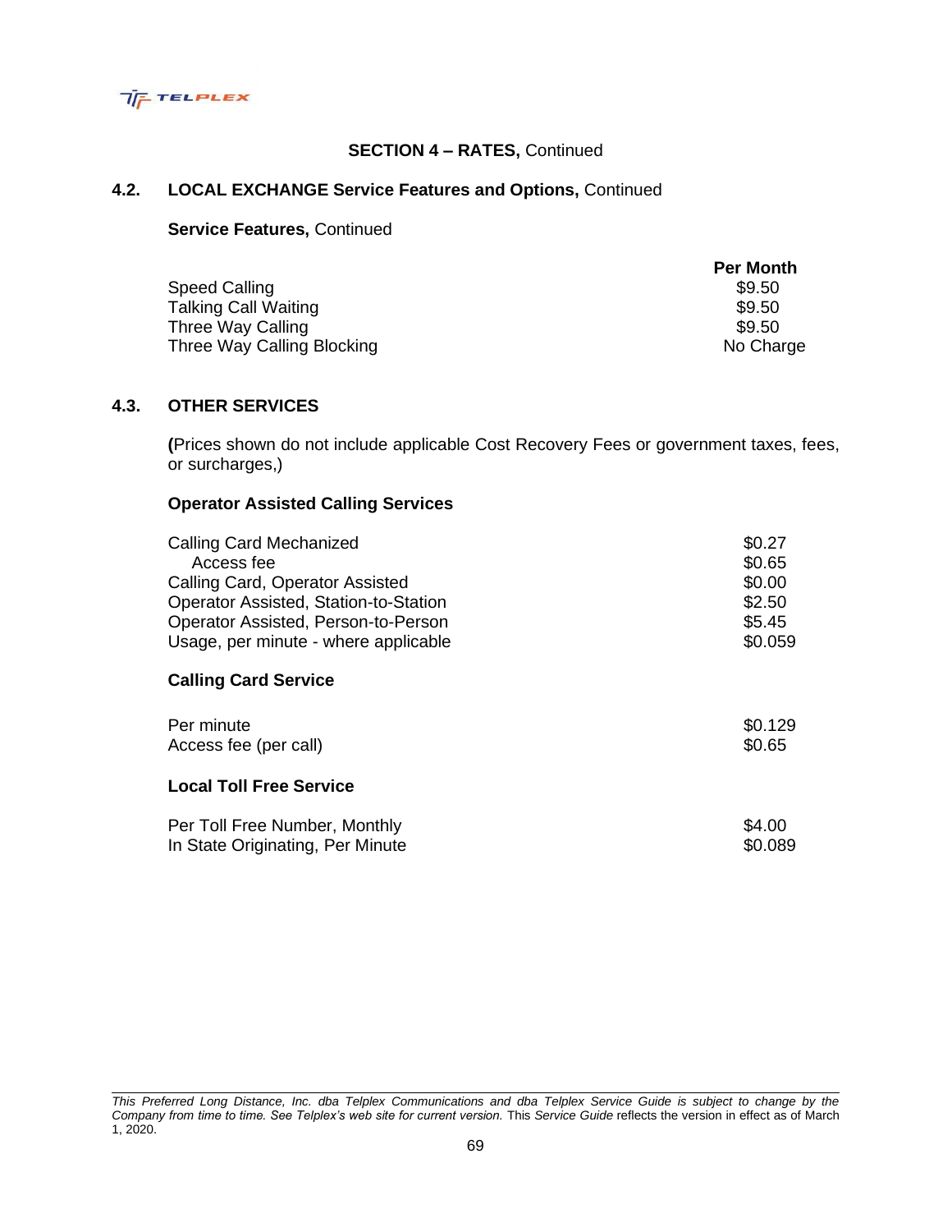## SECTION 4 – RATES, Continued

### 4.2. LOCAL EXCHANGE Service Features and Options, Continued

**Service Features,** Continued

| | Per Month |
|---|---|
| Speed Calling | $9.50 |
| Talking Call Waiting | $9.50 |
| Three Way Calling | $9.50 |
| Three Way Calling Blocking | No Charge |

### 4.3. OTHER SERVICES

**(**Prices shown do not include applicable Cost Recovery Fees or government taxes, fees, or surcharges,)

**Operator Assisted Calling Services**

| | |
|---|---|
| Calling Card Mechanized | $0.27 |
| Access fee | $0.65 |
| Calling Card, Operator Assisted | $0.00 |
| Operator Assisted, Station-to-Station | $2.50 |
| Operator Assisted, Person-to-Person | $5.45 |
| Usage, per minute - where applicable | $0.059 |

**Calling Card Service**

| | |
|---|---|
| Per minute | $0.129 |
| Access fee (per call) | $0.65 |

**Local Toll Free Service**

| | |
|---|---|
| Per Toll Free Number, Monthly | $4.00 |
| In State Originating, Per Minute | $0.089 |

*This Preferred Long Distance, Inc. dba Telplex Communications and dba Telplex Service Guide is subject to change by the Company from time to time. See Telplex's web site for current version.* This *Service Guide* reflects the version in effect as of March 1, 2020.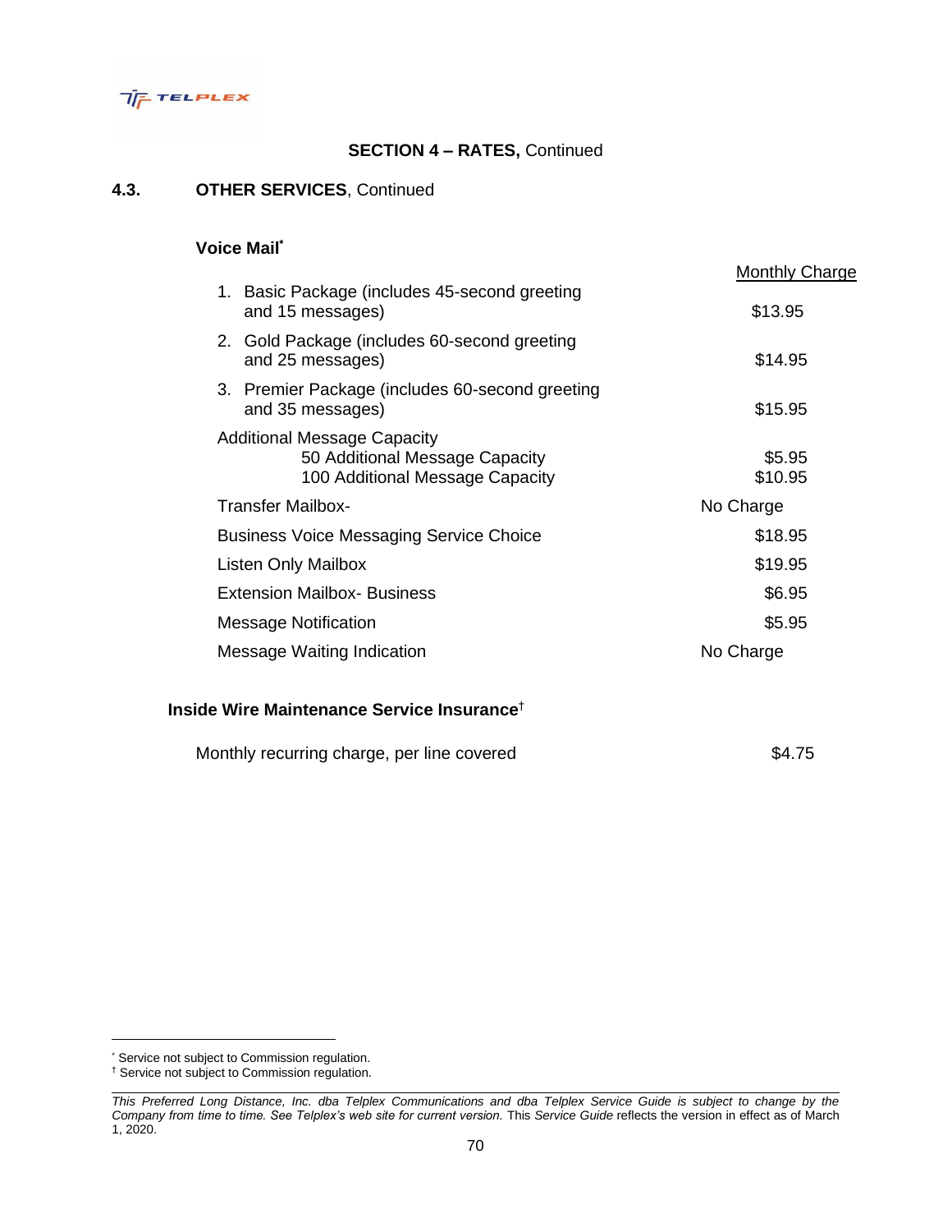**SECTION 4 – RATES,** Continued

## 4.3. OTHER SERVICES, Continued

### Voice Mail[*]

| | Monthly Charge |
|---|---|
| 1. Basic Package (includes 45-second greeting and 15 messages) | $13.95 |
| 2. Gold Package (includes 60-second greeting and 25 messages) | $14.95 |
| 3. Premier Package (includes 60-second greeting and 35 messages) | $15.95 |
| Additional Message Capacity | |
| 50 Additional Message Capacity | $5.95 |
| 100 Additional Message Capacity | $10.95 |
| Transfer Mailbox- | No Charge |
| Business Voice Messaging Service Choice | $18.95 |
| Listen Only Mailbox | $19.95 |
| Extension Mailbox- Business | $6.95 |
| Message Notification | $5.95 |
| Message Waiting Indication | No Charge |

### Inside Wire Maintenance Service Insurance[†]

| | |
|---|---|
| Monthly recurring charge, per line covered | $4.75 |

---

[*] Service not subject to Commission regulation.
[†] Service not subject to Commission regulation.

*This Preferred Long Distance, Inc. dba Telplex Communications and dba Telplex Service Guide is subject to change by the Company from time to time. See Telplex's web site for current version.* This *Service Guide* reflects the version in effect as of March 1, 2020.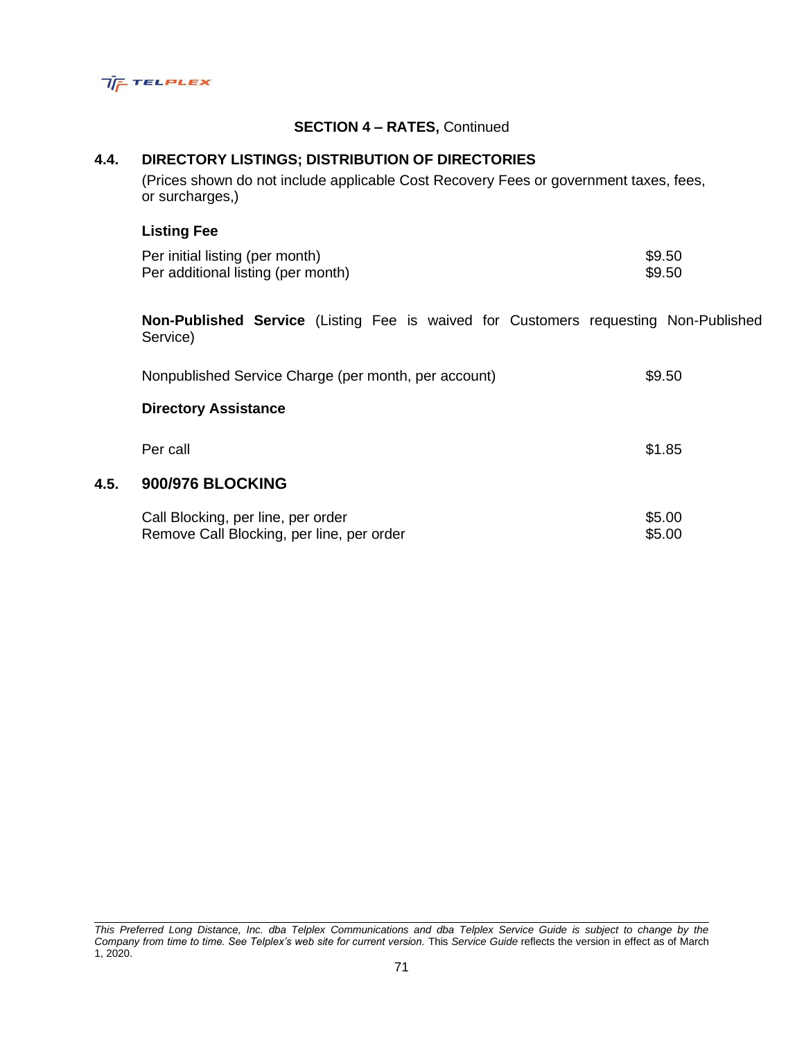**SECTION 4 – RATES,** Continued

## 4.4. DIRECTORY LISTINGS; DISTRIBUTION OF DIRECTORIES

(Prices shown do not include applicable Cost Recovery Fees or government taxes, fees, or surcharges,)

**Listing Fee**

| | |
|---|---|
| Per initial listing (per month) | $9.50 |
| Per additional listing (per month) | $9.50 |

**Non-Published Service** (Listing Fee is waived for Customers requesting Non-Published Service)

| | |
|---|---|
| Nonpublished Service Charge (per month, per account) | $9.50 |

**Directory Assistance**

| | |
|---|---|
| Per call | $1.85 |

## 4.5. 900/976 BLOCKING

| | |
|---|---|
| Call Blocking, per line, per order | $5.00 |
| Remove Call Blocking, per line, per order | $5.00 |

*This Preferred Long Distance, Inc. dba Telplex Communications and dba Telplex Service Guide is subject to change by the Company from time to time. See Telplex's web site for current version.* This *Service Guide* reflects the version in effect as of March 1, 2020.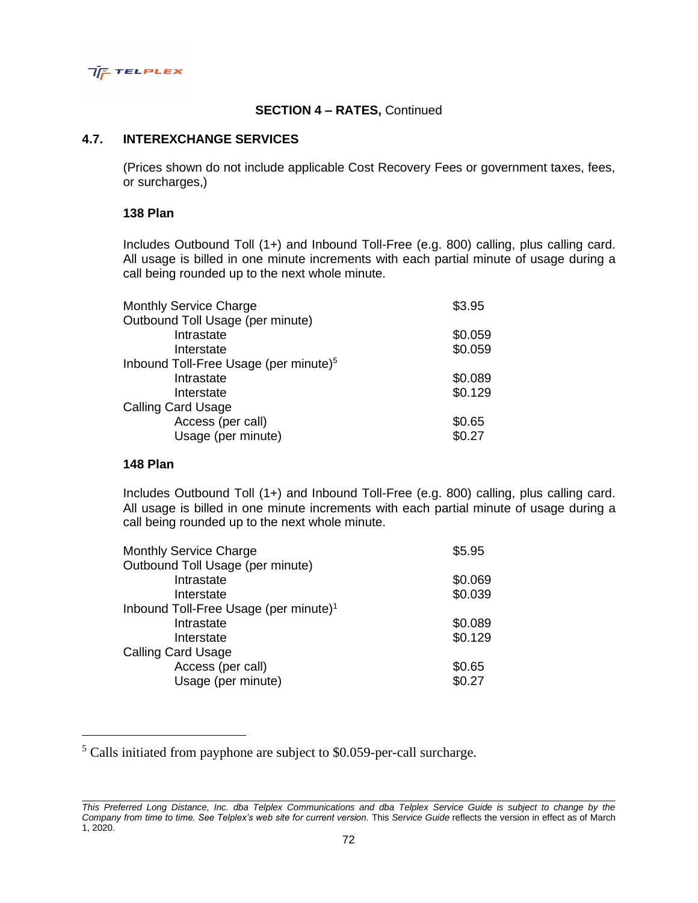**SECTION 4 – RATES,** Continued

## 4.7. INTEREXCHANGE SERVICES

(Prices shown do not include applicable Cost Recovery Fees or government taxes, fees, or surcharges,)

### 138 Plan

Includes Outbound Toll (1+) and Inbound Toll-Free (e.g. 800) calling, plus calling card. All usage is billed in one minute increments with each partial minute of usage during a call being rounded up to the next whole minute.

| | |
|---|---|
| Monthly Service Charge | $3.95 |
| Outbound Toll Usage (per minute) | |
| Intrastate | $0.059 |
| Interstate | $0.059 |
| Inbound Toll-Free Usage (per minute)[5] | |
| Intrastate | $0.089 |
| Interstate | $0.129 |
| Calling Card Usage | |
| Access (per call) | $0.65 |
| Usage (per minute) | $0.27 |

### 148 Plan

Includes Outbound Toll (1+) and Inbound Toll-Free (e.g. 800) calling, plus calling card. All usage is billed in one minute increments with each partial minute of usage during a call being rounded up to the next whole minute.

| | |
|---|---|
| Monthly Service Charge | $5.95 |
| Outbound Toll Usage (per minute) | |
| Intrastate | $0.069 |
| Interstate | $0.039 |
| Inbound Toll-Free Usage (per minute)[1] | |
| Intrastate | $0.089 |
| Interstate | $0.129 |
| Calling Card Usage | |
| Access (per call) | $0.65 |
| Usage (per minute) | $0.27 |

---

[5] Calls initiated from payphone are subject to $0.059-per-call surcharge.

*This Preferred Long Distance, Inc. dba Telplex Communications and dba Telplex Service Guide is subject to change by the Company from time to time. See Telplex's web site for current version.* This *Service Guide* reflects the version in effect as of March 1, 2020.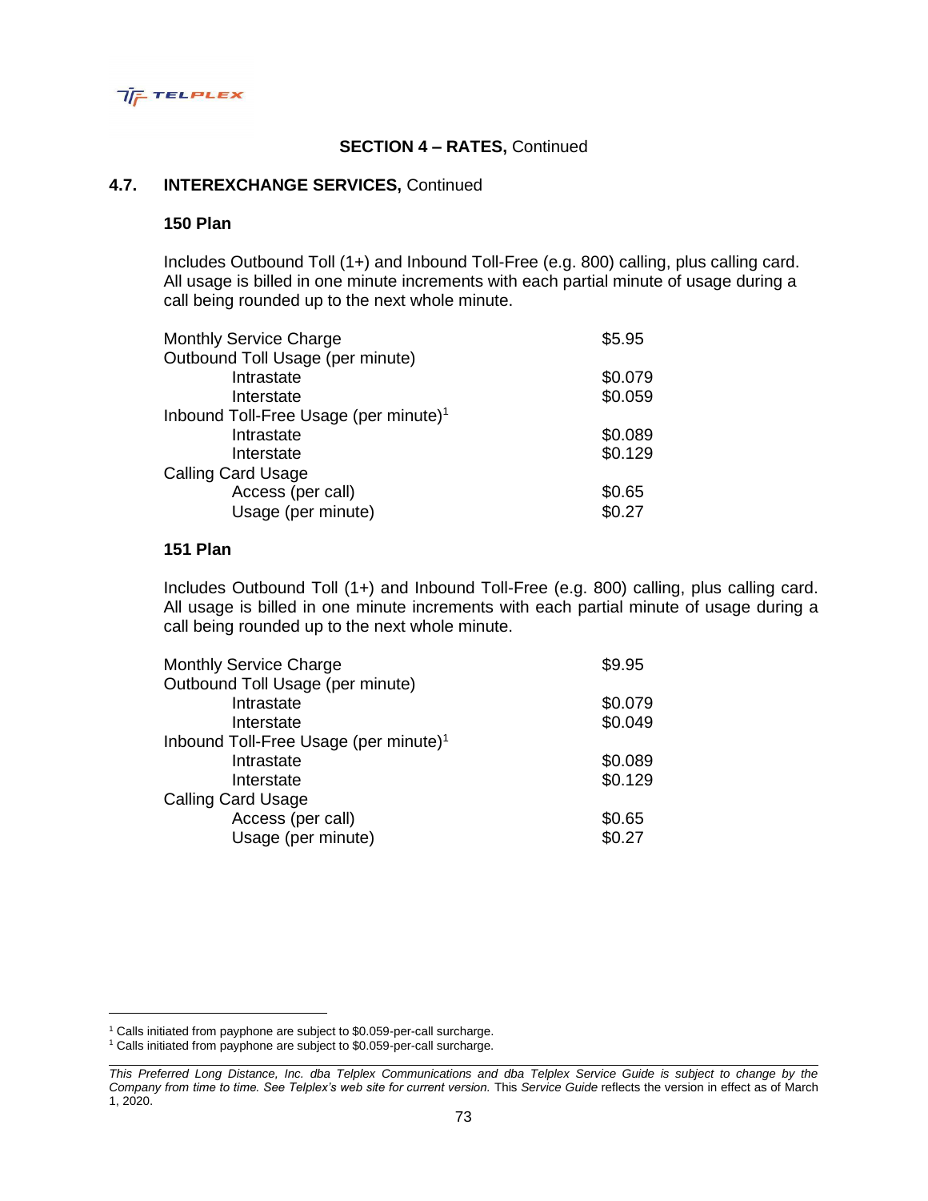## SECTION 4 – RATES, Continued

### 4.7. INTEREXCHANGE SERVICES, Continued

**150 Plan**

Includes Outbound Toll (1+) and Inbound Toll-Free (e.g. 800) calling, plus calling card. All usage is billed in one minute increments with each partial minute of usage during a call being rounded up to the next whole minute.

| | |
|---|---|
| Monthly Service Charge | $5.95 |
| Outbound Toll Usage (per minute) | |
| Intrastate | $0.079 |
| Interstate | $0.059 |
| Inbound Toll-Free Usage (per minute)[1] | |
| Intrastate | $0.089 |
| Interstate | $0.129 |
| Calling Card Usage | |
| Access (per call) | $0.65 |
| Usage (per minute) | $0.27 |

**151 Plan**

Includes Outbound Toll (1+) and Inbound Toll-Free (e.g. 800) calling, plus calling card. All usage is billed in one minute increments with each partial minute of usage during a call being rounded up to the next whole minute.

| | |
|---|---|
| Monthly Service Charge | $9.95 |
| Outbound Toll Usage (per minute) | |
| Intrastate | $0.079 |
| Interstate | $0.049 |
| Inbound Toll-Free Usage (per minute)[1] | |
| Intrastate | $0.089 |
| Interstate | $0.129 |
| Calling Card Usage | |
| Access (per call) | $0.65 |
| Usage (per minute) | $0.27 |

[1] Calls initiated from payphone are subject to $0.059-per-call surcharge.
[1] Calls initiated from payphone are subject to $0.059-per-call surcharge.

*This Preferred Long Distance, Inc. dba Telplex Communications and dba Telplex Service Guide is subject to change by the Company from time to time. See Telplex's web site for current version.* This *Service Guide* reflects the version in effect as of March 1, 2020.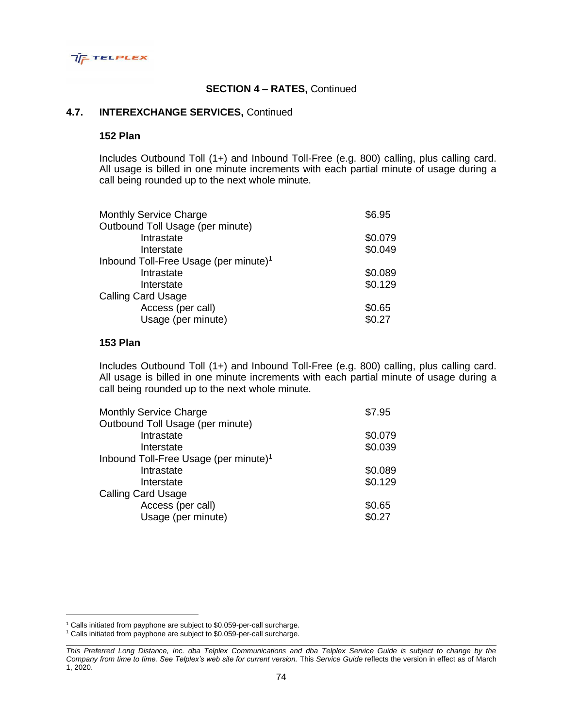## SECTION 4 – RATES, Continued

### 4.7. INTEREXCHANGE SERVICES, Continued

#### 152 Plan

Includes Outbound Toll (1+) and Inbound Toll-Free (e.g. 800) calling, plus calling card. All usage is billed in one minute increments with each partial minute of usage during a call being rounded up to the next whole minute.

| | |
|---|---|
| Monthly Service Charge | $6.95 |
| Outbound Toll Usage (per minute) | |
| Intrastate | $0.079 |
| Interstate | $0.049 |
| Inbound Toll-Free Usage (per minute)[1] | |
| Intrastate | $0.089 |
| Interstate | $0.129 |
| Calling Card Usage | |
| Access (per call) | $0.65 |
| Usage (per minute) | $0.27 |

#### 153 Plan

Includes Outbound Toll (1+) and Inbound Toll-Free (e.g. 800) calling, plus calling card. All usage is billed in one minute increments with each partial minute of usage during a call being rounded up to the next whole minute.

| | |
|---|---|
| Monthly Service Charge | $7.95 |
| Outbound Toll Usage (per minute) | |
| Intrastate | $0.079 |
| Interstate | $0.039 |
| Inbound Toll-Free Usage (per minute)[1] | |
| Intrastate | $0.089 |
| Interstate | $0.129 |
| Calling Card Usage | |
| Access (per call) | $0.65 |
| Usage (per minute) | $0.27 |

---

[1] Calls initiated from payphone are subject to $0.059-per-call surcharge.

[1] Calls initiated from payphone are subject to $0.059-per-call surcharge.

*This Preferred Long Distance, Inc. dba Telplex Communications and dba Telplex Service Guide is subject to change by the Company from time to time. See Telplex's web site for current version.* This *Service Guide* reflects the version in effect as of March 1, 2020.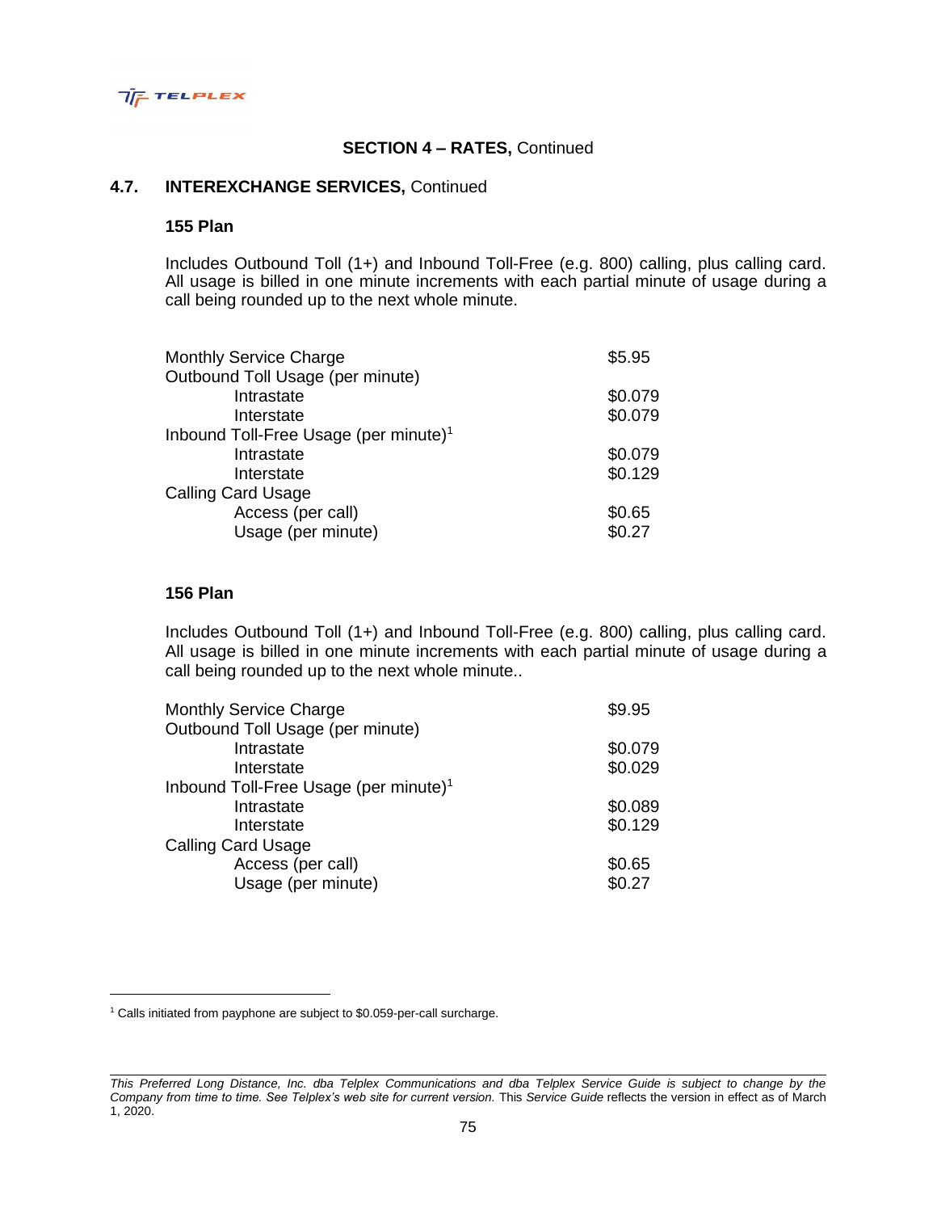## SECTION 4 – RATES, Continued

### 4.7. INTEREXCHANGE SERVICES, Continued

**155 Plan**

Includes Outbound Toll (1+) and Inbound Toll-Free (e.g. 800) calling, plus calling card. All usage is billed in one minute increments with each partial minute of usage during a call being rounded up to the next whole minute.

| | |
|---|---|
| Monthly Service Charge | $5.95 |
| Outbound Toll Usage (per minute) | |
| Intrastate | $0.079 |
| Interstate | $0.079 |
| Inbound Toll-Free Usage (per minute)[1] | |
| Intrastate | $0.079 |
| Interstate | $0.129 |
| Calling Card Usage | |
| Access (per call) | $0.65 |
| Usage (per minute) | $0.27 |

**156 Plan**

Includes Outbound Toll (1+) and Inbound Toll-Free (e.g. 800) calling, plus calling card. All usage is billed in one minute increments with each partial minute of usage during a call being rounded up to the next whole minute..

| | |
|---|---|
| Monthly Service Charge | $9.95 |
| Outbound Toll Usage (per minute) | |
| Intrastate | $0.079 |
| Interstate | $0.029 |
| Inbound Toll-Free Usage (per minute)[1] | |
| Intrastate | $0.089 |
| Interstate | $0.129 |
| Calling Card Usage | |
| Access (per call) | $0.65 |
| Usage (per minute) | $0.27 |

[1] Calls initiated from payphone are subject to $0.059-per-call surcharge.

*This Preferred Long Distance, Inc. dba Telplex Communications and dba Telplex Service Guide is subject to change by the Company from time to time. See Telplex's web site for current version.* This *Service Guide* reflects the version in effect as of March 1, 2020.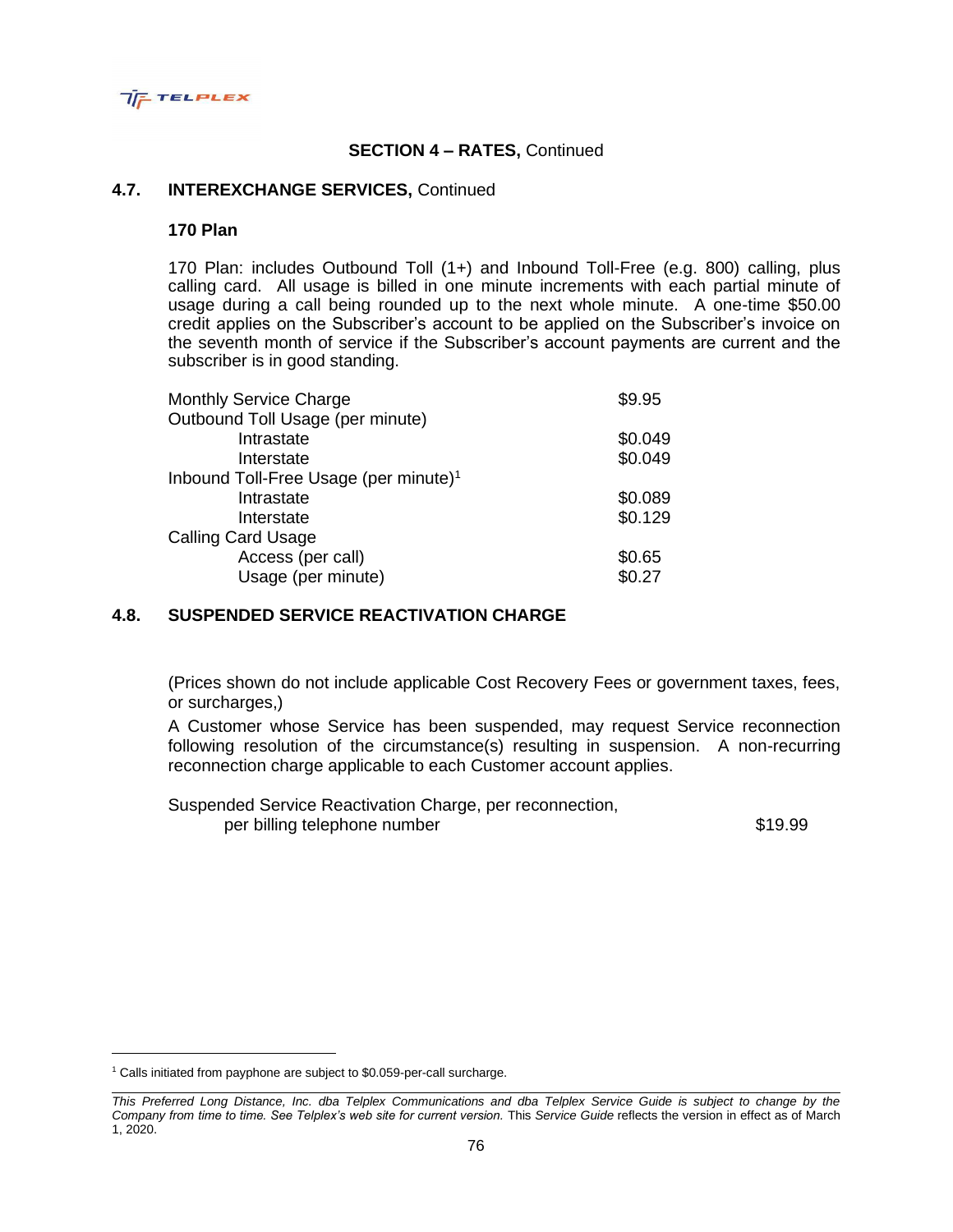## SECTION 4 – RATES, Continued

### 4.7. INTEREXCHANGE SERVICES, Continued

**170 Plan**

170 Plan: includes Outbound Toll (1+) and Inbound Toll-Free (e.g. 800) calling, plus calling card. All usage is billed in one minute increments with each partial minute of usage during a call being rounded up to the next whole minute. A one-time $50.00 credit applies on the Subscriber's account to be applied on the Subscriber's invoice on the seventh month of service if the Subscriber's account payments are current and the subscriber is in good standing.

| | |
|---|---|
| Monthly Service Charge | $9.95 |
| Outbound Toll Usage (per minute) | |
| Intrastate | $0.049 |
| Interstate | $0.049 |
| Inbound Toll-Free Usage (per minute)[1] | |
| Intrastate | $0.089 |
| Interstate | $0.129 |
| Calling Card Usage | |
| Access (per call) | $0.65 |
| Usage (per minute) | $0.27 |

### 4.8. SUSPENDED SERVICE REACTIVATION CHARGE

(Prices shown do not include applicable Cost Recovery Fees or government taxes, fees, or surcharges,)

A Customer whose Service has been suspended, may request Service reconnection following resolution of the circumstance(s) resulting in suspension. A non-recurring reconnection charge applicable to each Customer account applies.

| | |
|---|---|
| Suspended Service Reactivation Charge, per reconnection, per billing telephone number | $19.99 |

[1] Calls initiated from payphone are subject to $0.059-per-call surcharge.

*This Preferred Long Distance, Inc. dba Telplex Communications and dba Telplex Service Guide is subject to change by the Company from time to time. See Telplex's web site for current version.* This *Service Guide* reflects the version in effect as of March 1, 2020.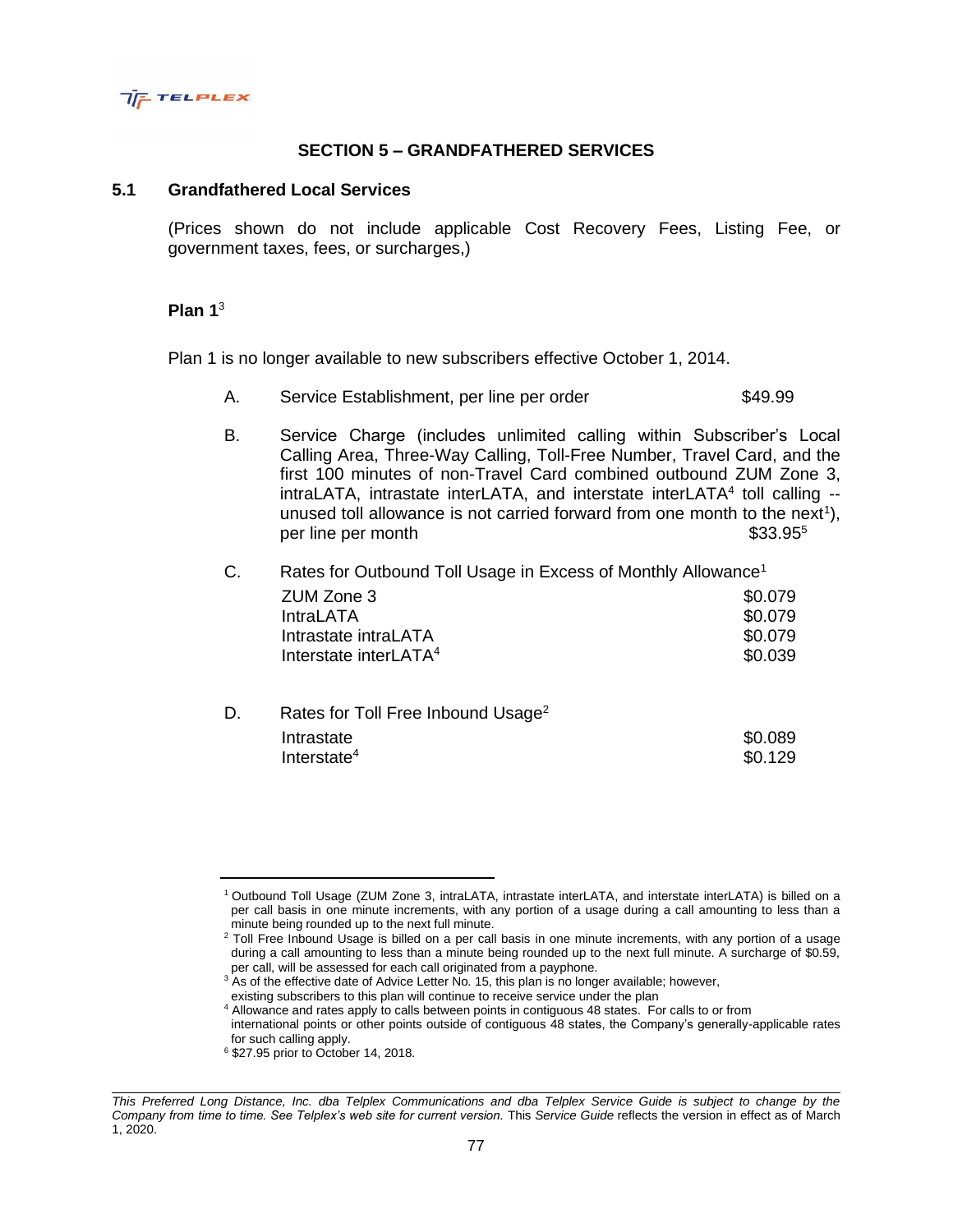## SECTION 5 – GRANDFATHERED SERVICES

### 5.1 Grandfathered Local Services

(Prices shown do not include applicable Cost Recovery Fees, Listing Fee, or government taxes, fees, or surcharges,)

**Plan 1**[3]

Plan 1 is no longer available to new subscribers effective October 1, 2014.

A. Service Establishment, per line per order — $49.99

B. Service Charge (includes unlimited calling within Subscriber's Local Calling Area, Three-Way Calling, Toll-Free Number, Travel Card, and the first 100 minutes of non-Travel Card combined outbound ZUM Zone 3, intraLATA, intrastate interLATA, and interstate interLATA[4] toll calling -- unused toll allowance is not carried forward from one month to the next[1]), per line per month — $33.95[5]

C. Rates for Outbound Toll Usage in Excess of Monthly Allowance[1]

| | |
|---|---|
| ZUM Zone 3 | $0.079 |
| IntraLATA | $0.079 |
| Intrastate intraLATA | $0.079 |
| Interstate interLATA[4] | $0.039 |

D. Rates for Toll Free Inbound Usage[2]

| | |
|---|---|
| Intrastate | $0.089 |
| Interstate[4] | $0.129 |

---

[1] Outbound Toll Usage (ZUM Zone 3, intraLATA, intrastate interLATA, and interstate interLATA) is billed on a per call basis in one minute increments, with any portion of a usage during a call amounting to less than a minute being rounded up to the next full minute.

[2] Toll Free Inbound Usage is billed on a per call basis in one minute increments, with any portion of a usage during a call amounting to less than a minute being rounded up to the next full minute. A surcharge of $0.59, per call, will be assessed for each call originated from a payphone.

[3] As of the effective date of Advice Letter No. 15, this plan is no longer available; however, existing subscribers to this plan will continue to receive service under the plan

[4] Allowance and rates apply to calls between points in contiguous 48 states. For calls to or from international points or other points outside of contiguous 48 states, the Company's generally-applicable rates for such calling apply.

[6] $27.95 prior to October 14, 2018.

*This Preferred Long Distance, Inc. dba Telplex Communications and dba Telplex Service Guide is subject to change by the Company from time to time. See Telplex's web site for current version.* This *Service Guide* reflects the version in effect as of March 1, 2020.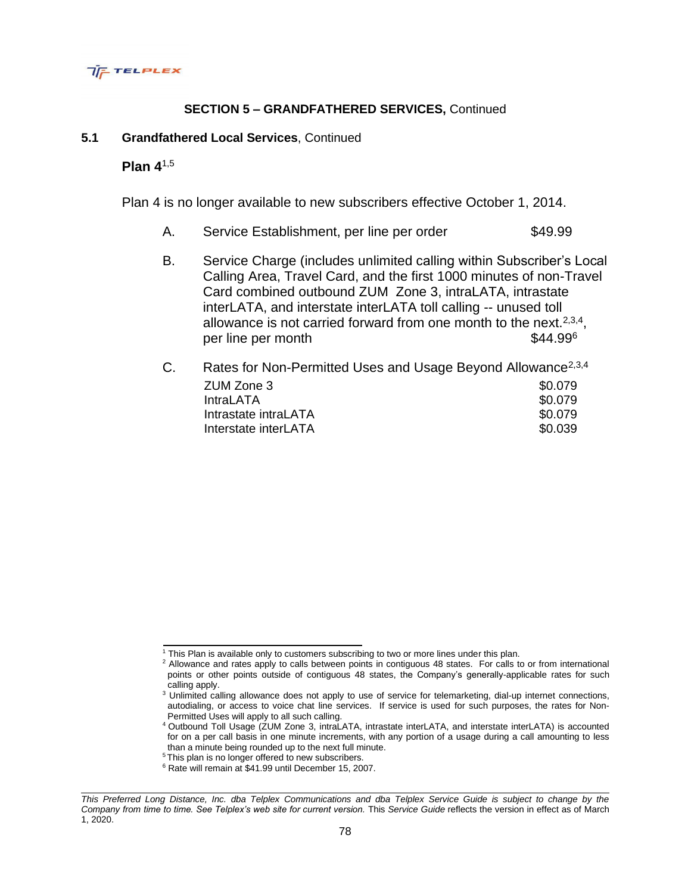## SECTION 5 – GRANDFATHERED SERVICES, Continued

### 5.1 Grandfathered Local Services, Continued

**Plan 4**[1,5]

Plan 4 is no longer available to new subscribers effective October 1, 2014.

A. Service Establishment, per line per order $49.99

B. Service Charge (includes unlimited calling within Subscriber's Local Calling Area, Travel Card, and the first 1000 minutes of non-Travel Card combined outbound ZUM Zone 3, intraLATA, intrastate interLATA, and interstate interLATA toll calling -- unused toll allowance is not carried forward from one month to the next.[2,3,4], per line per month $44.99[6]

C. Rates for Non-Permitted Uses and Usage Beyond Allowance[2,3,4]

| | |
|---|---|
| ZUM Zone 3 | $0.079 |
| IntraLATA | $0.079 |
| Intrastate intraLATA | $0.079 |
| Interstate interLATA | $0.039 |

---

[1] This Plan is available only to customers subscribing to two or more lines under this plan.

[2] Allowance and rates apply to calls between points in contiguous 48 states. For calls to or from international points or other points outside of contiguous 48 states, the Company's generally-applicable rates for such calling apply.

[3] Unlimited calling allowance does not apply to use of service for telemarketing, dial-up internet connections, autodialing, or access to voice chat line services. If service is used for such purposes, the rates for Non-Permitted Uses will apply to all such calling.

[4] Outbound Toll Usage (ZUM Zone 3, intraLATA, intrastate interLATA, and interstate interLATA) is accounted for on a per call basis in one minute increments, with any portion of a usage during a call amounting to less than a minute being rounded up to the next full minute.

[5] This plan is no longer offered to new subscribers.

[6] Rate will remain at $41.99 until December 15, 2007.

*This Preferred Long Distance, Inc. dba Telplex Communications and dba Telplex Service Guide is subject to change by the Company from time to time. See Telplex's web site for current version.* This *Service Guide* reflects the version in effect as of March 1, 2020.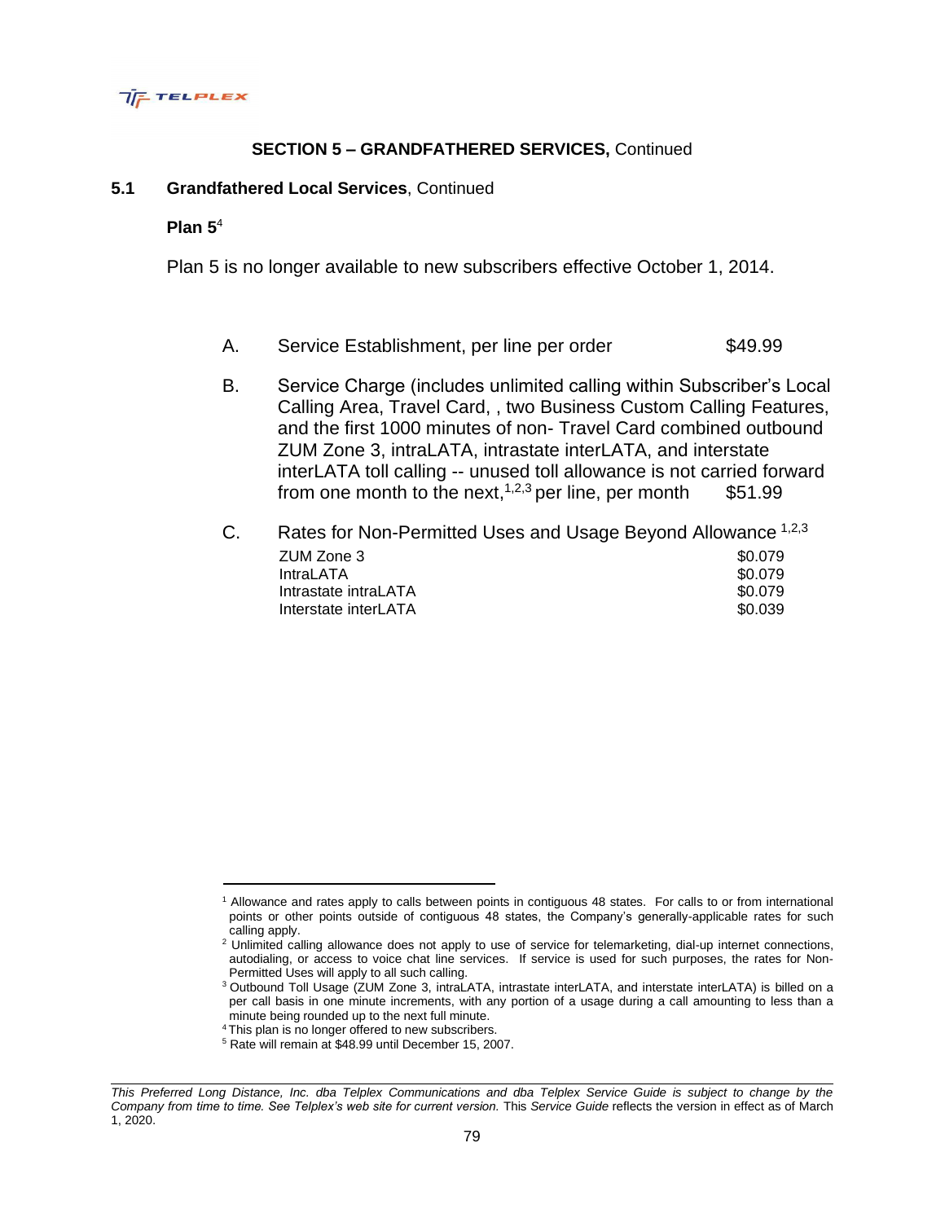## SECTION 5 – GRANDFATHERED SERVICES, Continued

### 5.1 Grandfathered Local Services, Continued

**Plan 5**[4]

Plan 5 is no longer available to new subscribers effective October 1, 2014.

A. Service Establishment, per line per order $49.99

B. Service Charge (includes unlimited calling within Subscriber's Local Calling Area, Travel Card, , two Business Custom Calling Features, and the first 1000 minutes of non- Travel Card combined outbound ZUM Zone 3, intraLATA, intrastate interLATA, and interstate interLATA toll calling -- unused toll allowance is not carried forward from one month to the next,[1,2,3] per line, per month $51.99

C. Rates for Non-Permitted Uses and Usage Beyond Allowance [1,2,3]

| | |
|---|---|
| ZUM Zone 3 | $0.079 |
| IntraLATA | $0.079 |
| Intrastate intraLATA | $0.079 |
| Interstate interLATA | $0.039 |

---

[1] Allowance and rates apply to calls between points in contiguous 48 states. For calls to or from international points or other points outside of contiguous 48 states, the Company's generally-applicable rates for such calling apply.

[2] Unlimited calling allowance does not apply to use of service for telemarketing, dial-up internet connections, autodialing, or access to voice chat line services. If service is used for such purposes, the rates for Non-Permitted Uses will apply to all such calling.

[3] Outbound Toll Usage (ZUM Zone 3, intraLATA, intrastate interLATA, and interstate interLATA) is billed on a per call basis in one minute increments, with any portion of a usage during a call amounting to less than a minute being rounded up to the next full minute.

[4] This plan is no longer offered to new subscribers.

[5] Rate will remain at $48.99 until December 15, 2007.

*This Preferred Long Distance, Inc. dba Telplex Communications and dba Telplex Service Guide is subject to change by the Company from time to time. See Telplex's web site for current version.* This *Service Guide* reflects the version in effect as of March 1, 2020.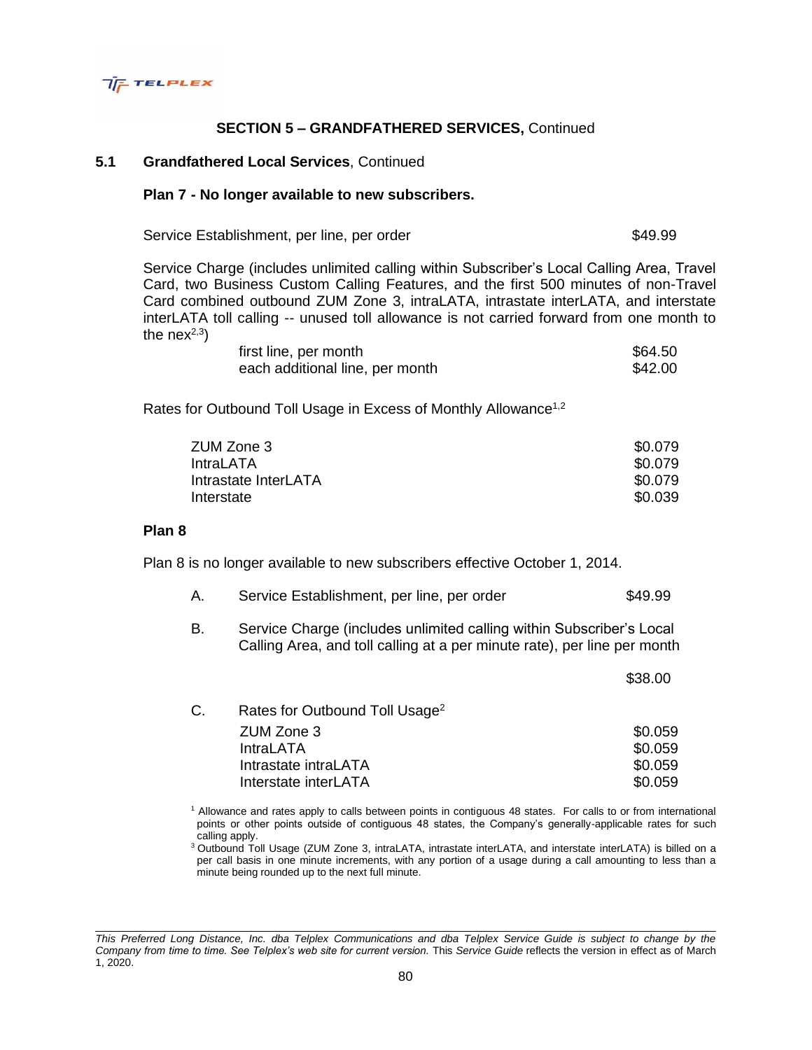## SECTION 5 – GRANDFATHERED SERVICES, Continued

### 5.1 Grandfathered Local Services, Continued

**Plan 7 - No longer available to new subscribers.**

| | |
|---|---|
| Service Establishment, per line, per order | $49.99 |

Service Charge (includes unlimited calling within Subscriber's Local Calling Area, Travel Card, two Business Custom Calling Features, and the first 500 minutes of non-Travel Card combined outbound ZUM Zone 3, intraLATA, intrastate interLATA, and interstate interLATA toll calling -- unused toll allowance is not carried forward from one month to the nex[2,3])

| | |
|---|---|
| first line, per month | $64.50 |
| each additional line, per month | $42.00 |

Rates for Outbound Toll Usage in Excess of Monthly Allowance[1,2]

| | |
|---|---|
| ZUM Zone 3 | $0.079 |
| IntraLATA | $0.079 |
| Intrastate InterLATA | $0.079 |
| Interstate | $0.039 |

**Plan 8**

Plan 8 is no longer available to new subscribers effective October 1, 2014.

A. Service Establishment, per line, per order — $49.99

B. Service Charge (includes unlimited calling within Subscriber's Local Calling Area, and toll calling at a per minute rate), per line per month — $38.00

C. Rates for Outbound Toll Usage[2]

| | |
|---|---|
| ZUM Zone 3 | $0.059 |
| IntraLATA | $0.059 |
| Intrastate intraLATA | $0.059 |
| Interstate interLATA | $0.059 |

[1] Allowance and rates apply to calls between points in contiguous 48 states. For calls to or from international points or other points outside of contiguous 48 states, the Company's generally-applicable rates for such calling apply.

[3] Outbound Toll Usage (ZUM Zone 3, intraLATA, intrastate interLATA, and interstate interLATA) is billed on a per call basis in one minute increments, with any portion of a usage during a call amounting to less than a minute being rounded up to the next full minute.

*This Preferred Long Distance, Inc. dba Telplex Communications and dba Telplex Service Guide is subject to change by the Company from time to time. See Telplex's web site for current version.* This *Service Guide* reflects the version in effect as of March 1, 2020.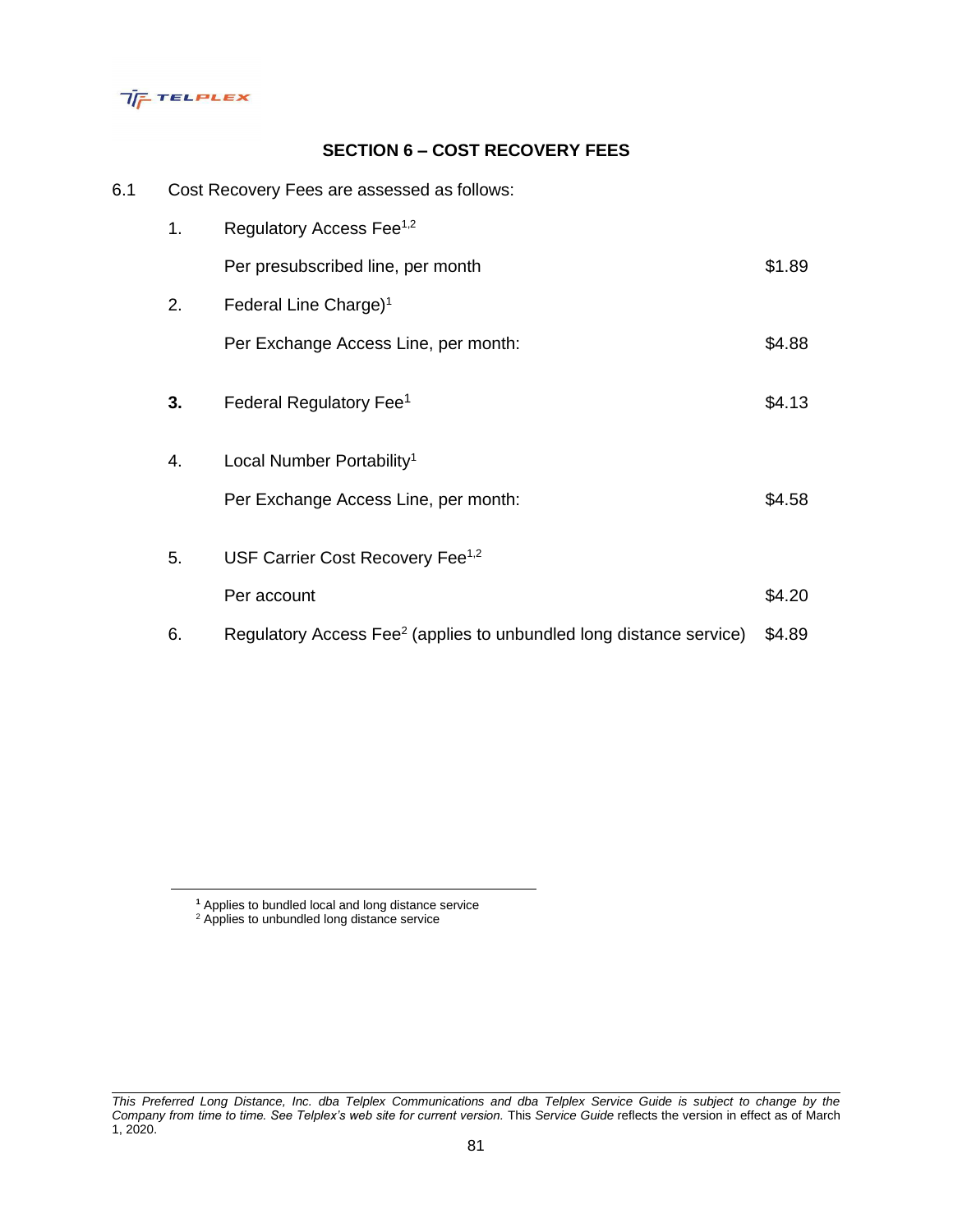## SECTION 6 – COST RECOVERY FEES

6.1 Cost Recovery Fees are assessed as follows:

| | | |
|---|---|---|
| 1. | Regulatory Access Fee[1,2] | |
| | Per presubscribed line, per month | $1.89 |
| 2. | Federal Line Charge)[1] | |
| | Per Exchange Access Line, per month: | $4.88 |
| **3.** | Federal Regulatory Fee[1] | $4.13 |
| 4. | Local Number Portability[1] | |
| | Per Exchange Access Line, per month: | $4.58 |
| 5. | USF Carrier Cost Recovery Fee[1,2] | |
| | Per account | $4.20 |
| 6. | Regulatory Access Fee[2] (applies to unbundled long distance service) | $4.89 |

---

[1] Applies to bundled local and long distance service
[2] Applies to unbundled long distance service

*This Preferred Long Distance, Inc. dba Telplex Communications and dba Telplex Service Guide is subject to change by the Company from time to time. See Telplex's web site for current version.* This *Service Guide* reflects the version in effect as of March 1, 2020.